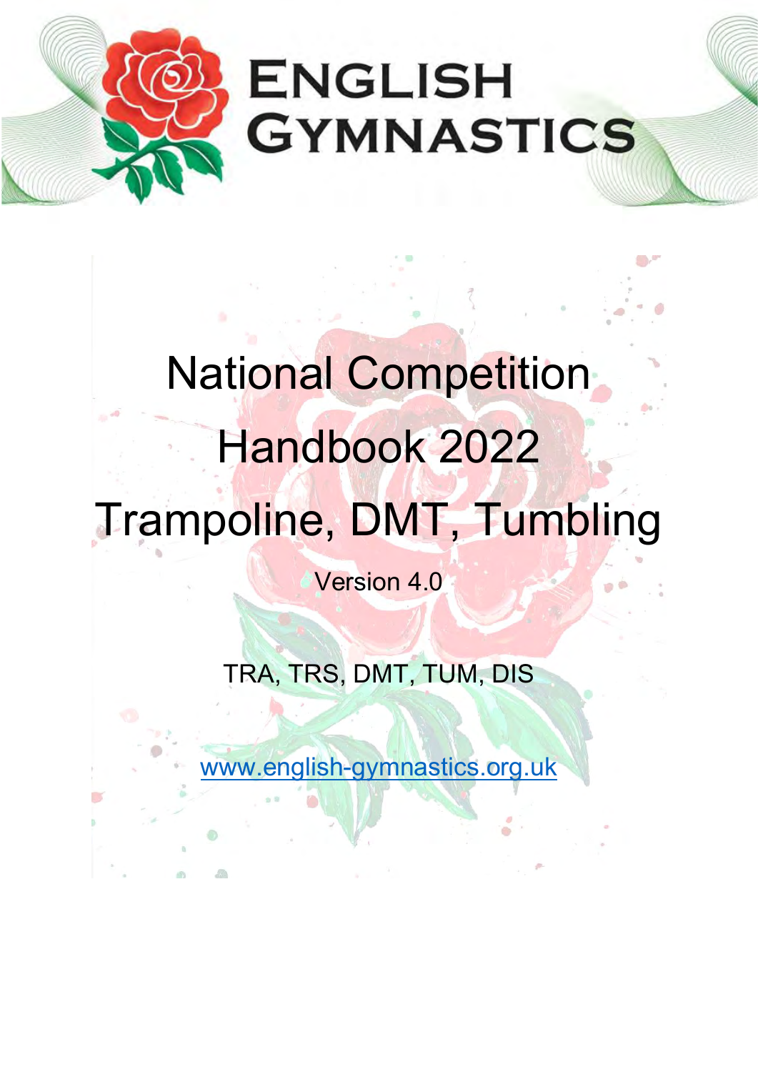ENGLISH GYMNASTICS

# National Competition Handbook 2022

# Trampoline, DMT, Tumbling

Version 4.0

TRA, TRS, DMT, TUM, DIS

www.english-gymnastics.org.uk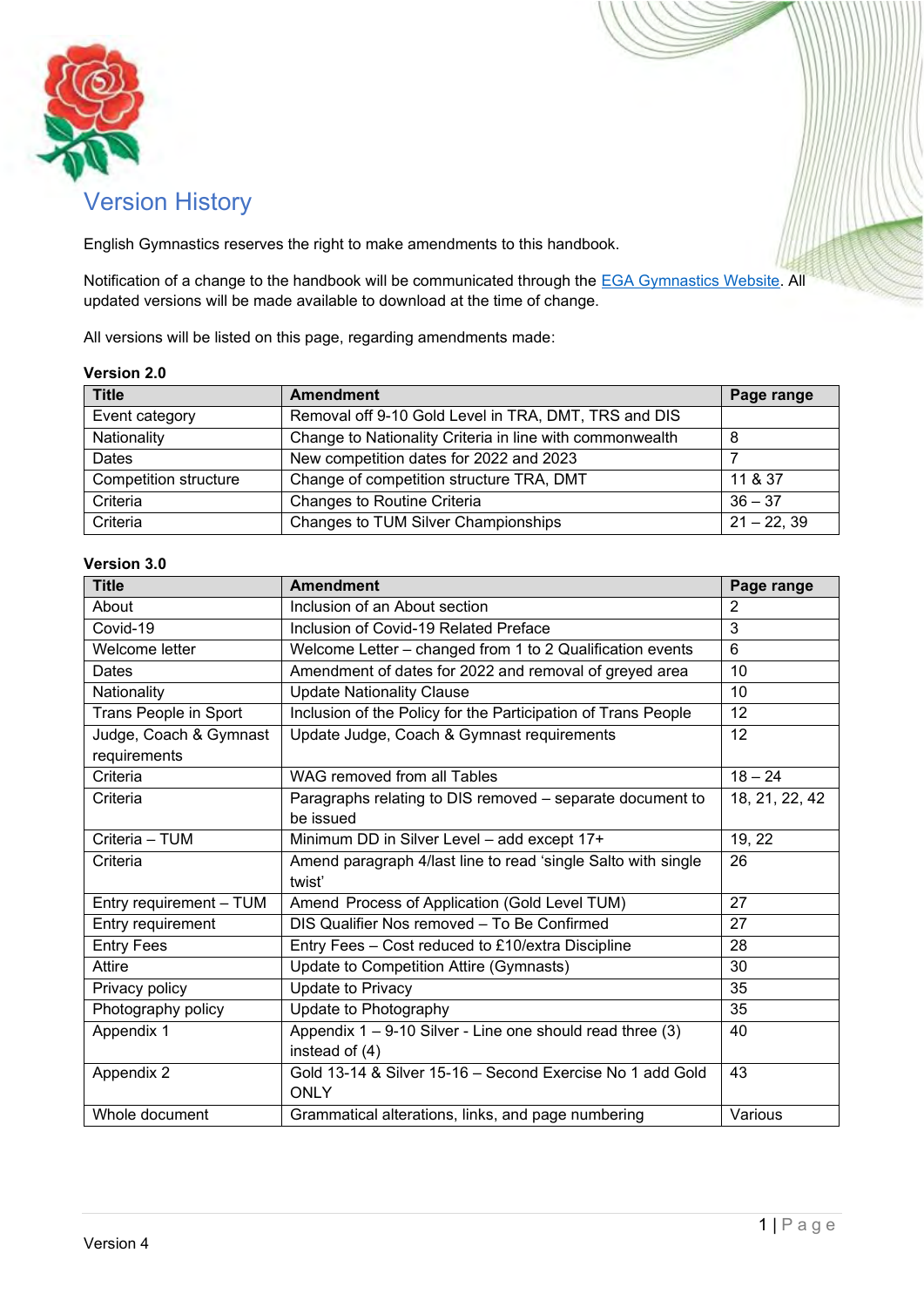# Version History

English Gymnastics reserves the right to make amendments to this handbook.

Notification of a change to the handbook will be communicated through the EGA Gymnastics Website. All updated versions will be made available to download at the time of change.

All versions will be listed on this page, regarding amendments made:

**Version 2.0**

| Title | Amendment | Page range |
|---|---|---|
| Event category | Removal off 9-10 Gold Level in TRA, DMT, TRS and DIS | |
| Nationality | Change to Nationality Criteria in line with commonwealth | 8 |
| Dates | New competition dates for 2022 and 2023 | 7 |
| Competition structure | Change of competition structure TRA, DMT | 11 & 37 |
| Criteria | Changes to Routine Criteria | 36 – 37 |
| Criteria | Changes to TUM Silver Championships | 21 – 22, 39 |

**Version 3.0**

| Title | Amendment | Page range |
|---|---|---|
| About | Inclusion of an About section | 2 |
| Covid-19 | Inclusion of Covid-19 Related Preface | 3 |
| Welcome letter | Welcome Letter – changed from 1 to 2 Qualification events | 6 |
| Dates | Amendment of dates for 2022 and removal of greyed area | 10 |
| Nationality | Update Nationality Clause | 10 |
| Trans People in Sport | Inclusion of the Policy for the Participation of Trans People | 12 |
| Judge, Coach & Gymnast requirements | Update Judge, Coach & Gymnast requirements | 12 |
| Criteria | WAG removed from all Tables | 18 – 24 |
| Criteria | Paragraphs relating to DIS removed – separate document to be issued | 18, 21, 22, 42 |
| Criteria – TUM | Minimum DD in Silver Level – add except 17+ | 19, 22 |
| Criteria | Amend paragraph 4/last line to read 'single Salto with single twist' | 26 |
| Entry requirement – TUM | Amend Process of Application (Gold Level TUM) | 27 |
| Entry requirement | DIS Qualifier Nos removed – To Be Confirmed | 27 |
| Entry Fees | Entry Fees – Cost reduced to £10/extra Discipline | 28 |
| Attire | Update to Competition Attire (Gymnasts) | 30 |
| Privacy policy | Update to Privacy | 35 |
| Photography policy | Update to Photography | 35 |
| Appendix 1 | Appendix 1 – 9-10 Silver - Line one should read three (3) instead of (4) | 40 |
| Appendix 2 | Gold 13-14 & Silver 15-16 – Second Exercise No 1 add Gold ONLY | 43 |
| Whole document | Grammatical alterations, links, and page numbering | Various |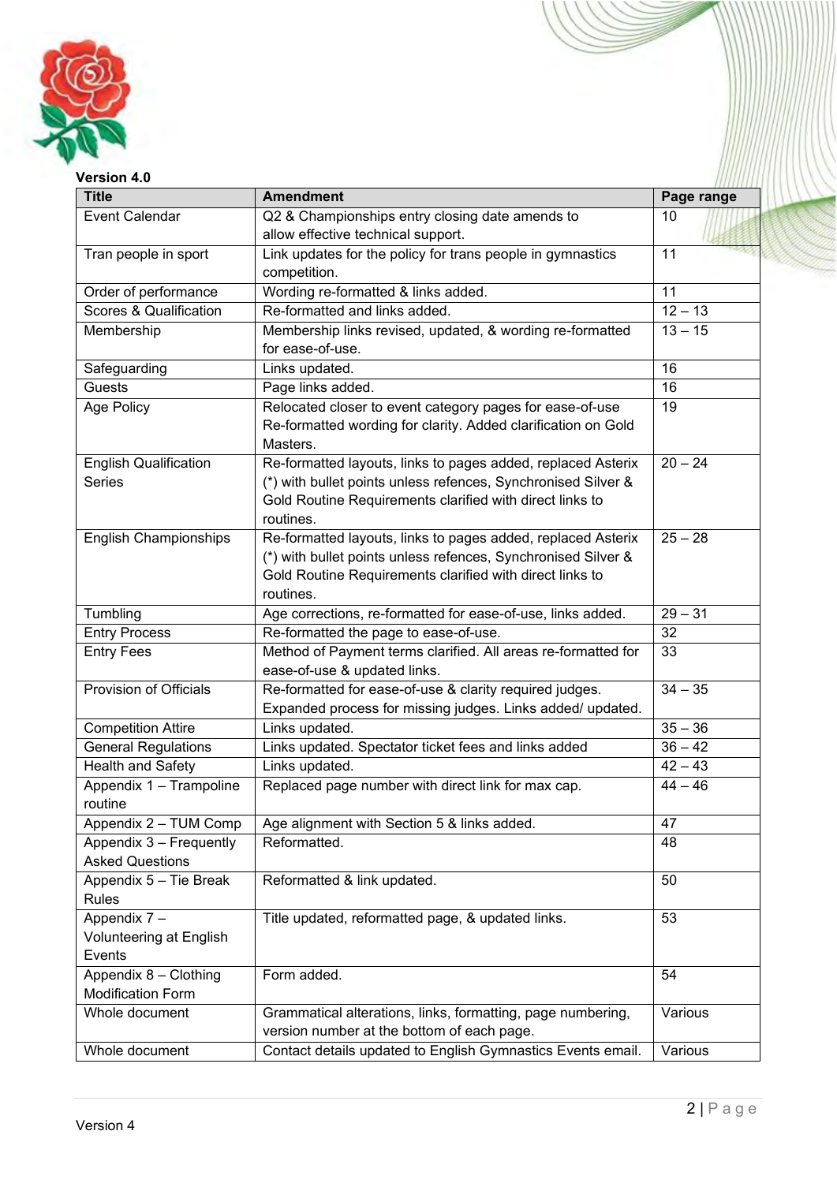**Version 4.0**

| Title | Amendment | Page range |
|---|---|---|
| Event Calendar | Q2 & Championships entry closing date amends to allow effective technical support. | 10 |
| Tran people in sport | Link updates for the policy for trans people in gymnastics competition. | 11 |
| Order of performance | Wording re-formatted & links added. | 11 |
| Scores & Qualification | Re-formatted and links added. | 12 – 13 |
| Membership | Membership links revised, updated, & wording re-formatted for ease-of-use. | 13 – 15 |
| Safeguarding | Links updated. | 16 |
| Guests | Page links added. | 16 |
| Age Policy | Relocated closer to event category pages for ease-of-use Re-formatted wording for clarity. Added clarification on Gold Masters. | 19 |
| English Qualification Series | Re-formatted layouts, links to pages added, replaced Asterix (*) with bullet points unless refences, Synchronised Silver & Gold Routine Requirements clarified with direct links to routines. | 20 – 24 |
| English Championships | Re-formatted layouts, links to pages added, replaced Asterix (*) with bullet points unless refences, Synchronised Silver & Gold Routine Requirements clarified with direct links to routines. | 25 – 28 |
| Tumbling | Age corrections, re-formatted for ease-of-use, links added. | 29 – 31 |
| Entry Process | Re-formatted the page to ease-of-use. | 32 |
| Entry Fees | Method of Payment terms clarified. All areas re-formatted for ease-of-use & updated links. | 33 |
| Provision of Officials | Re-formatted for ease-of-use & clarity required judges. Expanded process for missing judges. Links added/ updated. | 34 – 35 |
| Competition Attire | Links updated. | 35 – 36 |
| General Regulations | Links updated. Spectator ticket fees and links added | 36 – 42 |
| Health and Safety | Links updated. | 42 – 43 |
| Appendix 1 – Trampoline routine | Replaced page number with direct link for max cap. | 44 – 46 |
| Appendix 2 – TUM Comp | Age alignment with Section 5 & links added. | 47 |
| Appendix 3 – Frequently Asked Questions | Reformatted. | 48 |
| Appendix 5 – Tie Break Rules | Reformatted & link updated. | 50 |
| Appendix 7 – Volunteering at English Events | Title updated, reformatted page, & updated links. | 53 |
| Appendix 8 – Clothing Modification Form | Form added. | 54 |
| Whole document | Grammatical alterations, links, formatting, page numbering, version number at the bottom of each page. | Various |
| Whole document | Contact details updated to English Gymnastics Events email. | Various |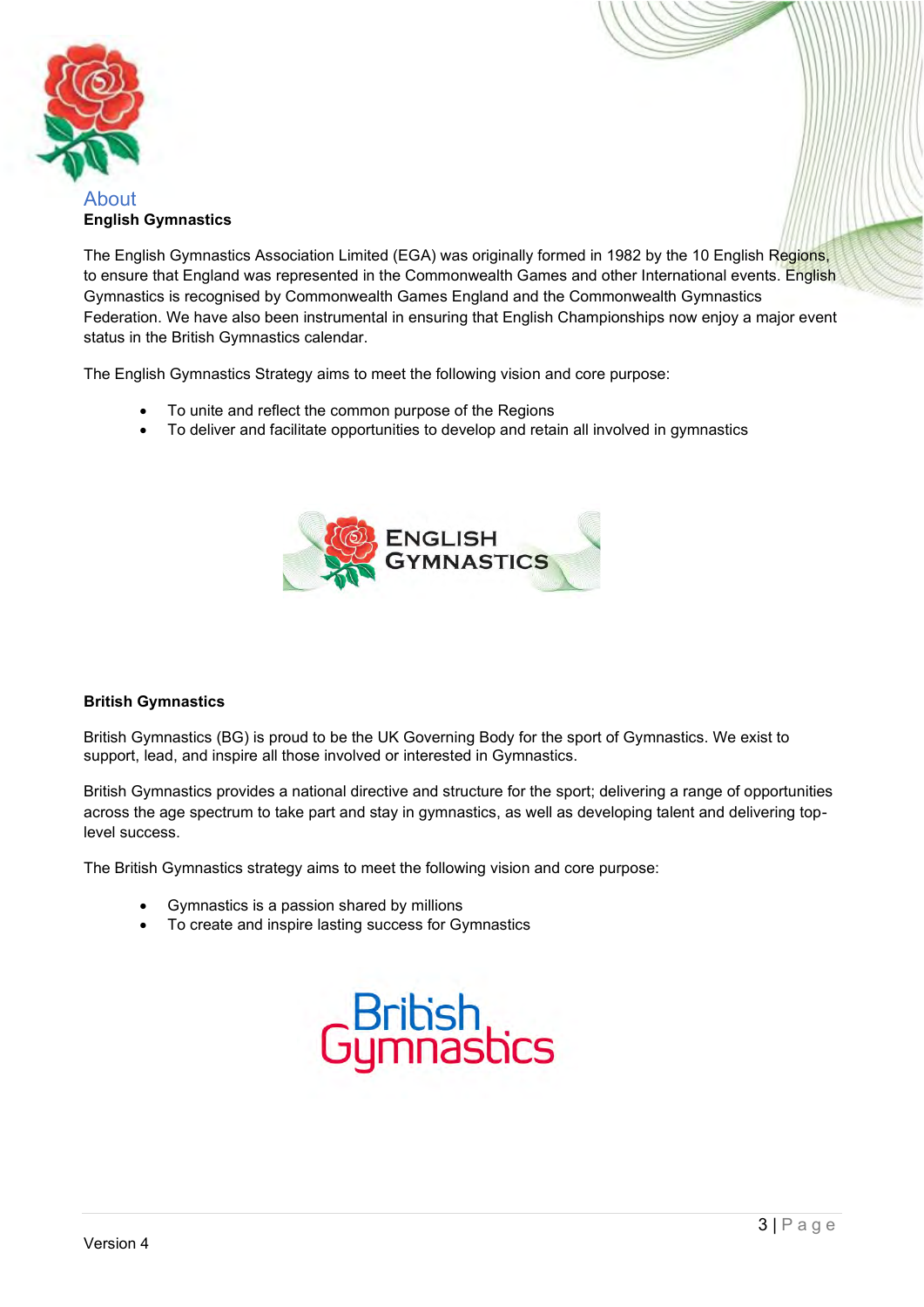# About

## English Gymnastics

The English Gymnastics Association Limited (EGA) was originally formed in 1982 by the 10 English Regions, to ensure that England was represented in the Commonwealth Games and other International events. English Gymnastics is recognised by Commonwealth Games England and the Commonwealth Gymnastics Federation. We have also been instrumental in ensuring that English Championships now enjoy a major event status in the British Gymnastics calendar.

The English Gymnastics Strategy aims to meet the following vision and core purpose:

- To unite and reflect the common purpose of the Regions
- To deliver and facilitate opportunities to develop and retain all involved in gymnastics

## British Gymnastics

British Gymnastics (BG) is proud to be the UK Governing Body for the sport of Gymnastics. We exist to support, lead, and inspire all those involved or interested in Gymnastics.

British Gymnastics provides a national directive and structure for the sport; delivering a range of opportunities across the age spectrum to take part and stay in gymnastics, as well as developing talent and delivering top-level success.

The British Gymnastics strategy aims to meet the following vision and core purpose:

- Gymnastics is a passion shared by millions
- To create and inspire lasting success for Gymnastics

Version 4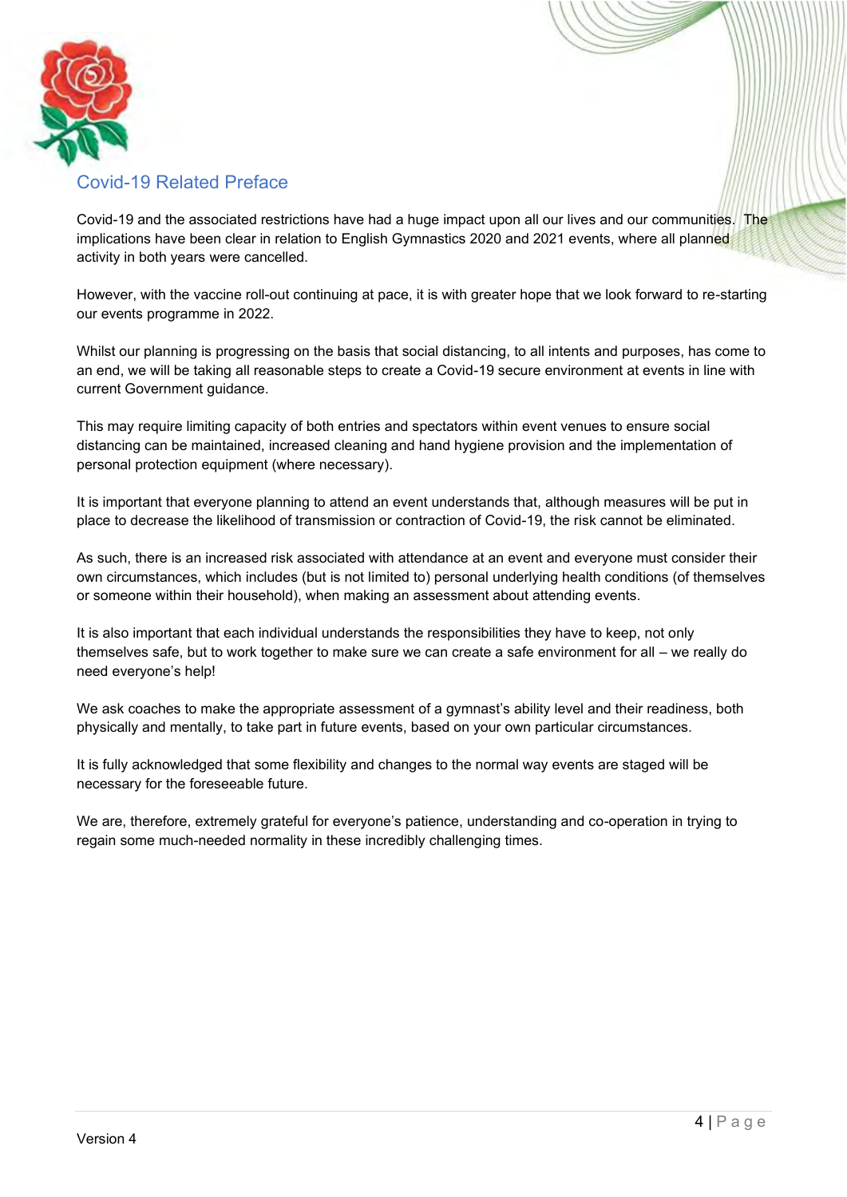## Covid-19 Related Preface

Covid-19 and the associated restrictions have had a huge impact upon all our lives and our communities. The implications have been clear in relation to English Gymnastics 2020 and 2021 events, where all planned activity in both years were cancelled.

However, with the vaccine roll-out continuing at pace, it is with greater hope that we look forward to re-starting our events programme in 2022.

Whilst our planning is progressing on the basis that social distancing, to all intents and purposes, has come to an end, we will be taking all reasonable steps to create a Covid-19 secure environment at events in line with current Government guidance.

This may require limiting capacity of both entries and spectators within event venues to ensure social distancing can be maintained, increased cleaning and hand hygiene provision and the implementation of personal protection equipment (where necessary).

It is important that everyone planning to attend an event understands that, although measures will be put in place to decrease the likelihood of transmission or contraction of Covid-19, the risk cannot be eliminated.

As such, there is an increased risk associated with attendance at an event and everyone must consider their own circumstances, which includes (but is not limited to) personal underlying health conditions (of themselves or someone within their household), when making an assessment about attending events.

It is also important that each individual understands the responsibilities they have to keep, not only themselves safe, but to work together to make sure we can create a safe environment for all – we really do need everyone's help!

We ask coaches to make the appropriate assessment of a gymnast's ability level and their readiness, both physically and mentally, to take part in future events, based on your own particular circumstances.

It is fully acknowledged that some flexibility and changes to the normal way events are staged will be necessary for the foreseeable future.

We are, therefore, extremely grateful for everyone's patience, understanding and co-operation in trying to regain some much-needed normality in these incredibly challenging times.

Version 4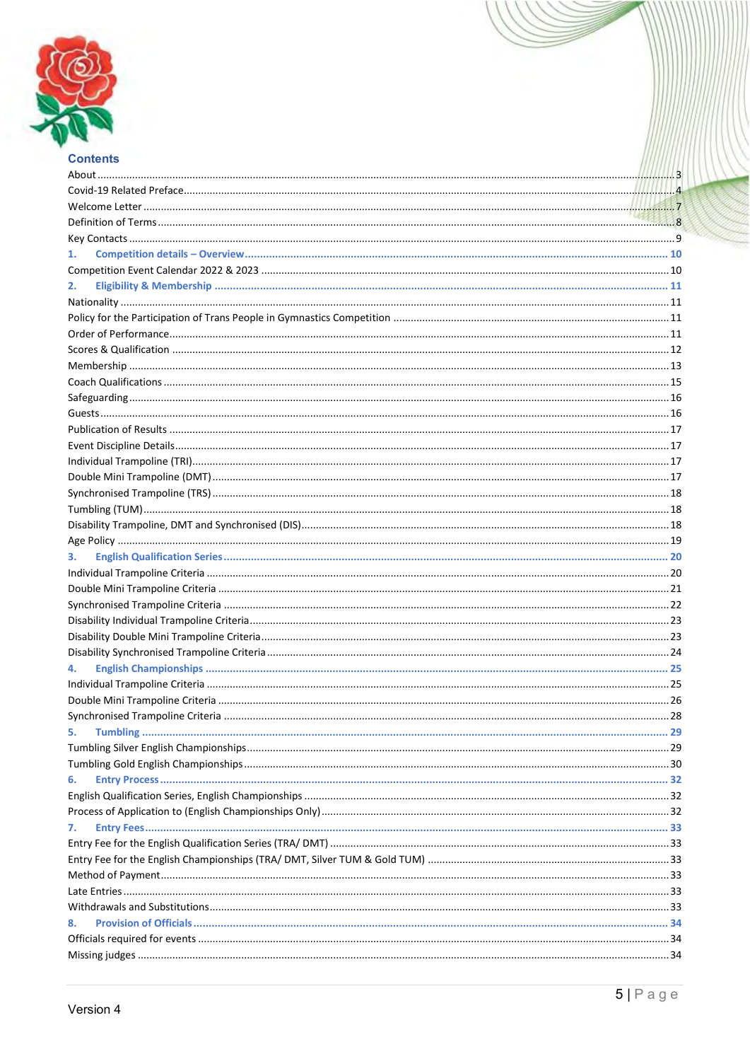## Contents

About ........................................ 3
Covid-19 Related Preface ........................................ 4
Welcome Letter ........................................ 7
Definition of Terms ........................................ 8
Key Contacts ........................................ 9

**1. Competition details – Overview ........................................ 10**

Competition Event Calendar 2022 & 2023 ........................................ 10

**2. Eligibility & Membership ........................................ 11**

Nationality ........................................ 11
Policy for the Participation of Trans People in Gymnastics Competition ........................................ 11
Order of Performance ........................................ 11
Scores & Qualification ........................................ 12
Membership ........................................ 13
Coach Qualifications ........................................ 15
Safeguarding ........................................ 16
Guests ........................................ 16
Publication of Results ........................................ 17
Event Discipline Details ........................................ 17
Individual Trampoline (TRI) ........................................ 17
Double Mini Trampoline (DMT) ........................................ 17
Synchronised Trampoline (TRS) ........................................ 18
Tumbling (TUM) ........................................ 18
Disability Trampoline, DMT and Synchronised (DIS) ........................................ 18
Age Policy ........................................ 19

**3. English Qualification Series ........................................ 20**

Individual Trampoline Criteria ........................................ 20
Double Mini Trampoline Criteria ........................................ 21
Synchronised Trampoline Criteria ........................................ 22
Disability Individual Trampoline Criteria ........................................ 23
Disability Double Mini Trampoline Criteria ........................................ 23
Disability Synchronised Trampoline Criteria ........................................ 24

**4. English Championships ........................................ 25**

Individual Trampoline Criteria ........................................ 25
Double Mini Trampoline Criteria ........................................ 26
Synchronised Trampoline Criteria ........................................ 28

**5. Tumbling ........................................ 29**

Tumbling Silver English Championships ........................................ 29
Tumbling Gold English Championships ........................................ 30

**6. Entry Process ........................................ 32**

English Qualification Series, English Championships ........................................ 32
Process of Application to (English Championships Only) ........................................ 32

**7. Entry Fees ........................................ 33**

Entry Fee for the English Qualification Series (TRA/ DMT) ........................................ 33
Entry Fee for the English Championships (TRA/ DMT, Silver TUM & Gold TUM) ........................................ 33
Method of Payment ........................................ 33
Late Entries ........................................ 33
Withdrawals and Substitutions ........................................ 33

**8. Provision of Officials ........................................ 34**

Officials required for events ........................................ 34
Missing judges ........................................ 34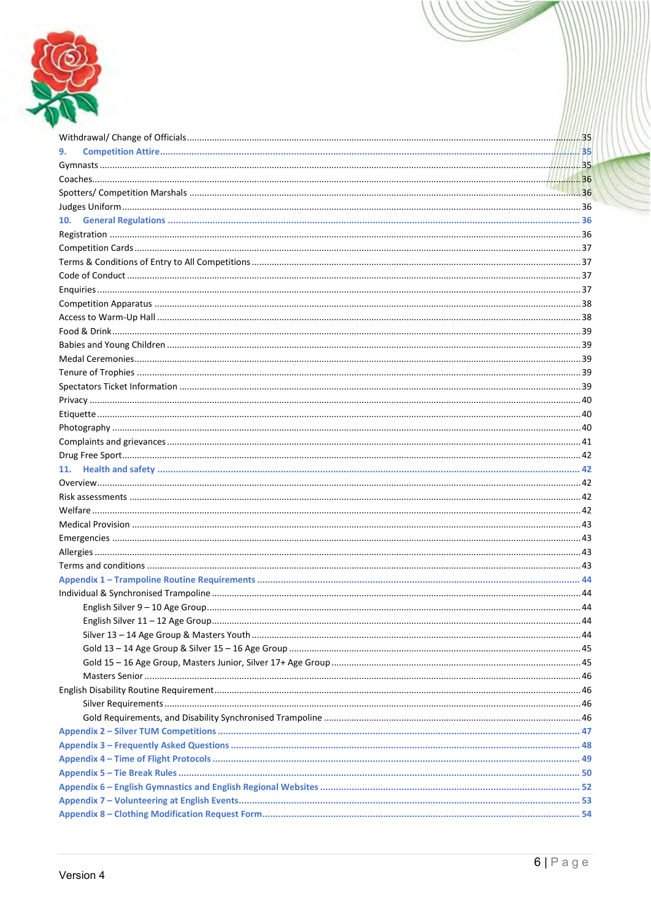Withdrawal/ Change of Officials ........................................................................................................................................ 35

**9. Competition Attire** ........................................................................................................................................ 35

Gymnasts ........................................................................................................................................ 35

Coaches ........................................................................................................................................ 36

Spotters/ Competition Marshals ........................................................................................................................................ 36

Judges Uniform ........................................................................................................................................ 36

**10. General Regulations** ........................................................................................................................................ 36

Registration ........................................................................................................................................ 36

Competition Cards ........................................................................................................................................ 37

Terms & Conditions of Entry to All Competitions ........................................................................................................................................ 37

Code of Conduct ........................................................................................................................................ 37

Enquiries ........................................................................................................................................ 37

Competition Apparatus ........................................................................................................................................ 38

Access to Warm-Up Hall ........................................................................................................................................ 38

Food & Drink ........................................................................................................................................ 39

Babies and Young Children ........................................................................................................................................ 39

Medal Ceremonies ........................................................................................................................................ 39

Tenure of Trophies ........................................................................................................................................ 39

Spectators Ticket Information ........................................................................................................................................ 39

Privacy ........................................................................................................................................ 40

Etiquette ........................................................................................................................................ 40

Photography ........................................................................................................................................ 40

Complaints and grievances ........................................................................................................................................ 41

Drug Free Sport ........................................................................................................................................ 42

**11. Health and safety** ........................................................................................................................................ 42

Overview ........................................................................................................................................ 42

Risk assessments ........................................................................................................................................ 42

Welfare ........................................................................................................................................ 42

Medical Provision ........................................................................................................................................ 43

Emergencies ........................................................................................................................................ 43

Allergies ........................................................................................................................................ 43

Terms and conditions ........................................................................................................................................ 43

**Appendix 1 – Trampoline Routine Requirements** ........................................................................................................................................ 44

Individual & Synchronised Trampoline ........................................................................................................................................ 44

- English Silver 9 – 10 Age Group ........................................................................................................................................ 44
- English Silver 11 – 12 Age Group ........................................................................................................................................ 44
- Silver 13 – 14 Age Group & Masters Youth ........................................................................................................................................ 44
- Gold 13 – 14 Age Group & Silver 15 – 16 Age Group ........................................................................................................................................ 45
- Gold 15 – 16 Age Group, Masters Junior, Silver 17+ Age Group ........................................................................................................................................ 45
- Masters Senior ........................................................................................................................................ 46

English Disability Routine Requirement ........................................................................................................................................ 46

- Silver Requirements ........................................................................................................................................ 46
- Gold Requirements, and Disability Synchronised Trampoline ........................................................................................................................................ 46

**Appendix 2 – Silver TUM Competitions** ........................................................................................................................................ 47

**Appendix 3 – Frequently Asked Questions** ........................................................................................................................................ 48

**Appendix 4 – Time of Flight Protocols** ........................................................................................................................................ 49

**Appendix 5 – Tie Break Rules** ........................................................................................................................................ 50

**Appendix 6 – English Gymnastics and English Regional Websites** ........................................................................................................................................ 52

**Appendix 7 – Volunteering at English Events** ........................................................................................................................................ 53

**Appendix 8 – Clothing Modification Request Form** ........................................................................................................................................ 54

Version 4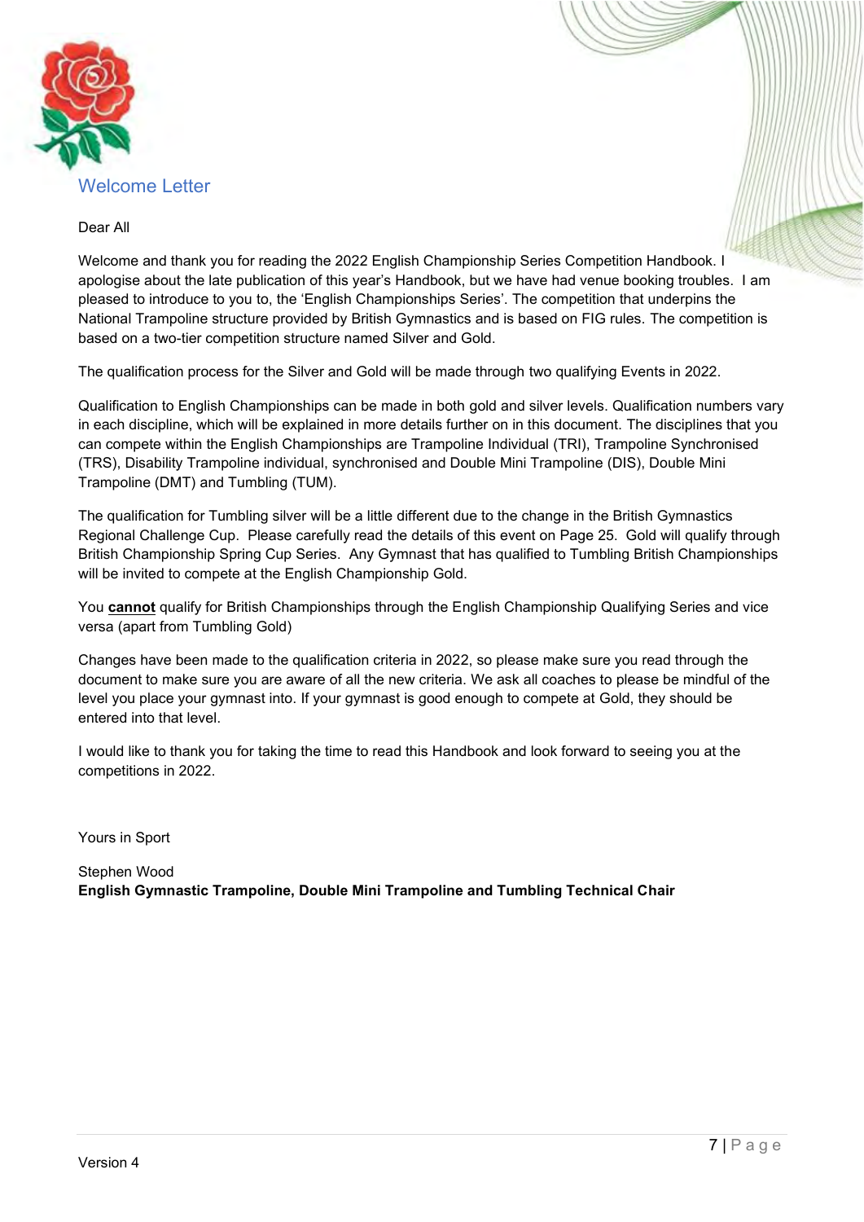# Welcome Letter

Dear All

Welcome and thank you for reading the 2022 English Championship Series Competition Handbook. I apologise about the late publication of this year's Handbook, but we have had venue booking troubles.  I am pleased to introduce to you to, the 'English Championships Series'. The competition that underpins the National Trampoline structure provided by British Gymnastics and is based on FIG rules. The competition is based on a two-tier competition structure named Silver and Gold.

The qualification process for the Silver and Gold will be made through two qualifying Events in 2022.

Qualification to English Championships can be made in both gold and silver levels. Qualification numbers vary in each discipline, which will be explained in more details further on in this document. The disciplines that you can compete within the English Championships are Trampoline Individual (TRI), Trampoline Synchronised (TRS), Disability Trampoline individual, synchronised and Double Mini Trampoline (DIS), Double Mini Trampoline (DMT) and Tumbling (TUM).

The qualification for Tumbling silver will be a little different due to the change in the British Gymnastics Regional Challenge Cup.  Please carefully read the details of this event on Page 25.  Gold will qualify through British Championship Spring Cup Series.  Any Gymnast that has qualified to Tumbling British Championships will be invited to compete at the English Championship Gold.

You **cannot** qualify for British Championships through the English Championship Qualifying Series and vice versa (apart from Tumbling Gold)

Changes have been made to the qualification criteria in 2022, so please make sure you read through the document to make sure you are aware of all the new criteria. We ask all coaches to please be mindful of the level you place your gymnast into. If your gymnast is good enough to compete at Gold, they should be entered into that level.

I would like to thank you for taking the time to read this Handbook and look forward to seeing you at the competitions in 2022.

Yours in Sport

Stephen Wood
**English Gymnastic Trampoline, Double Mini Trampoline and Tumbling Technical Chair**

Version 4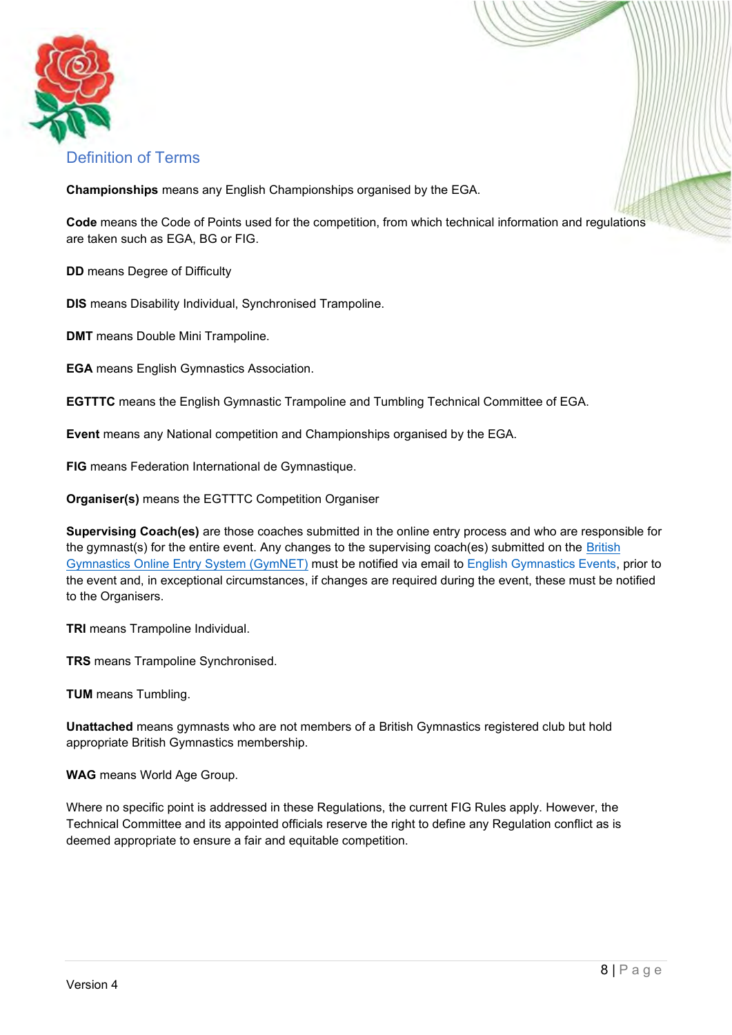## Definition of Terms

**Championships** means any English Championships organised by the EGA.

**Code** means the Code of Points used for the competition, from which technical information and regulations are taken such as EGA, BG or FIG.

**DD** means Degree of Difficulty

**DIS** means Disability Individual, Synchronised Trampoline.

**DMT** means Double Mini Trampoline.

**EGA** means English Gymnastics Association.

**EGTTTC** means the English Gymnastic Trampoline and Tumbling Technical Committee of EGA.

**Event** means any National competition and Championships organised by the EGA.

**FIG** means Federation International de Gymnastique.

**Organiser(s)** means the EGTTTC Competition Organiser

**Supervising Coach(es)** are those coaches submitted in the online entry process and who are responsible for the gymnast(s) for the entire event. Any changes to the supervising coach(es) submitted on the British Gymnastics Online Entry System (GymNET) must be notified via email to English Gymnastics Events, prior to the event and, in exceptional circumstances, if changes are required during the event, these must be notified to the Organisers.

**TRI** means Trampoline Individual.

**TRS** means Trampoline Synchronised.

**TUM** means Tumbling.

**Unattached** means gymnasts who are not members of a British Gymnastics registered club but hold appropriate British Gymnastics membership.

**WAG** means World Age Group.

Where no specific point is addressed in these Regulations, the current FIG Rules apply. However, the Technical Committee and its appointed officials reserve the right to define any Regulation conflict as is deemed appropriate to ensure a fair and equitable competition.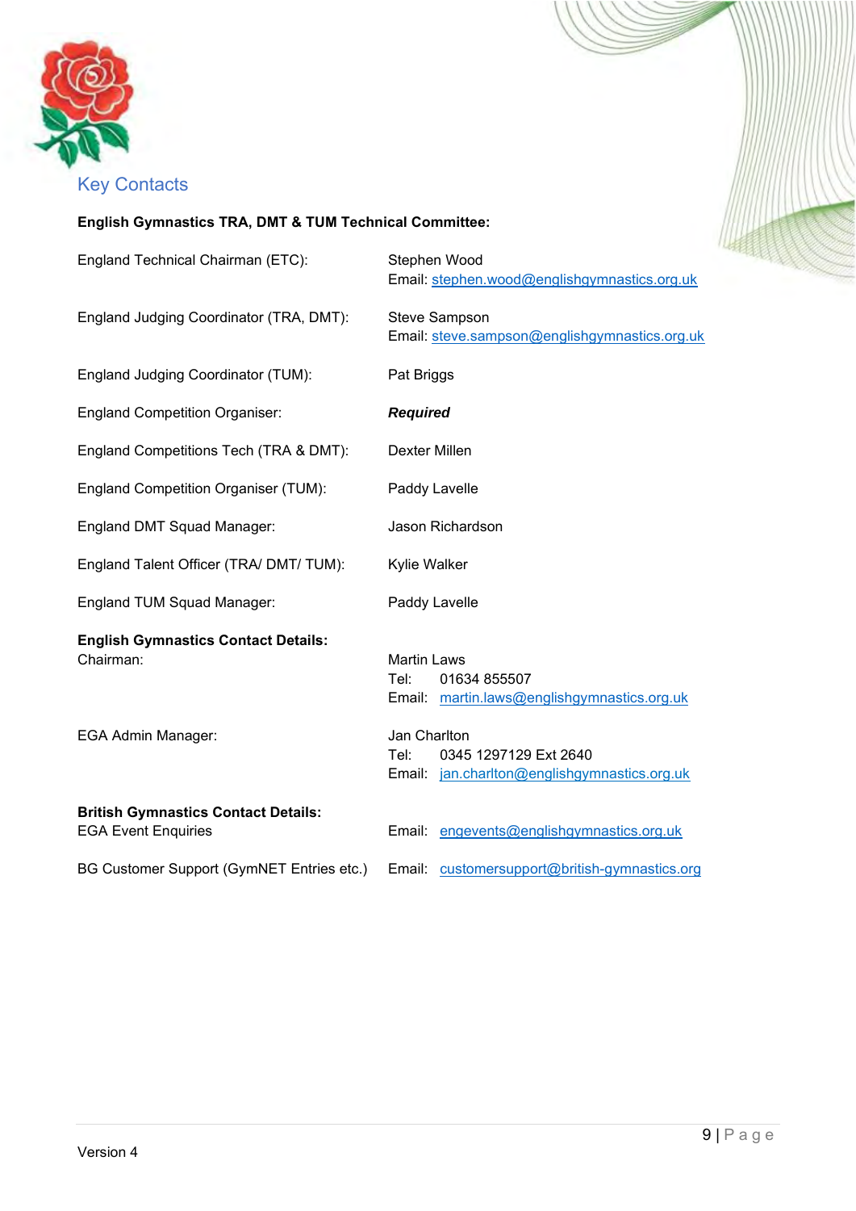## Key Contacts

**English Gymnastics TRA, DMT & TUM Technical Committee:**

| | |
|---|---|
| England Technical Chairman (ETC): | Stephen Wood<br>Email: stephen.wood@englishgymnastics.org.uk |
| England Judging Coordinator (TRA, DMT): | Steve Sampson<br>Email: steve.sampson@englishgymnastics.org.uk |
| England Judging Coordinator (TUM): | Pat Briggs |
| England Competition Organiser: | ***Required*** |
| England Competitions Tech (TRA & DMT): | Dexter Millen |
| England Competition Organiser (TUM): | Paddy Lavelle |
| England DMT Squad Manager: | Jason Richardson |
| England Talent Officer (TRA/ DMT/ TUM): | Kylie Walker |
| England TUM Squad Manager: | Paddy Lavelle |

**English Gymnastics Contact Details:**

| | |
|---|---|
| Chairman: | Martin Laws<br>Tel: 01634 855507<br>Email: martin.laws@englishgymnastics.org.uk |
| EGA Admin Manager: | Jan Charlton<br>Tel: 0345 1297129 Ext 2640<br>Email: jan.charlton@englishgymnastics.org.uk |

**British Gymnastics Contact Details:**

| | |
|---|---|
| EGA Event Enquiries | Email: engevents@englishgymnastics.org.uk |
| BG Customer Support (GymNET Entries etc.) | Email: customersupport@british-gymnastics.org |

Version 4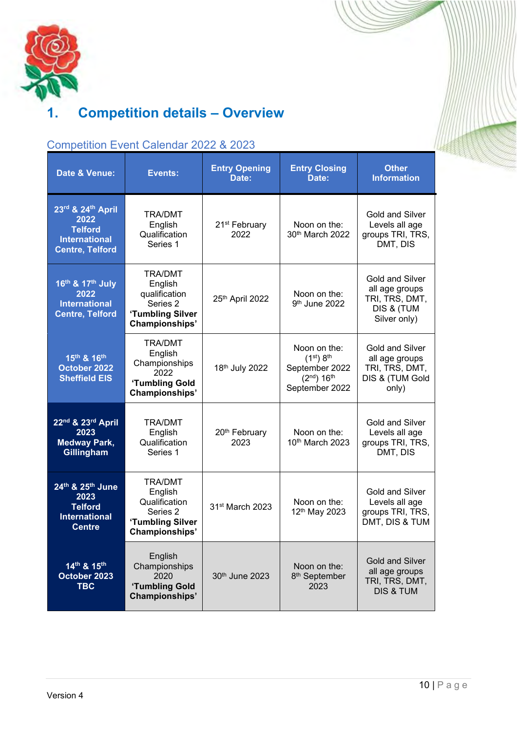# 1. Competition details – Overview

## Competition Event Calendar 2022 & 2023

| Date & Venue: | Events: | Entry Opening Date: | Entry Closing Date: | Other Information |
|---|---|---|---|---|
| **23rd & 24th April 2022 Telford International Centre, Telford** | TRA/DMT English Qualification Series 1 | 21st February 2022 | Noon on the: 30th March 2022 | Gold and Silver Levels all age groups TRI, TRS, DMT, DIS |
| **16th & 17th July 2022 International Centre, Telford** | TRA/DMT English qualification Series 2 **'Tumbling Silver Championships'** | 25th April 2022 | Noon on the: 9th June 2022 | Gold and Silver all age groups TRI, TRS, DMT, DIS & (TUM Silver only) |
| **15th & 16th October 2022 Sheffield EIS** | TRA/DMT English Championships 2022 **'Tumbling Gold Championships'** | 18th July 2022 | Noon on the: (1st) 8th September 2022 (2nd) 16th September 2022 | Gold and Silver all age groups TRI, TRS, DMT, DIS & (TUM Gold only) |
| **22nd & 23rd April 2023 Medway Park, Gillingham** | TRA/DMT English Qualification Series 1 | 20th February 2023 | Noon on the: 10th March 2023 | Gold and Silver Levels all age groups TRI, TRS, DMT, DIS |
| **24th & 25th June 2023 Telford International Centre** | TRA/DMT English Qualification Series 2 **'Tumbling Silver Championships'** | 31st March 2023 | Noon on the: 12th May 2023 | Gold and Silver Levels all age groups TRI, TRS, DMT, DIS & TUM |
| **14th & 15th October 2023 TBC** | English Championships 2020 **'Tumbling Gold Championships'** | 30th June 2023 | Noon on the: 8th September 2023 | Gold and Silver all age groups TRI, TRS, DMT, DIS & TUM |

Version 4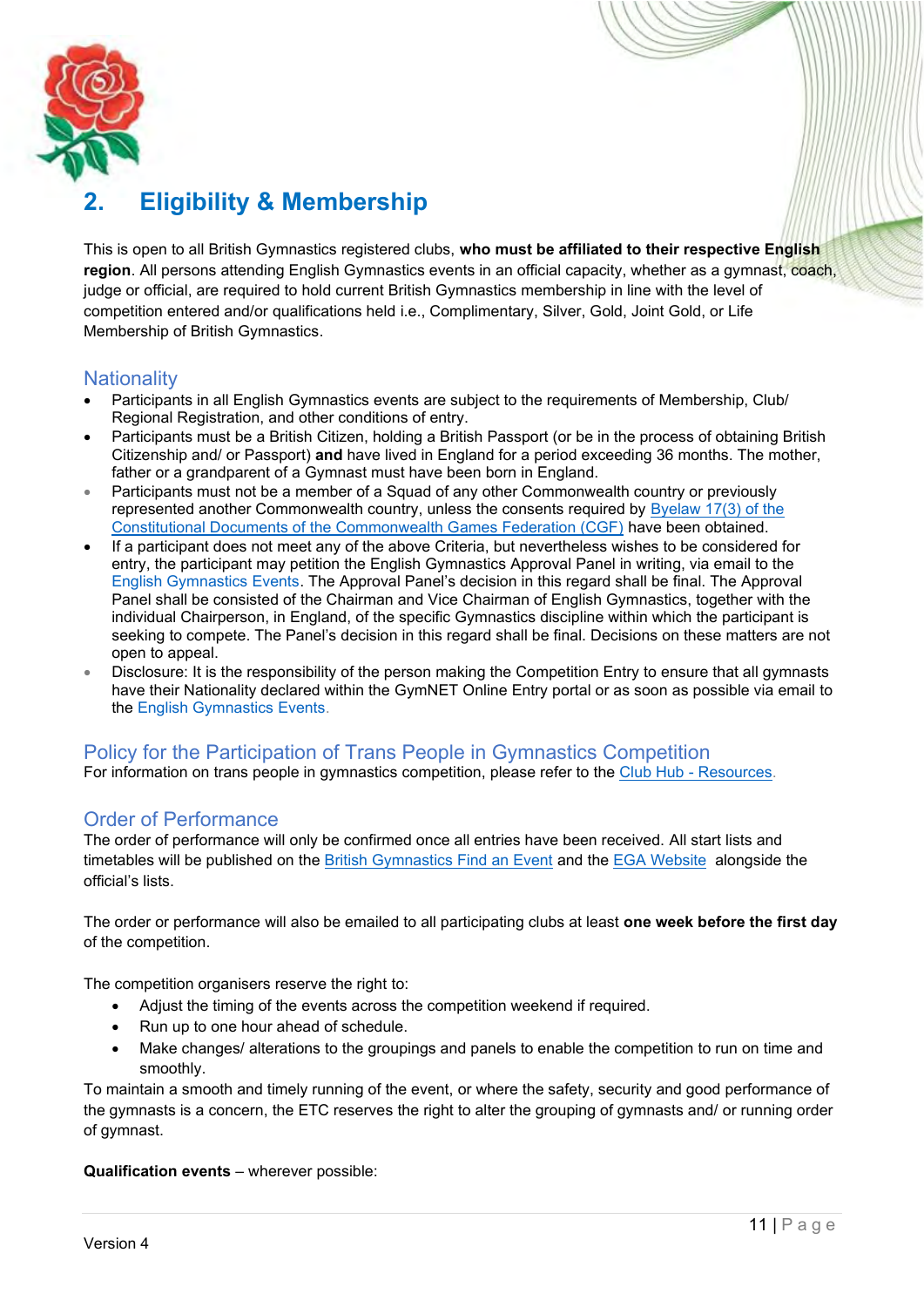## 2. Eligibility & Membership

This is open to all British Gymnastics registered clubs, **who must be affiliated to their respective English region**. All persons attending English Gymnastics events in an official capacity, whether as a gymnast, coach, judge or official, are required to hold current British Gymnastics membership in line with the level of competition entered and/or qualifications held i.e., Complimentary, Silver, Gold, Joint Gold, or Life Membership of British Gymnastics.

### Nationality

- Participants in all English Gymnastics events are subject to the requirements of Membership, Club/ Regional Registration, and other conditions of entry.
- Participants must be a British Citizen, holding a British Passport (or be in the process of obtaining British Citizenship and/ or Passport) **and** have lived in England for a period exceeding 36 months. The mother, father or a grandparent of a Gymnast must have been born in England.
- Participants must not be a member of a Squad of any other Commonwealth country or previously represented another Commonwealth country, unless the consents required by Byelaw 17(3) of the Constitutional Documents of the Commonwealth Games Federation (CGF) have been obtained.
- If a participant does not meet any of the above Criteria, but nevertheless wishes to be considered for entry, the participant may petition the English Gymnastics Approval Panel in writing, via email to the English Gymnastics Events. The Approval Panel's decision in this regard shall be final. The Approval Panel shall be consisted of the Chairman and Vice Chairman of English Gymnastics, together with the individual Chairperson, in England, of the specific Gymnastics discipline within which the participant is seeking to compete. The Panel's decision in this regard shall be final. Decisions on these matters are not open to appeal.
- Disclosure: It is the responsibility of the person making the Competition Entry to ensure that all gymnasts have their Nationality declared within the GymNET Online Entry portal or as soon as possible via email to the English Gymnastics Events.

### Policy for the Participation of Trans People in Gymnastics Competition

For information on trans people in gymnastics competition, please refer to the Club Hub - Resources.

### Order of Performance

The order of performance will only be confirmed once all entries have been received. All start lists and timetables will be published on the British Gymnastics Find an Event and the EGA Website alongside the official's lists.

The order or performance will also be emailed to all participating clubs at least **one week before the first day** of the competition.

The competition organisers reserve the right to:

- Adjust the timing of the events across the competition weekend if required.
- Run up to one hour ahead of schedule.
- Make changes/ alterations to the groupings and panels to enable the competition to run on time and smoothly.

To maintain a smooth and timely running of the event, or where the safety, security and good performance of the gymnasts is a concern, the ETC reserves the right to alter the grouping of gymnasts and/ or running order of gymnast.

**Qualification events** – wherever possible: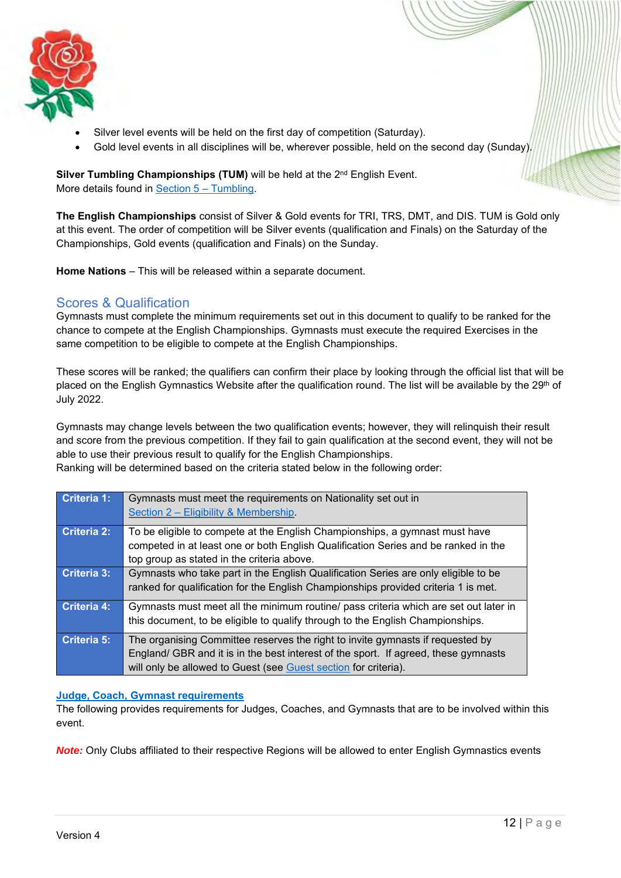- Silver level events will be held on the first day of competition (Saturday).
- Gold level events in all disciplines will be, wherever possible, held on the second day (Sunday).

**Silver Tumbling Championships (TUM)** will be held at the 2nd English Event.
More details found in Section 5 – Tumbling.

**The English Championships** consist of Silver & Gold events for TRI, TRS, DMT, and DIS. TUM is Gold only at this event. The order of competition will be Silver events (qualification and Finals) on the Saturday of the Championships, Gold events (qualification and Finals) on the Sunday.

**Home Nations** – This will be released within a separate document.

## Scores & Qualification

Gymnasts must complete the minimum requirements set out in this document to qualify to be ranked for the chance to compete at the English Championships. Gymnasts must execute the required Exercises in the same competition to be eligible to compete at the English Championships.

These scores will be ranked; the qualifiers can confirm their place by looking through the official list that will be placed on the English Gymnastics Website after the qualification round. The list will be available by the 29th of July 2022.

Gymnasts may change levels between the two qualification events; however, they will relinquish their result and score from the previous competition. If they fail to gain qualification at the second event, they will not be able to use their previous result to qualify for the English Championships.
Ranking will be determined based on the criteria stated below in the following order:

| | |
|---|---|
| **Criteria 1:** | Gymnasts must meet the requirements on Nationality set out in Section 2 – Eligibility & Membership. |
| **Criteria 2:** | To be eligible to compete at the English Championships, a gymnast must have competed in at least one or both English Qualification Series and be ranked in the top group as stated in the criteria above. |
| **Criteria 3:** | Gymnasts who take part in the English Qualification Series are only eligible to be ranked for qualification for the English Championships provided criteria 1 is met. |
| **Criteria 4:** | Gymnasts must meet all the minimum routine/ pass criteria which are set out later in this document, to be eligible to qualify through to the English Championships. |
| **Criteria 5:** | The organising Committee reserves the right to invite gymnasts if requested by England/ GBR and it is in the best interest of the sport. If agreed, these gymnasts will only be allowed to Guest (see Guest section for criteria). |

**Judge, Coach, Gymnast requirements**

The following provides requirements for Judges, Coaches, and Gymnasts that are to be involved within this event.

***Note:*** Only Clubs affiliated to their respective Regions will be allowed to enter English Gymnastics events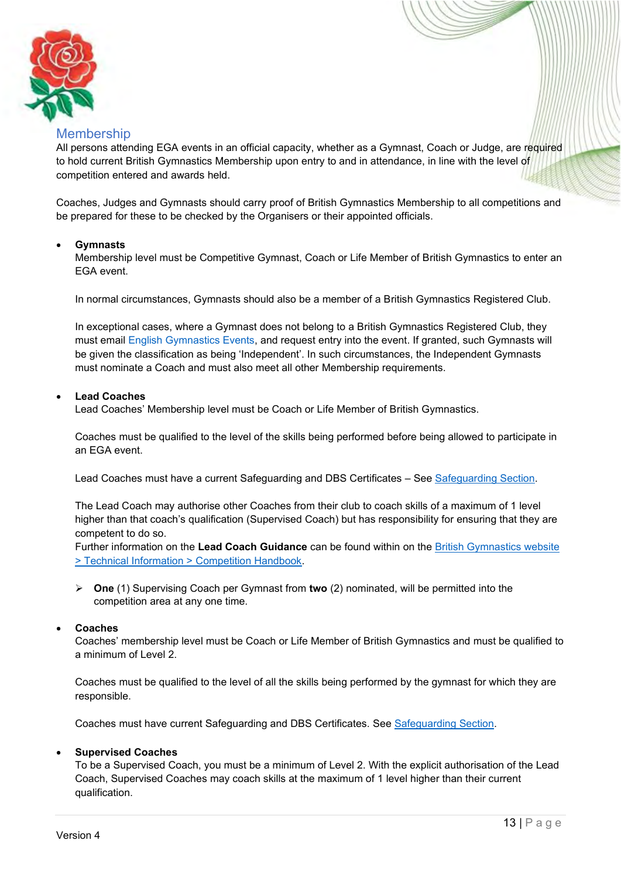## Membership

All persons attending EGA events in an official capacity, whether as a Gymnast, Coach or Judge, are required to hold current British Gymnastics Membership upon entry to and in attendance, in line with the level of competition entered and awards held.

Coaches, Judges and Gymnasts should carry proof of British Gymnastics Membership to all competitions and be prepared for these to be checked by the Organisers or their appointed officials.

- **Gymnasts**
  Membership level must be Competitive Gymnast, Coach or Life Member of British Gymnastics to enter an EGA event.

  In normal circumstances, Gymnasts should also be a member of a British Gymnastics Registered Club.

  In exceptional cases, where a Gymnast does not belong to a British Gymnastics Registered Club, they must email English Gymnastics Events, and request entry into the event. If granted, such Gymnasts will be given the classification as being 'Independent'. In such circumstances, the Independent Gymnasts must nominate a Coach and must also meet all other Membership requirements.

- **Lead Coaches**
  Lead Coaches' Membership level must be Coach or Life Member of British Gymnastics.

  Coaches must be qualified to the level of the skills being performed before being allowed to participate in an EGA event.

  Lead Coaches must have a current Safeguarding and DBS Certificates – See Safeguarding Section.

  The Lead Coach may authorise other Coaches from their club to coach skills of a maximum of 1 level higher than that coach's qualification (Supervised Coach) but has responsibility for ensuring that they are competent to do so.
  Further information on the **Lead Coach Guidance** can be found within on the British Gymnastics website > Technical Information > Competition Handbook.

  - **One** (1) Supervising Coach per Gymnast from **two** (2) nominated, will be permitted into the competition area at any one time.

- **Coaches**
  Coaches' membership level must be Coach or Life Member of British Gymnastics and must be qualified to a minimum of Level 2.

  Coaches must be qualified to the level of all the skills being performed by the gymnast for which they are responsible.

  Coaches must have current Safeguarding and DBS Certificates. See Safeguarding Section.

- **Supervised Coaches**
  To be a Supervised Coach, you must be a minimum of Level 2. With the explicit authorisation of the Lead Coach, Supervised Coaches may coach skills at the maximum of 1 level higher than their current qualification.

Version 4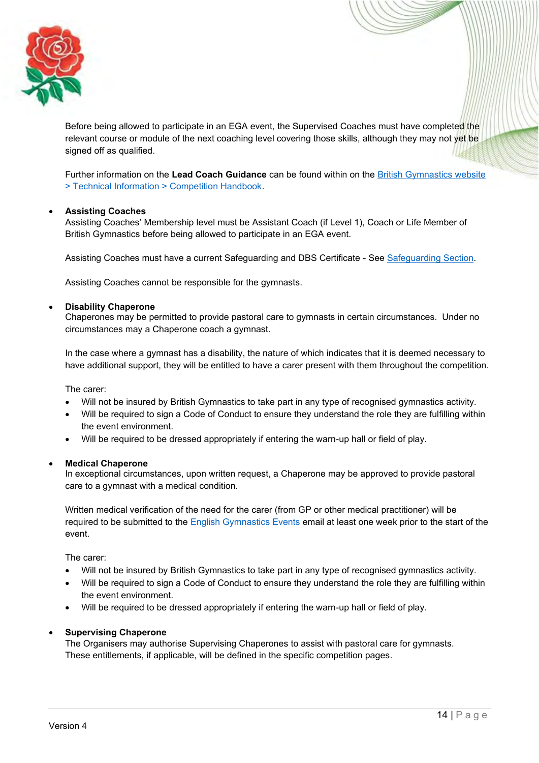Before being allowed to participate in an EGA event, the Supervised Coaches must have completed the relevant course or module of the next coaching level covering those skills, although they may not yet be signed off as qualified.

Further information on the **Lead Coach Guidance** can be found within on the [British Gymnastics website > Technical Information > Competition Handbook](#).

- **Assisting Coaches**
  Assisting Coaches' Membership level must be Assistant Coach (if Level 1), Coach or Life Member of British Gymnastics before being allowed to participate in an EGA event.

  Assisting Coaches must have a current Safeguarding and DBS Certificate - See [Safeguarding Section](#).

  Assisting Coaches cannot be responsible for the gymnasts.

- **Disability Chaperone**
  Chaperones may be permitted to provide pastoral care to gymnasts in certain circumstances. Under no circumstances may a Chaperone coach a gymnast.

  In the case where a gymnast has a disability, the nature of which indicates that it is deemed necessary to have additional support, they will be entitled to have a carer present with them throughout the competition.

  The carer:
  - Will not be insured by British Gymnastics to take part in any type of recognised gymnastics activity.
  - Will be required to sign a Code of Conduct to ensure they understand the role they are fulfilling within the event environment.
  - Will be required to be dressed appropriately if entering the warm-up hall or field of play.

- **Medical Chaperone**
  In exceptional circumstances, upon written request, a Chaperone may be approved to provide pastoral care to a gymnast with a medical condition.

  Written medical verification of the need for the carer (from GP or other medical practitioner) will be required to be submitted to the English Gymnastics Events email at least one week prior to the start of the event.

  The carer:
  - Will not be insured by British Gymnastics to take part in any type of recognised gymnastics activity.
  - Will be required to sign a Code of Conduct to ensure they understand the role they are fulfilling within the event environment.
  - Will be required to be dressed appropriately if entering the warm-up hall or field of play.

- **Supervising Chaperone**
  The Organisers may authorise Supervising Chaperones to assist with pastoral care for gymnasts. These entitlements, if applicable, will be defined in the specific competition pages.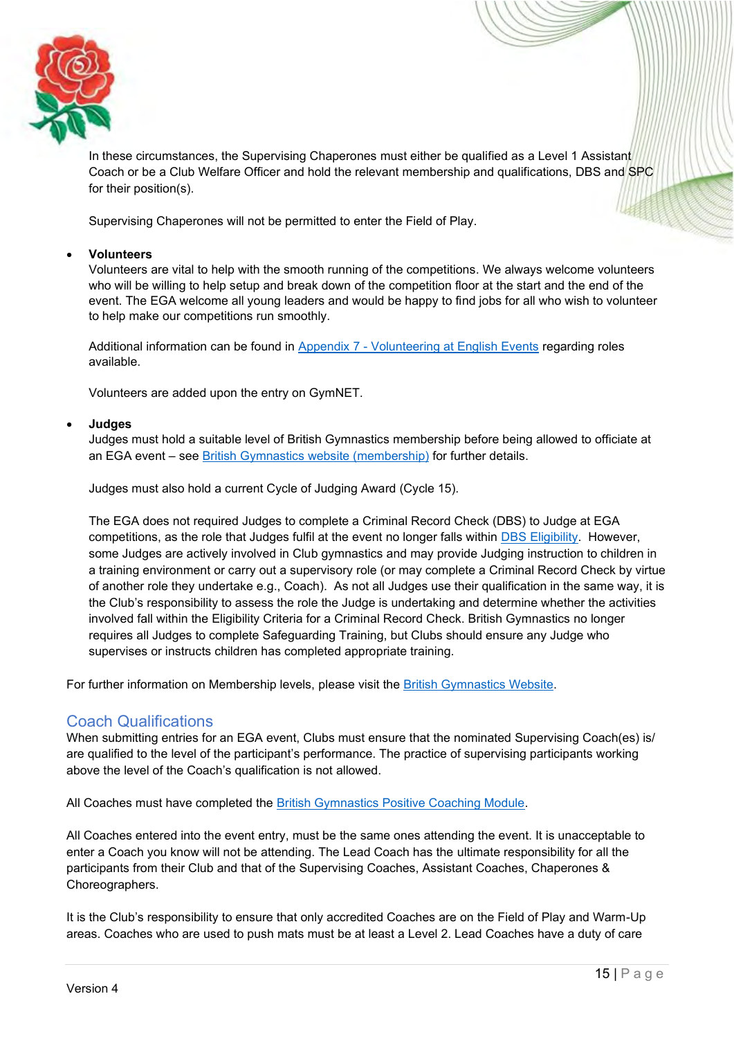In these circumstances, the Supervising Chaperones must either be qualified as a Level 1 Assistant Coach or be a Club Welfare Officer and hold the relevant membership and qualifications, DBS and SPC for their position(s).

Supervising Chaperones will not be permitted to enter the Field of Play.

- **Volunteers**
  Volunteers are vital to help with the smooth running of the competitions. We always welcome volunteers who will be willing to help setup and break down of the competition floor at the start and the end of the event. The EGA welcome all young leaders and would be happy to find jobs for all who wish to volunteer to help make our competitions run smoothly.

  Additional information can be found in Appendix 7 - Volunteering at English Events regarding roles available.

  Volunteers are added upon the entry on GymNET.

- **Judges**
  Judges must hold a suitable level of British Gymnastics membership before being allowed to officiate at an EGA event – see British Gymnastics website (membership) for further details.

  Judges must also hold a current Cycle of Judging Award (Cycle 15).

  The EGA does not required Judges to complete a Criminal Record Check (DBS) to Judge at EGA competitions, as the role that Judges fulfil at the event no longer falls within DBS Eligibility. However, some Judges are actively involved in Club gymnastics and may provide Judging instruction to children in a training environment or carry out a supervisory role (or may complete a Criminal Record Check by virtue of another role they undertake e.g., Coach). As not all Judges use their qualification in the same way, it is the Club's responsibility to assess the role the Judge is undertaking and determine whether the activities involved fall within the Eligibility Criteria for a Criminal Record Check. British Gymnastics no longer requires all Judges to complete Safeguarding Training, but Clubs should ensure any Judge who supervises or instructs children has completed appropriate training.

For further information on Membership levels, please visit the British Gymnastics Website.

## Coach Qualifications

When submitting entries for an EGA event, Clubs must ensure that the nominated Supervising Coach(es) is/ are qualified to the level of the participant's performance. The practice of supervising participants working above the level of the Coach's qualification is not allowed.

All Coaches must have completed the British Gymnastics Positive Coaching Module.

All Coaches entered into the event entry, must be the same ones attending the event. It is unacceptable to enter a Coach you know will not be attending. The Lead Coach has the ultimate responsibility for all the participants from their Club and that of the Supervising Coaches, Assistant Coaches, Chaperones & Choreographers.

It is the Club's responsibility to ensure that only accredited Coaches are on the Field of Play and Warm-Up areas. Coaches who are used to push mats must be at least a Level 2. Lead Coaches have a duty of care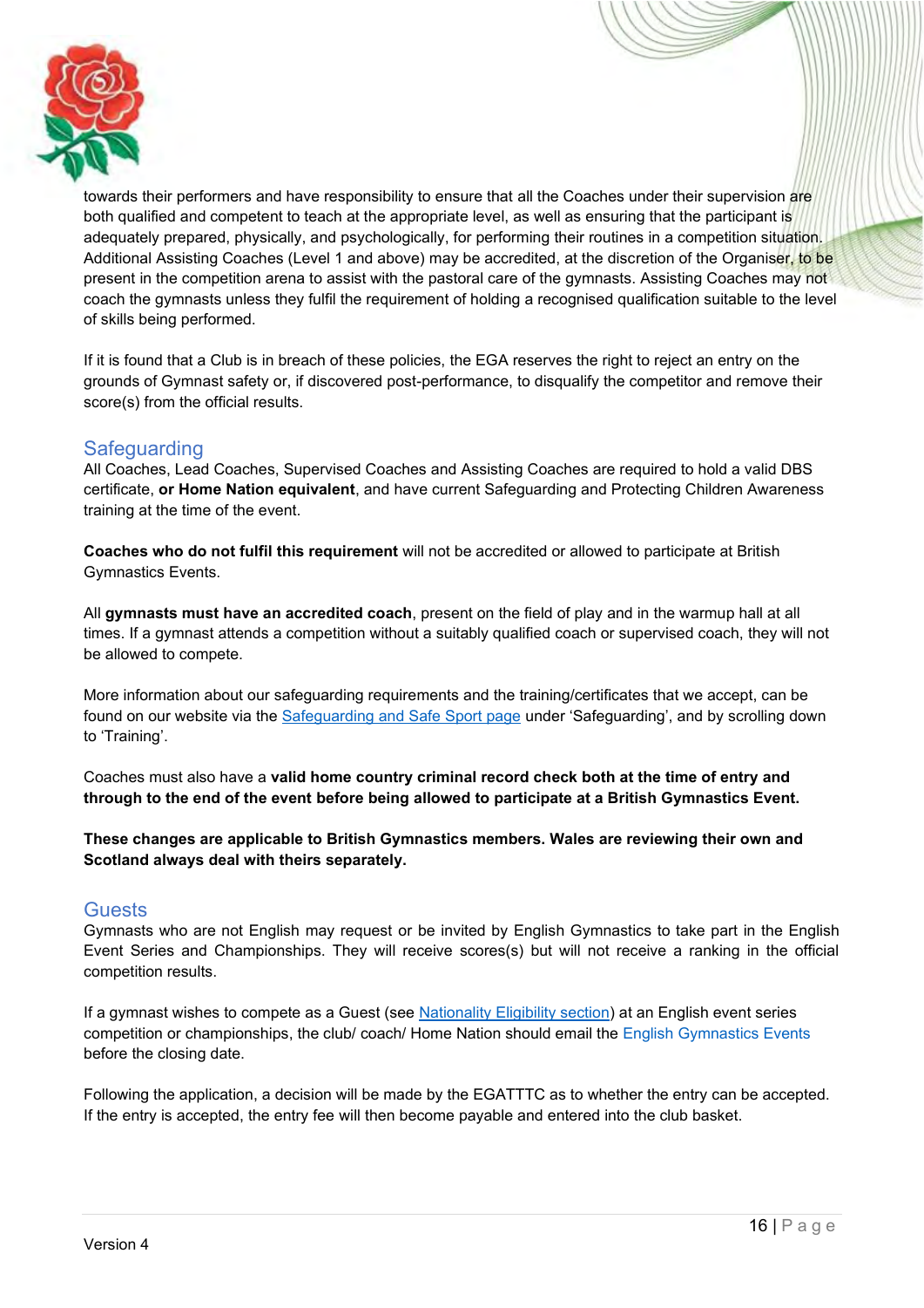towards their performers and have responsibility to ensure that all the Coaches under their supervision are both qualified and competent to teach at the appropriate level, as well as ensuring that the participant is adequately prepared, physically, and psychologically, for performing their routines in a competition situation. Additional Assisting Coaches (Level 1 and above) may be accredited, at the discretion of the Organiser, to be present in the competition arena to assist with the pastoral care of the gymnasts. Assisting Coaches may not coach the gymnasts unless they fulfil the requirement of holding a recognised qualification suitable to the level of skills being performed.

If it is found that a Club is in breach of these policies, the EGA reserves the right to reject an entry on the grounds of Gymnast safety or, if discovered post-performance, to disqualify the competitor and remove their score(s) from the official results.

## Safeguarding

All Coaches, Lead Coaches, Supervised Coaches and Assisting Coaches are required to hold a valid DBS certificate, **or Home Nation equivalent**, and have current Safeguarding and Protecting Children Awareness training at the time of the event.

**Coaches who do not fulfil this requirement** will not be accredited or allowed to participate at British Gymnastics Events.

All **gymnasts must have an accredited coach**, present on the field of play and in the warmup hall at all times. If a gymnast attends a competition without a suitably qualified coach or supervised coach, they will not be allowed to compete.

More information about our safeguarding requirements and the training/certificates that we accept, can be found on our website via the Safeguarding and Safe Sport page under 'Safeguarding', and by scrolling down to 'Training'.

Coaches must also have a **valid home country criminal record check both at the time of entry and through to the end of the event before being allowed to participate at a British Gymnastics Event.**

**These changes are applicable to British Gymnastics members. Wales are reviewing their own and Scotland always deal with theirs separately.**

## Guests

Gymnasts who are not English may request or be invited by English Gymnastics to take part in the English Event Series and Championships. They will receive scores(s) but will not receive a ranking in the official competition results.

If a gymnast wishes to compete as a Guest (see Nationality Eligibility section) at an English event series competition or championships, the club/ coach/ Home Nation should email the English Gymnastics Events before the closing date.

Following the application, a decision will be made by the EGATTTC as to whether the entry can be accepted. If the entry is accepted, the entry fee will then become payable and entered into the club basket.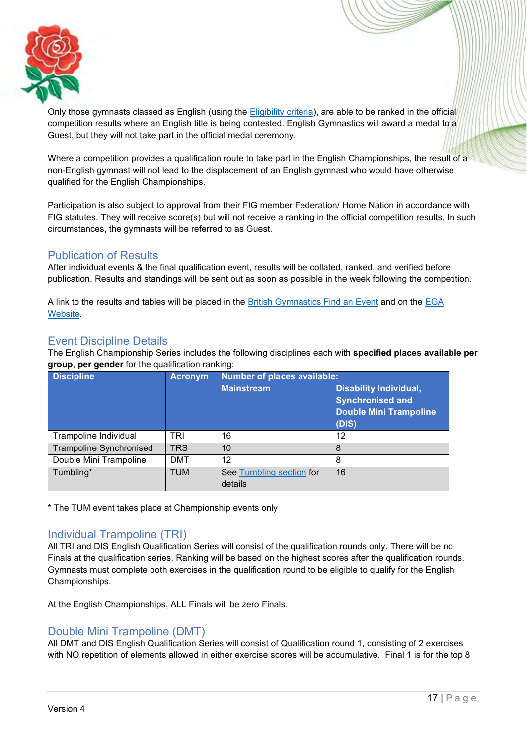Only those gymnasts classed as English (using the [Eligibility criteria](#)), are able to be ranked in the official competition results where an English title is being contested. English Gymnastics will award a medal to a Guest, but they will not take part in the official medal ceremony.

Where a competition provides a qualification route to take part in the English Championships, the result of a non-English gymnast will not lead to the displacement of an English gymnast who would have otherwise qualified for the English Championships.

Participation is also subject to approval from their FIG member Federation/ Home Nation in accordance with FIG statutes. They will receive score(s) but will not receive a ranking in the official competition results. In such circumstances, the gymnasts will be referred to as Guest.

## Publication of Results

After individual events & the final qualification event, results will be collated, ranked, and verified before publication. Results and standings will be sent out as soon as possible in the week following the competition.

A link to the results and tables will be placed in the British Gymnastics Find an Event and on the EGA Website.

## Event Discipline Details

The English Championship Series includes the following disciplines each with **specified places available per group**, **per gender** for the qualification ranking:

| Discipline | Acronym | Number of places available: | |
|---|---|---|---|
| | | Mainstream | Disability Individual, Synchronised and Double Mini Trampoline (DIS) |
| Trampoline Individual | TRI | 16 | 12 |
| Trampoline Synchronised | TRS | 10 | 8 |
| Double Mini Trampoline | DMT | 12 | 8 |
| Tumbling* | TUM | See Tumbling section for details | 16 |

\* The TUM event takes place at Championship events only

## Individual Trampoline (TRI)

All TRI and DIS English Qualification Series will consist of the qualification rounds only. There will be no Finals at the qualification series. Ranking will be based on the highest scores after the qualification rounds. Gymnasts must complete both exercises in the qualification round to be eligible to qualify for the English Championships.

At the English Championships, ALL Finals will be zero Finals.

## Double Mini Trampoline (DMT)

All DMT and DIS English Qualification Series will consist of Qualification round 1, consisting of 2 exercises with NO repetition of elements allowed in either exercise scores will be accumulative. Final 1 is for the top 8

Version 4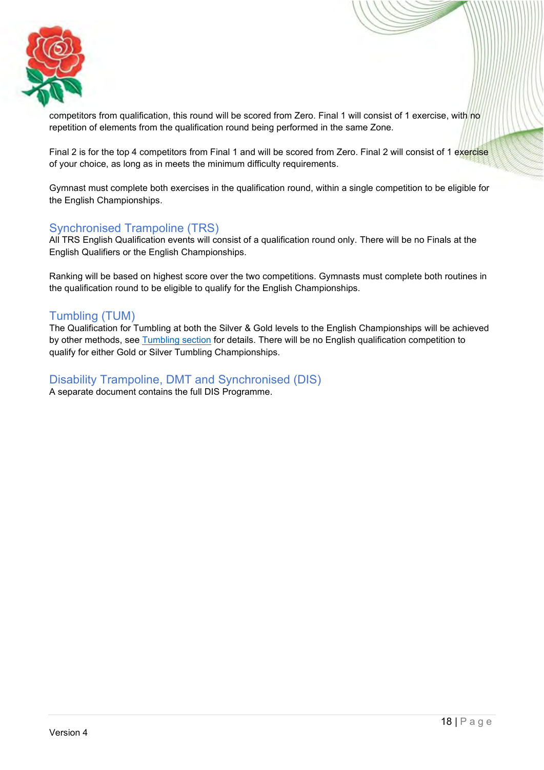competitors from qualification, this round will be scored from Zero. Final 1 will consist of 1 exercise, with no repetition of elements from the qualification round being performed in the same Zone.

Final 2 is for the top 4 competitors from Final 1 and will be scored from Zero. Final 2 will consist of 1 exercise of your choice, as long as in meets the minimum difficulty requirements.

Gymnast must complete both exercises in the qualification round, within a single competition to be eligible for the English Championships.

## Synchronised Trampoline (TRS)

All TRS English Qualification events will consist of a qualification round only. There will be no Finals at the English Qualifiers or the English Championships.

Ranking will be based on highest score over the two competitions. Gymnasts must complete both routines in the qualification round to be eligible to qualify for the English Championships.

## Tumbling (TUM)

The Qualification for Tumbling at both the Silver & Gold levels to the English Championships will be achieved by other methods, see Tumbling section for details. There will be no English qualification competition to qualify for either Gold or Silver Tumbling Championships.

## Disability Trampoline, DMT and Synchronised (DIS)

A separate document contains the full DIS Programme.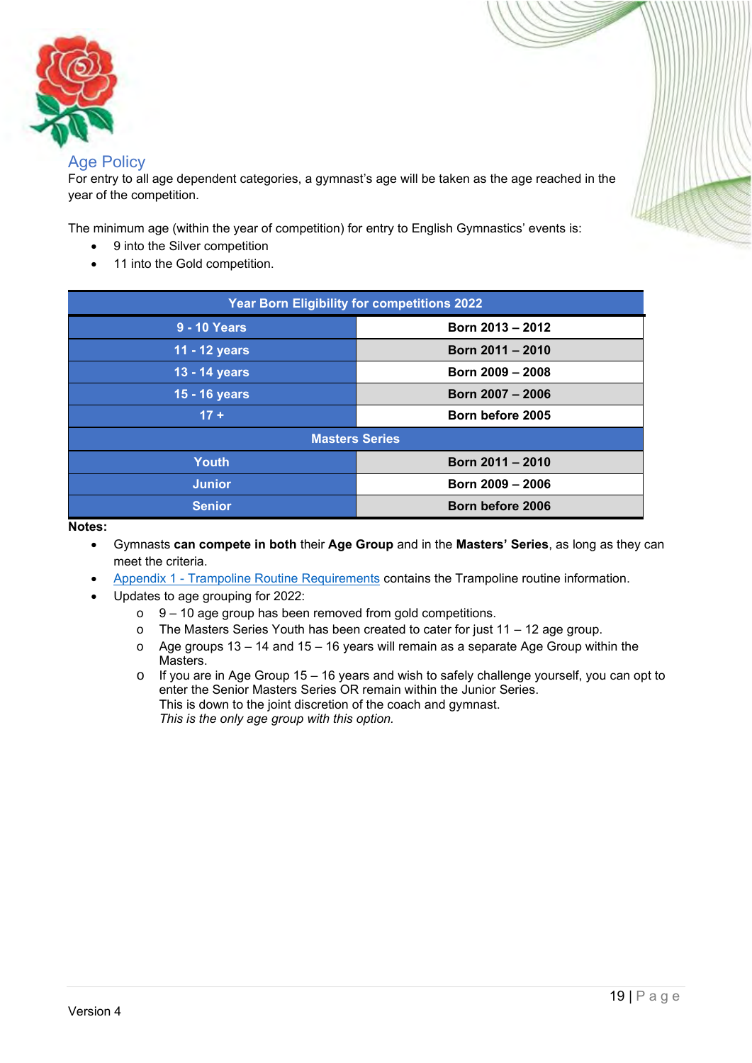## Age Policy

For entry to all age dependent categories, a gymnast's age will be taken as the age reached in the year of the competition.

The minimum age (within the year of competition) for entry to English Gymnastics' events is:

- 9 into the Silver competition
- 11 into the Gold competition.

| Year Born Eligibility for competitions 2022 | |
|---|---|
| **9 - 10 Years** | **Born 2013 – 2012** |
| **11 - 12 years** | **Born 2011 – 2010** |
| **13 - 14 years** | **Born 2009 – 2008** |
| **15 - 16 years** | **Born 2007 – 2006** |
| **17 +** | **Born before 2005** |
| **Masters Series** | |
| **Youth** | **Born 2011 – 2010** |
| **Junior** | **Born 2009 – 2006** |
| **Senior** | **Born before 2006** |

**Notes:**

- Gymnasts **can compete in both** their **Age Group** and in the **Masters' Series**, as long as they can meet the criteria.
- Appendix 1 - Trampoline Routine Requirements contains the Trampoline routine information.
- Updates to age grouping for 2022:
  - 9 – 10 age group has been removed from gold competitions.
  - The Masters Series Youth has been created to cater for just 11 – 12 age group.
  - Age groups 13 – 14 and 15 – 16 years will remain as a separate Age Group within the Masters.
  - If you are in Age Group 15 – 16 years and wish to safely challenge yourself, you can opt to enter the Senior Masters Series OR remain within the Junior Series.
    This is down to the joint discretion of the coach and gymnast.
    *This is the only age group with this option.*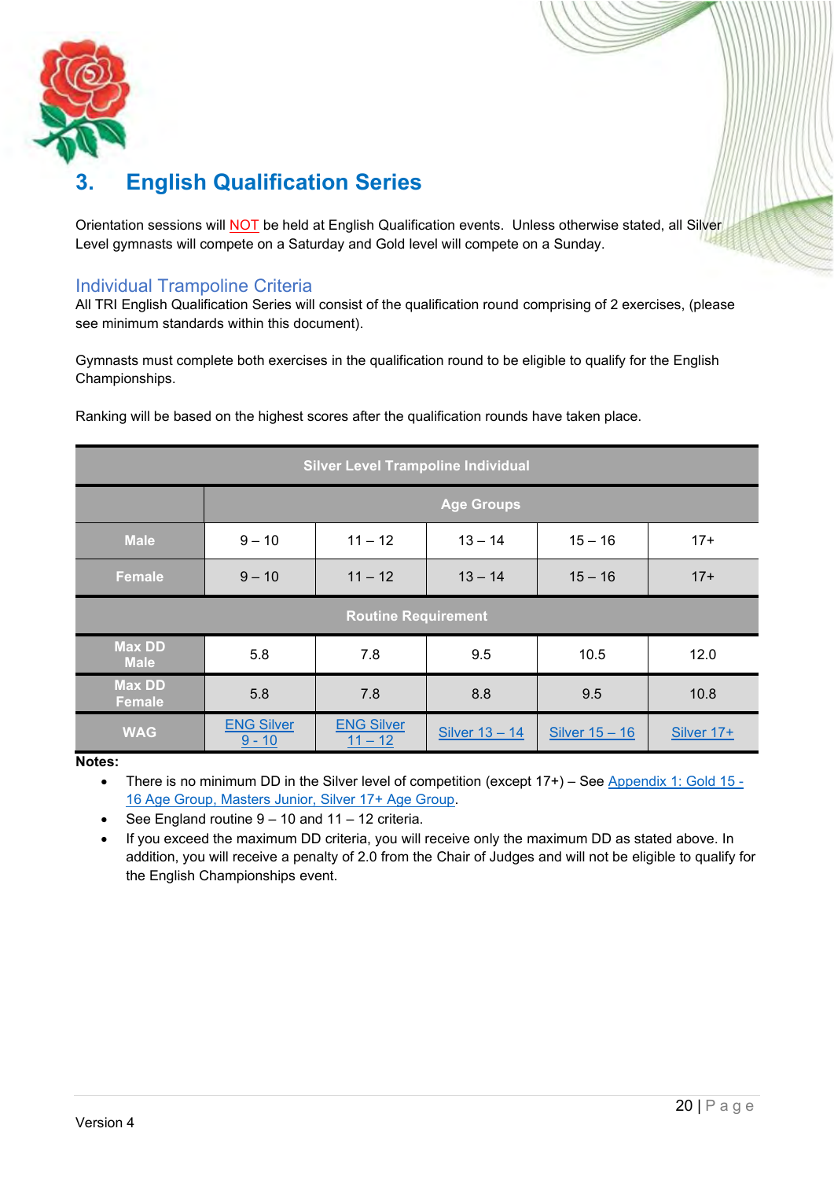# 3. English Qualification Series

Orientation sessions will NOT be held at English Qualification events. Unless otherwise stated, all Silver Level gymnasts will compete on a Saturday and Gold level will compete on a Sunday.

## Individual Trampoline Criteria

All TRI English Qualification Series will consist of the qualification round comprising of 2 exercises, (please see minimum standards within this document).

Gymnasts must complete both exercises in the qualification round to be eligible to qualify for the English Championships.

Ranking will be based on the highest scores after the qualification rounds have taken place.

| Silver Level Trampoline Individual | | | | | |
|---|---|---|---|---|---|
| | Age Groups | | | | |
| Male | 9 – 10 | 11 – 12 | 13 – 14 | 15 – 16 | 17+ |
| Female | 9 – 10 | 11 – 12 | 13 – 14 | 15 – 16 | 17+ |
| Routine Requirement | | | | | |
| Max DD Male | 5.8 | 7.8 | 9.5 | 10.5 | 12.0 |
| Max DD Female | 5.8 | 7.8 | 8.8 | 9.5 | 10.8 |
| WAG | ENG Silver 9 - 10 | ENG Silver 11 – 12 | Silver 13 – 14 | Silver 15 – 16 | Silver 17+ |

**Notes:**

- There is no minimum DD in the Silver level of competition (except 17+) – See Appendix 1: Gold 15 - 16 Age Group, Masters Junior, Silver 17+ Age Group.
- See England routine 9 – 10 and 11 – 12 criteria.
- If you exceed the maximum DD criteria, you will receive only the maximum DD as stated above. In addition, you will receive a penalty of 2.0 from the Chair of Judges and will not be eligible to qualify for the English Championships event.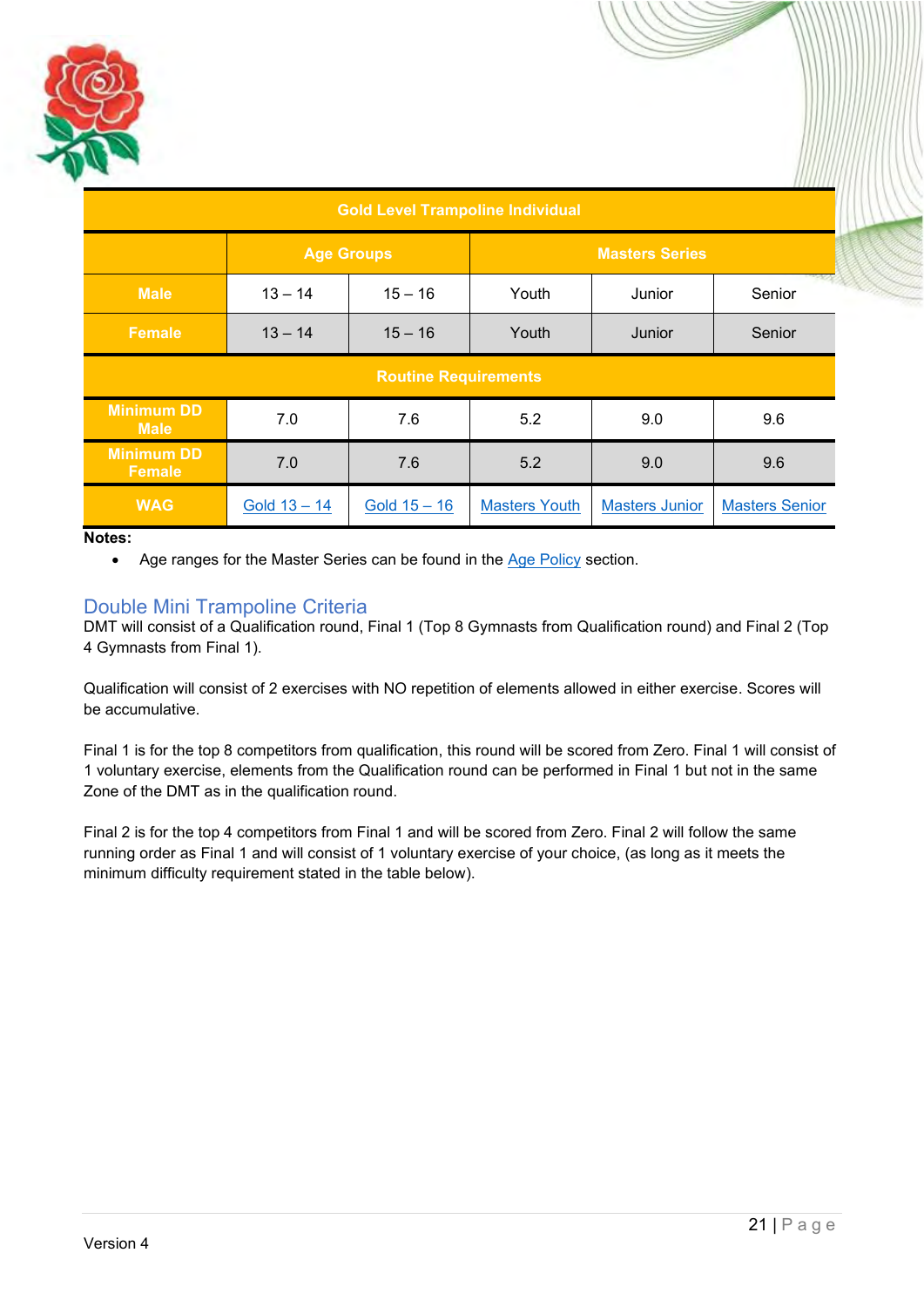| Gold Level Trampoline Individual | | | | | |
|---|---|---|---|---|---|
| | Age Groups | | Masters Series | | |
| **Male** | 13 – 14 | 15 – 16 | Youth | Junior | Senior |
| **Female** | 13 – 14 | 15 – 16 | Youth | Junior | Senior |
| **Routine Requirements** | | | | | |
| **Minimum DD Male** | 7.0 | 7.6 | 5.2 | 9.0 | 9.6 |
| **Minimum DD Female** | 7.0 | 7.6 | 5.2 | 9.0 | 9.6 |
| **WAG** | Gold 13 – 14 | Gold 15 – 16 | Masters Youth | Masters Junior | Masters Senior |

**Notes:**

- Age ranges for the Master Series can be found in the Age Policy section.

## Double Mini Trampoline Criteria

DMT will consist of a Qualification round, Final 1 (Top 8 Gymnasts from Qualification round) and Final 2 (Top 4 Gymnasts from Final 1).

Qualification will consist of 2 exercises with NO repetition of elements allowed in either exercise. Scores will be accumulative.

Final 1 is for the top 8 competitors from qualification, this round will be scored from Zero. Final 1 will consist of 1 voluntary exercise, elements from the Qualification round can be performed in Final 1 but not in the same Zone of the DMT as in the qualification round.

Final 2 is for the top 4 competitors from Final 1 and will be scored from Zero. Final 2 will follow the same running order as Final 1 and will consist of 1 voluntary exercise of your choice, (as long as it meets the minimum difficulty requirement stated in the table below).

Version 4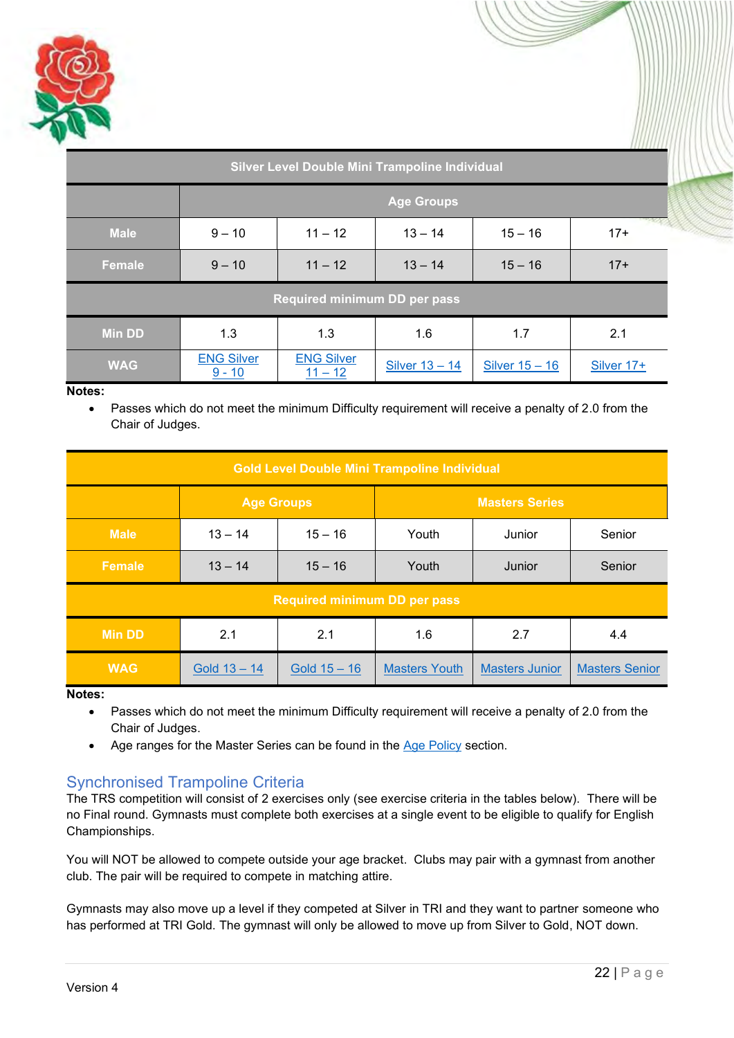| Silver Level Double Mini Trampoline Individual | | | | | |
|---|---|---|---|---|---|
| | Age Groups | | | | |
| **Male** | 9 – 10 | 11 – 12 | 13 – 14 | 15 – 16 | 17+ |
| **Female** | 9 – 10 | 11 – 12 | 13 – 14 | 15 – 16 | 17+ |
| Required minimum DD per pass | | | | | |
| **Min DD** | 1.3 | 1.3 | 1.6 | 1.7 | 2.1 |
| **WAG** | ENG Silver 9 - 10 | ENG Silver 11 – 12 | Silver 13 – 14 | Silver 15 – 16 | Silver 17+ |

**Notes:**

- Passes which do not meet the minimum Difficulty requirement will receive a penalty of 2.0 from the Chair of Judges.

| Gold Level Double Mini Trampoline Individual | | | | | |
|---|---|---|---|---|---|
| | Age Groups | | Masters Series | | |
| **Male** | 13 – 14 | 15 – 16 | Youth | Junior | Senior |
| **Female** | 13 – 14 | 15 – 16 | Youth | Junior | Senior |
| Required minimum DD per pass | | | | | |
| **Min DD** | 2.1 | 2.1 | 1.6 | 2.7 | 4.4 |
| **WAG** | Gold 13 – 14 | Gold 15 – 16 | Masters Youth | Masters Junior | Masters Senior |

**Notes:**

- Passes which do not meet the minimum Difficulty requirement will receive a penalty of 2.0 from the Chair of Judges.
- Age ranges for the Master Series can be found in the Age Policy section.

## Synchronised Trampoline Criteria

The TRS competition will consist of 2 exercises only (see exercise criteria in the tables below). There will be no Final round. Gymnasts must complete both exercises at a single event to be eligible to qualify for English Championships.

You will NOT be allowed to compete outside your age bracket. Clubs may pair with a gymnast from another club. The pair will be required to compete in matching attire.

Gymnasts may also move up a level if they competed at Silver in TRI and they want to partner someone who has performed at TRI Gold. The gymnast will only be allowed to move up from Silver to Gold, NOT down.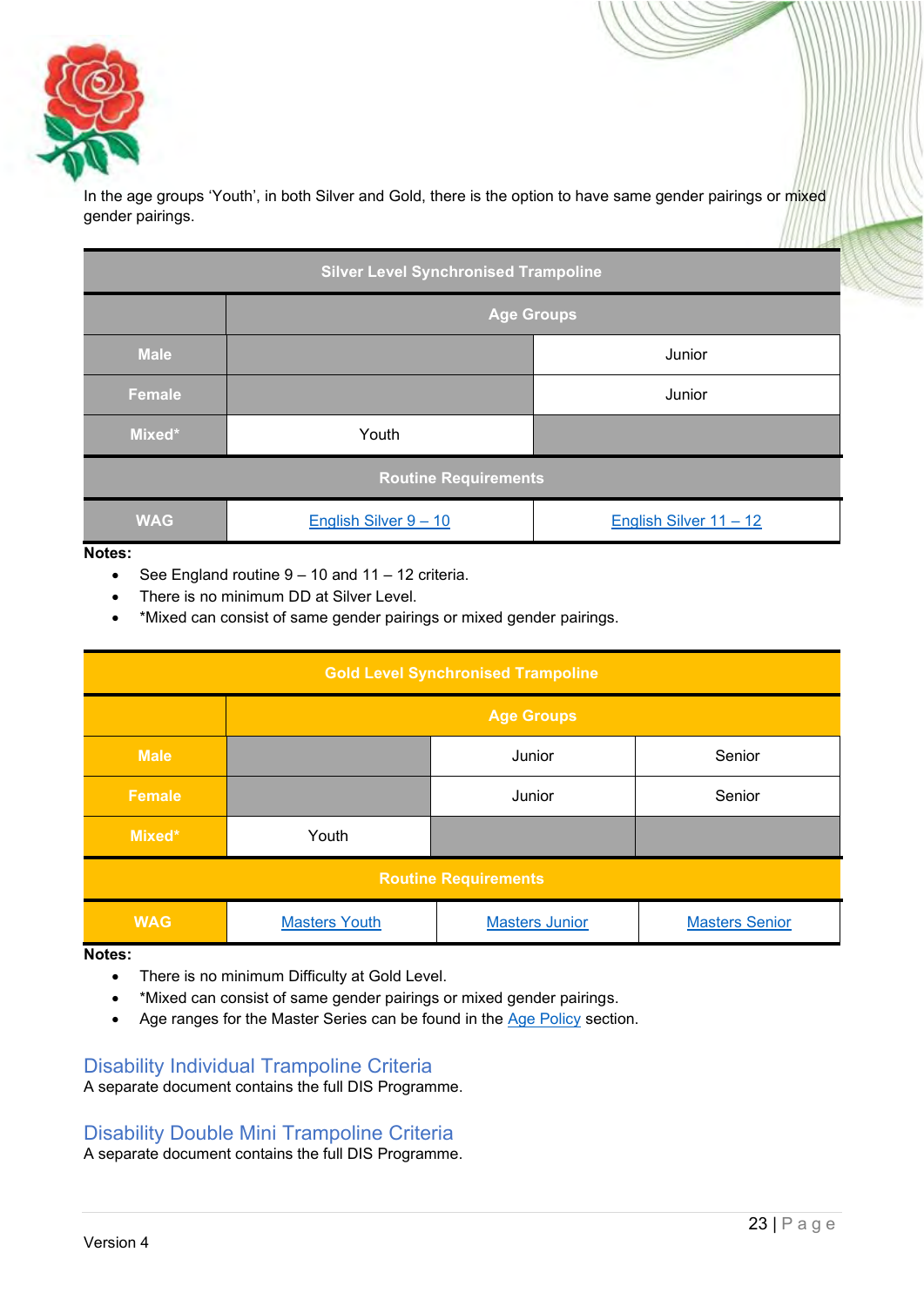In the age groups 'Youth', in both Silver and Gold, there is the option to have same gender pairings or mixed gender pairings.

| Silver Level Synchronised Trampoline | | |
|---|---|---|
| | Age Groups | |
| **Male** | | Junior |
| **Female** | | Junior |
| **Mixed*** | Youth | |
| Routine Requirements | | |
| **WAG** | English Silver 9 – 10 | English Silver 11 – 12 |

**Notes:**

- See England routine 9 – 10 and 11 – 12 criteria.
- There is no minimum DD at Silver Level.
- *Mixed can consist of same gender pairings or mixed gender pairings.

| Gold Level Synchronised Trampoline | | | |
|---|---|---|---|
| | Age Groups | | |
| **Male** | | Junior | Senior |
| **Female** | | Junior | Senior |
| **Mixed*** | Youth | | |
| Routine Requirements | | | |
| **WAG** | Masters Youth | Masters Junior | Masters Senior |

**Notes:**

- There is no minimum Difficulty at Gold Level.
- *Mixed can consist of same gender pairings or mixed gender pairings.
- Age ranges for the Master Series can be found in the Age Policy section.

## Disability Individual Trampoline Criteria

A separate document contains the full DIS Programme.

## Disability Double Mini Trampoline Criteria

A separate document contains the full DIS Programme.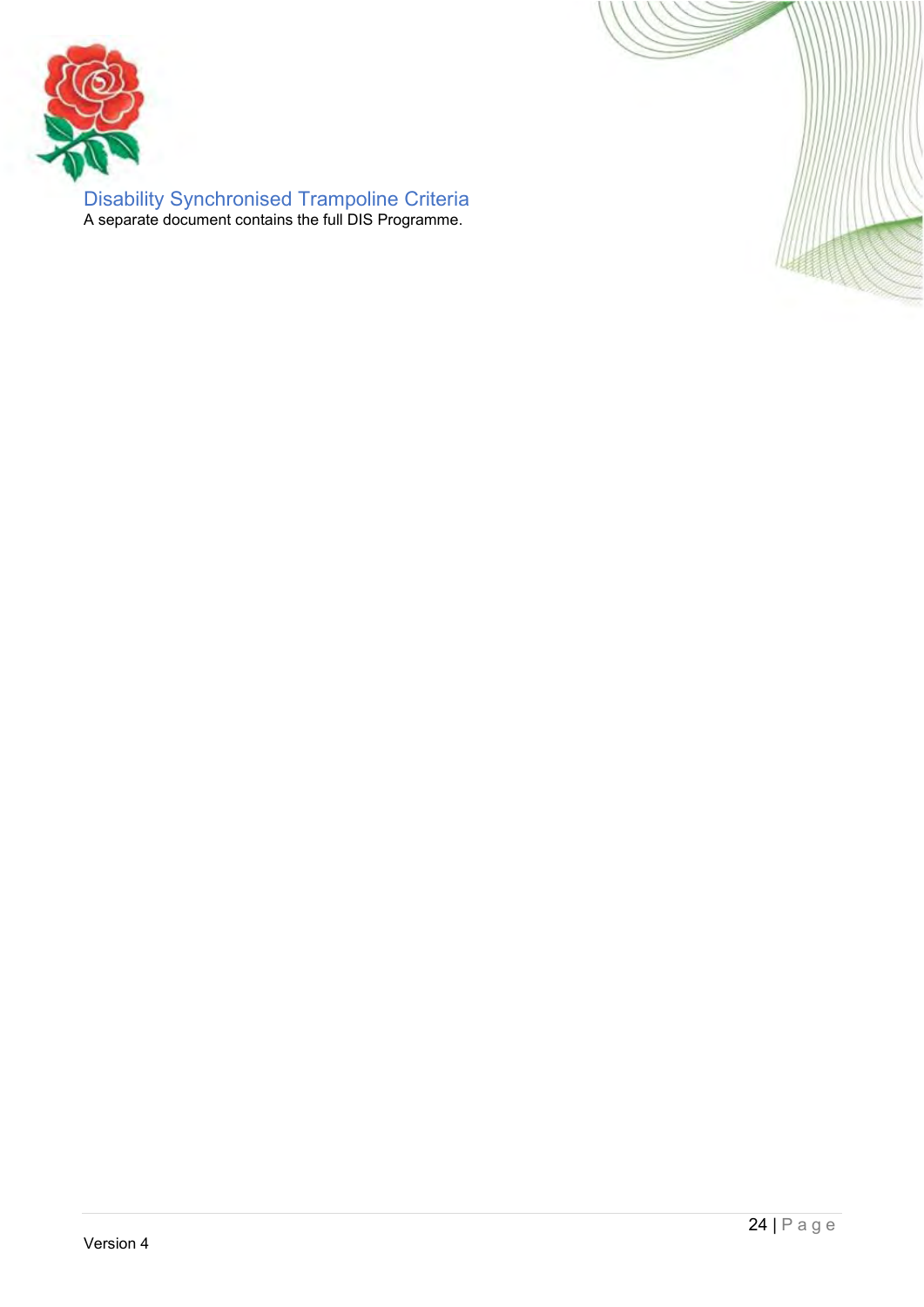## Disability Synchronised Trampoline Criteria

A separate document contains the full DIS Programme.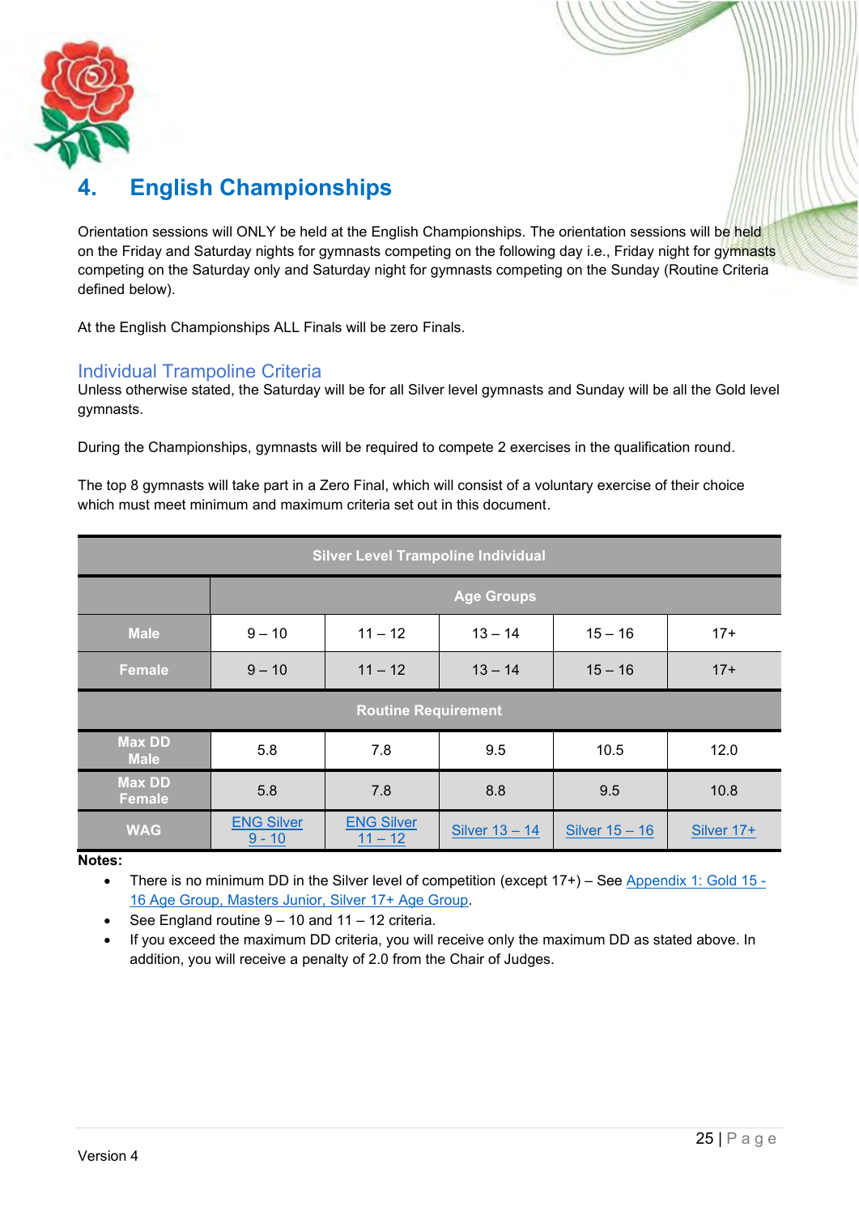## 4. English Championships

Orientation sessions will ONLY be held at the English Championships. The orientation sessions will be held on the Friday and Saturday nights for gymnasts competing on the following day i.e., Friday night for gymnasts competing on the Saturday only and Saturday night for gymnasts competing on the Sunday (Routine Criteria defined below).

At the English Championships ALL Finals will be zero Finals.

### Individual Trampoline Criteria

Unless otherwise stated, the Saturday will be for all Silver level gymnasts and Sunday will be all the Gold level gymnasts.

During the Championships, gymnasts will be required to compete 2 exercises in the qualification round.

The top 8 gymnasts will take part in a Zero Final, which will consist of a voluntary exercise of their choice which must meet minimum and maximum criteria set out in this document.

| Silver Level Trampoline Individual | | | | | |
|---|---|---|---|---|---|
| | Age Groups | | | | |
| **Male** | 9 – 10 | 11 – 12 | 13 – 14 | 15 – 16 | 17+ |
| **Female** | 9 – 10 | 11 – 12 | 13 – 14 | 15 – 16 | 17+ |
| **Routine Requirement** | | | | | |
| **Max DD Male** | 5.8 | 7.8 | 9.5 | 10.5 | 12.0 |
| **Max DD Female** | 5.8 | 7.8 | 8.8 | 9.5 | 10.8 |
| **WAG** | ENG Silver 9 - 10 | ENG Silver 11 – 12 | Silver 13 – 14 | Silver 15 – 16 | Silver 17+ |

**Notes:**

- There is no minimum DD in the Silver level of competition (except 17+) – See Appendix 1: Gold 15 - 16 Age Group, Masters Junior, Silver 17+ Age Group.
- See England routine 9 – 10 and 11 – 12 criteria.
- If you exceed the maximum DD criteria, you will receive only the maximum DD as stated above. In addition, you will receive a penalty of 2.0 from the Chair of Judges.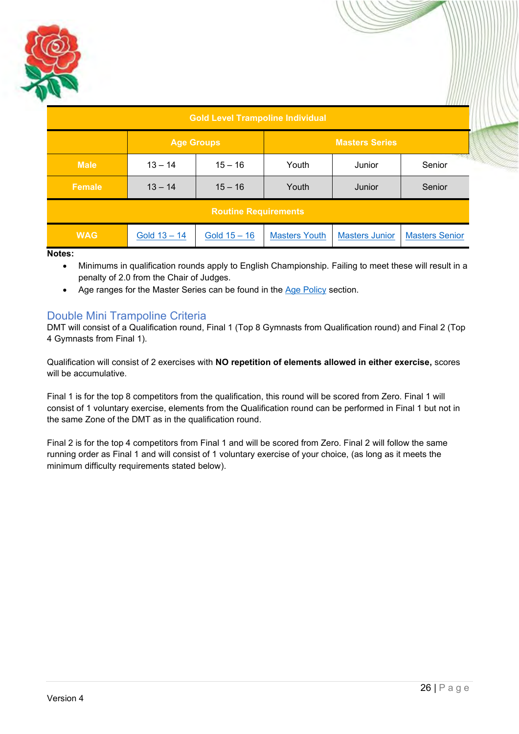| Gold Level Trampoline Individual | | | | | |
|---|---|---|---|---|---|
| | Age Groups | | Masters Series | | |
| **Male** | 13 – 14 | 15 – 16 | Youth | Junior | Senior |
| **Female** | 13 – 14 | 15 – 16 | Youth | Junior | Senior |
| **Routine Requirements** | | | | | |
| **WAG** | Gold 13 – 14 | Gold 15 – 16 | Masters Youth | Masters Junior | Masters Senior |

**Notes:**

- Minimums in qualification rounds apply to English Championship. Failing to meet these will result in a penalty of 2.0 from the Chair of Judges.
- Age ranges for the Master Series can be found in the Age Policy section.

## Double Mini Trampoline Criteria

DMT will consist of a Qualification round, Final 1 (Top 8 Gymnasts from Qualification round) and Final 2 (Top 4 Gymnasts from Final 1).

Qualification will consist of 2 exercises with **NO repetition of elements allowed in either exercise,** scores will be accumulative.

Final 1 is for the top 8 competitors from the qualification, this round will be scored from Zero. Final 1 will consist of 1 voluntary exercise, elements from the Qualification round can be performed in Final 1 but not in the same Zone of the DMT as in the qualification round.

Final 2 is for the top 4 competitors from Final 1 and will be scored from Zero. Final 2 will follow the same running order as Final 1 and will consist of 1 voluntary exercise of your choice, (as long as it meets the minimum difficulty requirements stated below).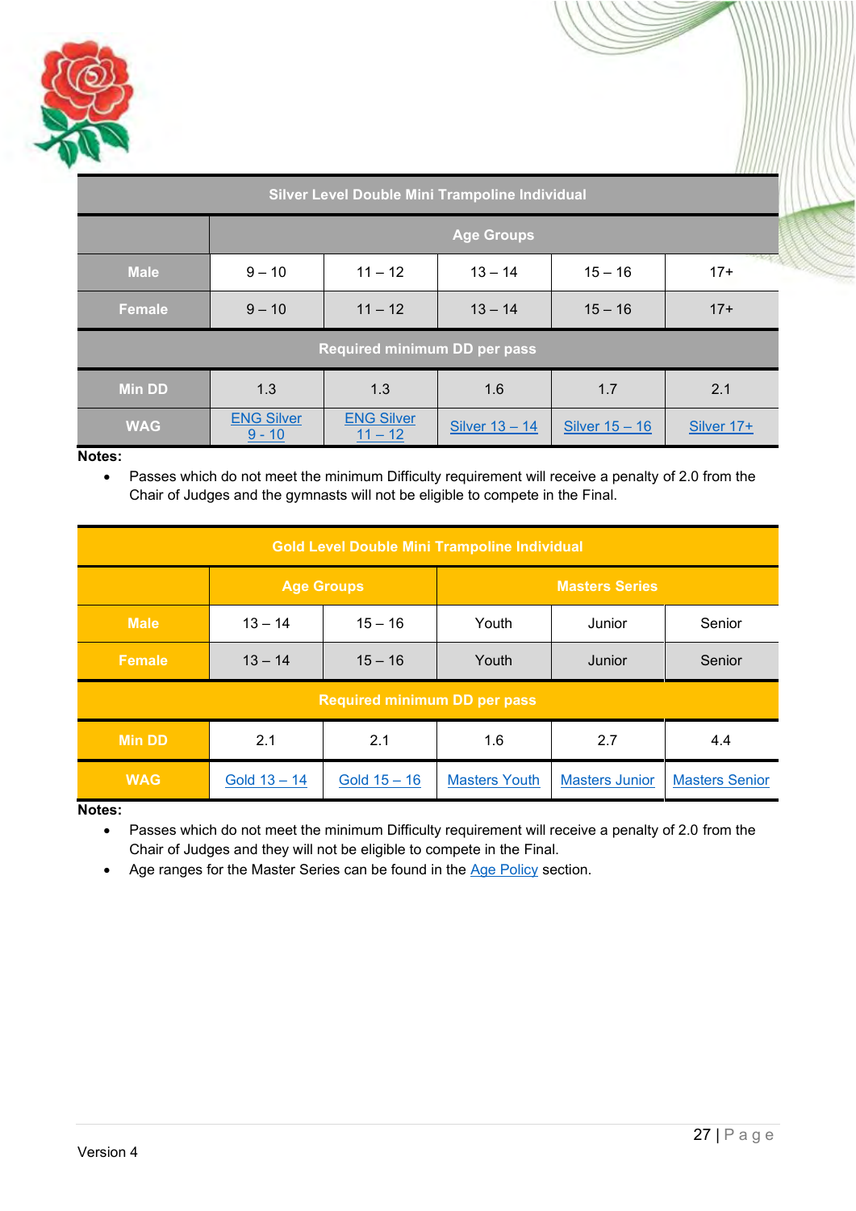| Silver Level Double Mini Trampoline Individual | | | | | |
|---|---|---|---|---|---|
| | Age Groups | | | | |
| **Male** | 9 – 10 | 11 – 12 | 13 – 14 | 15 – 16 | 17+ |
| **Female** | 9 – 10 | 11 – 12 | 13 – 14 | 15 – 16 | 17+ |
| **Required minimum DD per pass** | | | | | |
| **Min DD** | 1.3 | 1.3 | 1.6 | 1.7 | 2.1 |
| **WAG** | ENG Silver 9 - 10 | ENG Silver 11 – 12 | Silver 13 – 14 | Silver 15 – 16 | Silver 17+ |

**Notes:**

- Passes which do not meet the minimum Difficulty requirement will receive a penalty of 2.0 from the Chair of Judges and the gymnasts will not be eligible to compete in the Final.

| Gold Level Double Mini Trampoline Individual | | | | | |
|---|---|---|---|---|---|
| | Age Groups | | Masters Series | | |
| **Male** | 13 – 14 | 15 – 16 | Youth | Junior | Senior |
| **Female** | 13 – 14 | 15 – 16 | Youth | Junior | Senior |
| **Required minimum DD per pass** | | | | | |
| **Min DD** | 2.1 | 2.1 | 1.6 | 2.7 | 4.4 |
| **WAG** | Gold 13 – 14 | Gold 15 – 16 | Masters Youth | Masters Junior | Masters Senior |

**Notes:**

- Passes which do not meet the minimum Difficulty requirement will receive a penalty of 2.0 from the Chair of Judges and they will not be eligible to compete in the Final.
- Age ranges for the Master Series can be found in the Age Policy section.

Version 4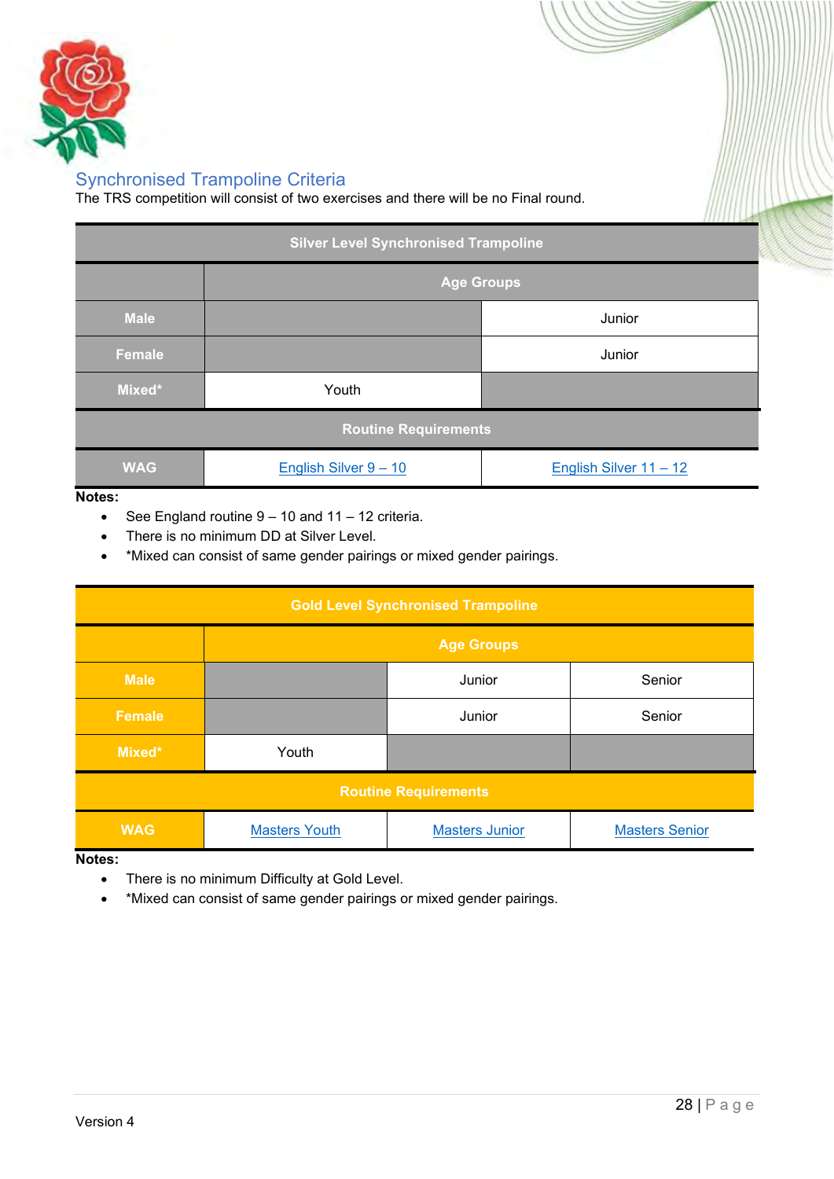## Synchronised Trampoline Criteria

The TRS competition will consist of two exercises and there will be no Final round.

| Silver Level Synchronised Trampoline | | |
|---|---|---|
| | Age Groups | |
| Male | | Junior |
| Female | | Junior |
| Mixed* | Youth | |
| Routine Requirements | | |
| WAG | English Silver 9 – 10 | English Silver 11 – 12 |

**Notes:**

- See England routine 9 – 10 and 11 – 12 criteria.
- There is no minimum DD at Silver Level.
- *Mixed can consist of same gender pairings or mixed gender pairings.

| Gold Level Synchronised Trampoline | | | |
|---|---|---|---|
| | Age Groups | | |
| Male | | Junior | Senior |
| Female | | Junior | Senior |
| Mixed* | Youth | | |
| Routine Requirements | | | |
| WAG | Masters Youth | Masters Junior | Masters Senior |

**Notes:**

- There is no minimum Difficulty at Gold Level.
- *Mixed can consist of same gender pairings or mixed gender pairings.

Version 4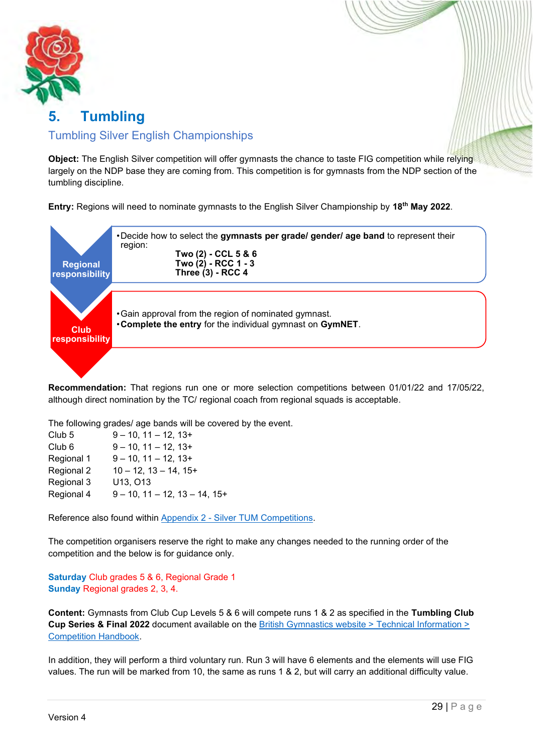## 5. Tumbling

### Tumbling Silver English Championships

**Object:** The English Silver competition will offer gymnasts the chance to taste FIG competition while relying largely on the NDP base they are coming from. This competition is for gymnasts from the NDP section of the tumbling discipline.

**Entry:** Regions will need to nominate gymnasts to the English Silver Championship by **18th May 2022**.

**Regional responsibility**

- Decide how to select the **gymnasts per grade/ gender/ age band** to represent their region:
  - **Two (2) - CCL 5 & 6**
  - **Two (2) - RCC 1 - 3**
  - **Three (3) - RCC 4**

**Club responsibility**

- Gain approval from the region of nominated gymnast.
- **Complete the entry** for the individual gymnast on **GymNET**.

**Recommendation:** That regions run one or more selection competitions between 01/01/22 and 17/05/22, although direct nomination by the TC/ regional coach from regional squads is acceptable.

The following grades/ age bands will be covered by the event.

| | |
|---|---|
| Club 5 | 9 – 10, 11 – 12, 13+ |
| Club 6 | 9 – 10, 11 – 12, 13+ |
| Regional 1 | 9 – 10, 11 – 12, 13+ |
| Regional 2 | 10 – 12, 13 – 14, 15+ |
| Regional 3 | U13, O13 |
| Regional 4 | 9 – 10, 11 – 12, 13 – 14, 15+ |

Reference also found within Appendix 2 - Silver TUM Competitions.

The competition organisers reserve the right to make any changes needed to the running order of the competition and the below is for guidance only.

**Saturday** Club grades 5 & 6, Regional Grade 1
**Sunday** Regional grades 2, 3, 4.

**Content:** Gymnasts from Club Cup Levels 5 & 6 will compete runs 1 & 2 as specified in the **Tumbling Club Cup Series & Final 2022** document available on the British Gymnastics website > Technical Information > Competition Handbook.

In addition, they will perform a third voluntary run. Run 3 will have 6 elements and the elements will use FIG values. The run will be marked from 10, the same as runs 1 & 2, but will carry an additional difficulty value.

Version 4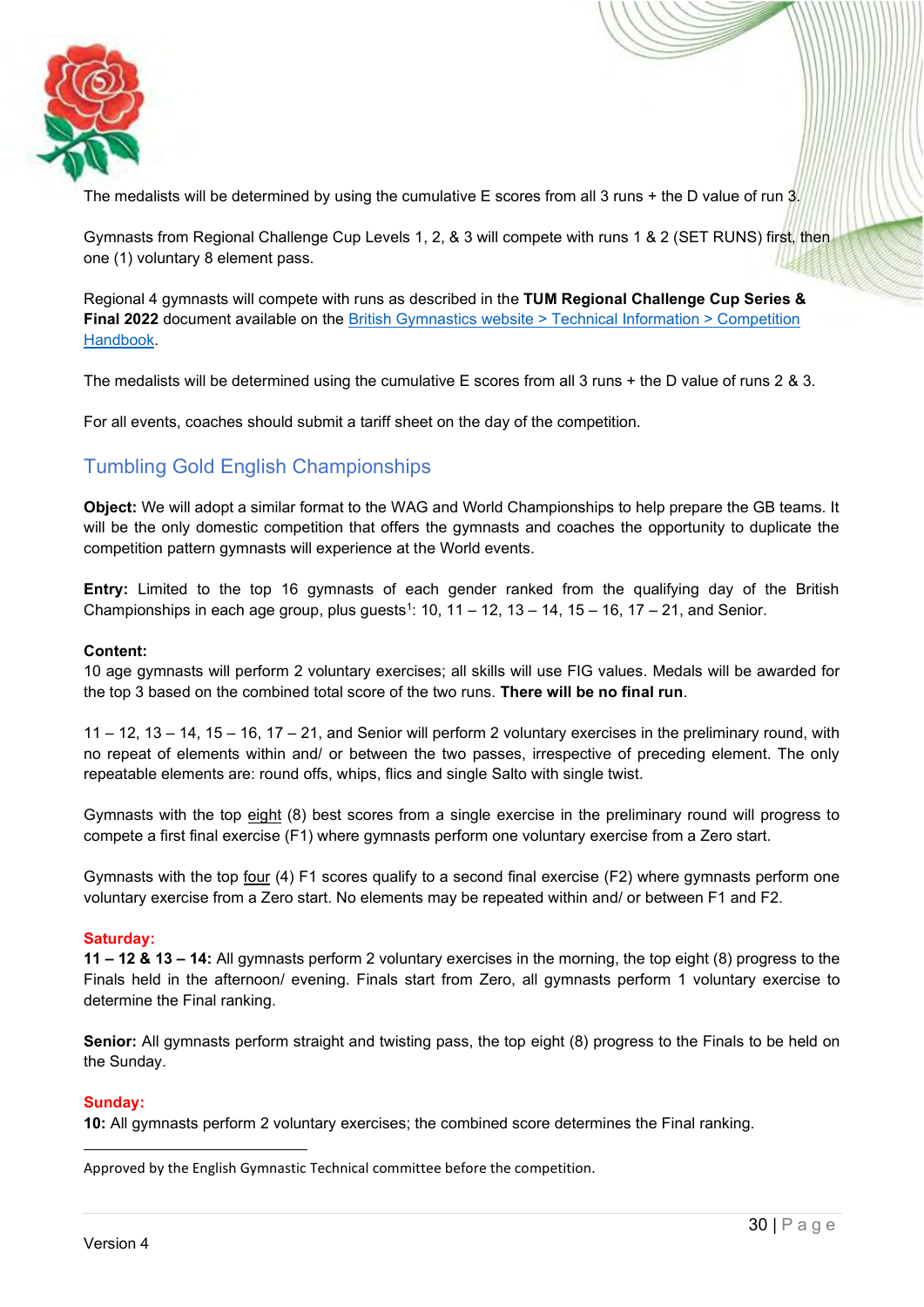The medalists will be determined by using the cumulative E scores from all 3 runs + the D value of run 3.

Gymnasts from Regional Challenge Cup Levels 1, 2, & 3 will compete with runs 1 & 2 (SET RUNS) first, then one (1) voluntary 8 element pass.

Regional 4 gymnasts will compete with runs as described in the **TUM Regional Challenge Cup Series & Final 2022** document available on the [British Gymnastics website > Technical Information > Competition Handbook](#).

The medalists will be determined using the cumulative E scores from all 3 runs + the D value of runs 2 & 3.

For all events, coaches should submit a tariff sheet on the day of the competition.

## Tumbling Gold English Championships

**Object:** We will adopt a similar format to the WAG and World Championships to help prepare the GB teams. It will be the only domestic competition that offers the gymnasts and coaches the opportunity to duplicate the competition pattern gymnasts will experience at the World events.

**Entry:** Limited to the top 16 gymnasts of each gender ranked from the qualifying day of the British Championships in each age group, plus guests[1]: 10, 11 – 12, 13 – 14, 15 – 16, 17 – 21, and Senior.

**Content:**
10 age gymnasts will perform 2 voluntary exercises; all skills will use FIG values. Medals will be awarded for the top 3 based on the combined total score of the two runs. **There will be no final run**.

11 – 12, 13 – 14, 15 – 16, 17 – 21, and Senior will perform 2 voluntary exercises in the preliminary round, with no repeat of elements within and/ or between the two passes, irrespective of preceding element. The only repeatable elements are: round offs, whips, flics and single Salto with single twist.

Gymnasts with the top <u>eight</u> (8) best scores from a single exercise in the preliminary round will progress to compete a first final exercise (F1) where gymnasts perform one voluntary exercise from a Zero start.

Gymnasts with the top <u>four</u> (4) F1 scores qualify to a second final exercise (F2) where gymnasts perform one voluntary exercise from a Zero start. No elements may be repeated within and/ or between F1 and F2.

**Saturday:**
**11 – 12 & 13 – 14:** All gymnasts perform 2 voluntary exercises in the morning, the top eight (8) progress to the Finals held in the afternoon/ evening. Finals start from Zero, all gymnasts perform 1 voluntary exercise to determine the Final ranking.

**Senior:** All gymnasts perform straight and twisting pass, the top eight (8) progress to the Finals to be held on the Sunday.

**Sunday:**
**10:** All gymnasts perform 2 voluntary exercises; the combined score determines the Final ranking.

---

[1] Approved by the English Gymnastic Technical committee before the competition.

Version 4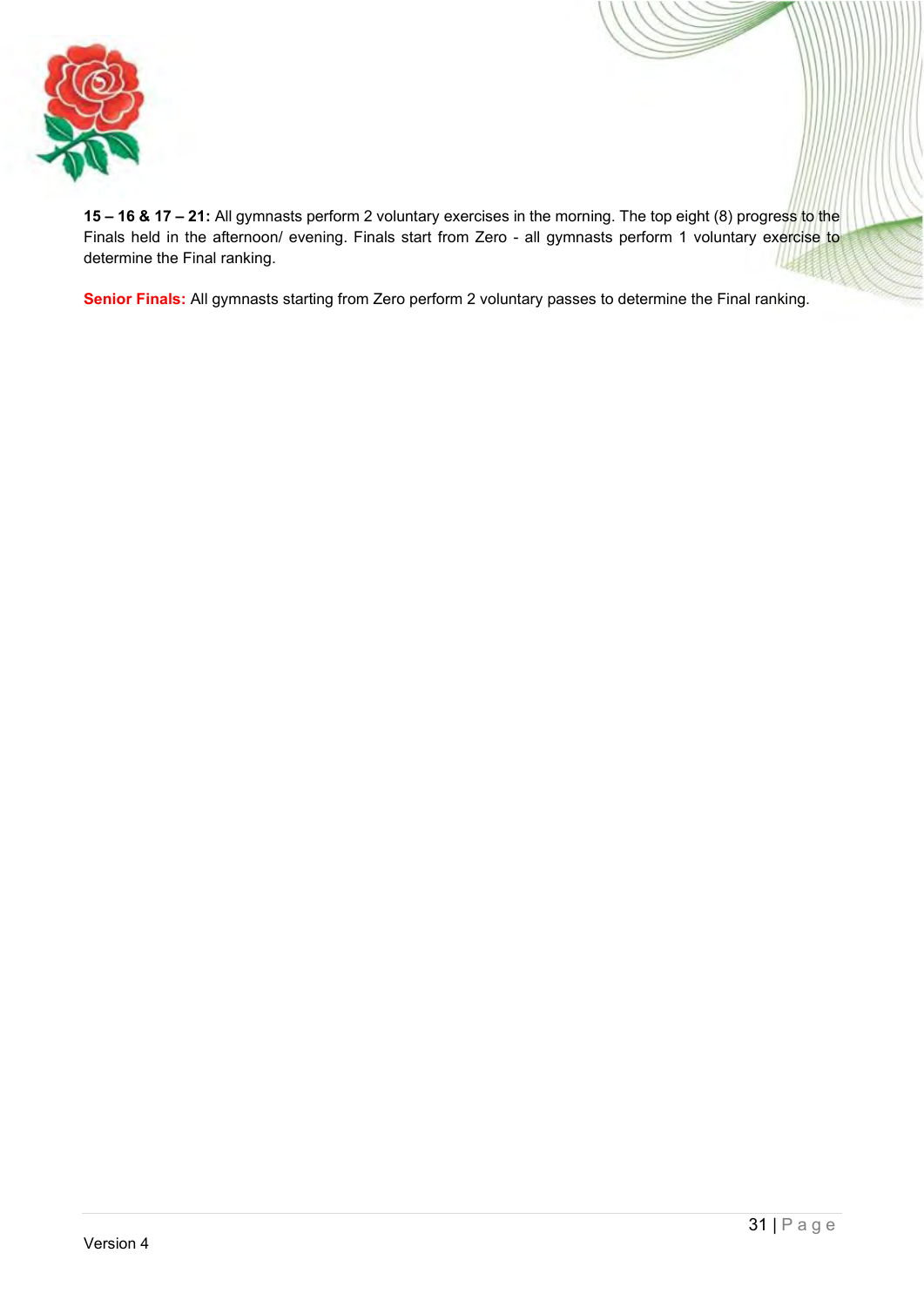**15 – 16 & 17 – 21:** All gymnasts perform 2 voluntary exercises in the morning. The top eight (8) progress to the Finals held in the afternoon/ evening. Finals start from Zero - all gymnasts perform 1 voluntary exercise to determine the Final ranking.

**Senior Finals:** All gymnasts starting from Zero perform 2 voluntary passes to determine the Final ranking.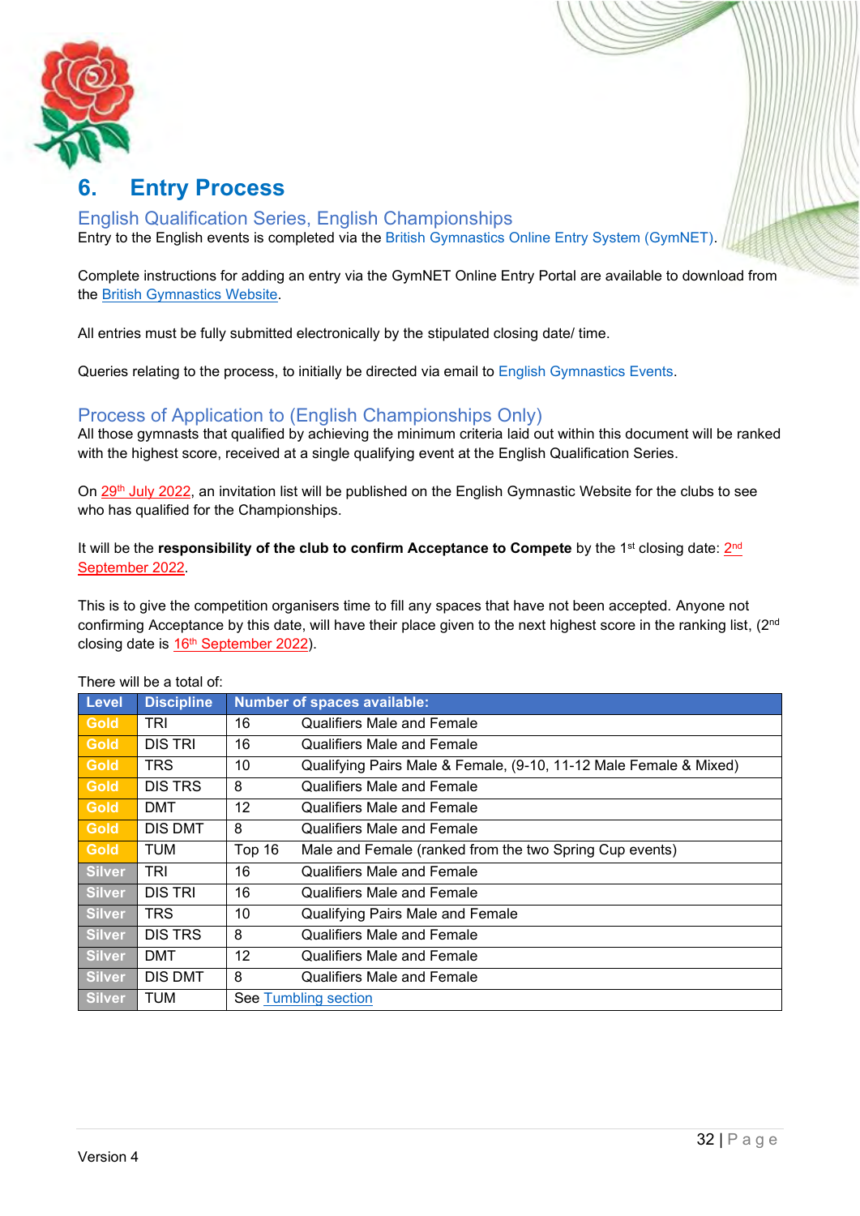# 6. Entry Process

## English Qualification Series, English Championships

Entry to the English events is completed via the British Gymnastics Online Entry System (GymNET).

Complete instructions for adding an entry via the GymNET Online Entry Portal are available to download from the British Gymnastics Website.

All entries must be fully submitted electronically by the stipulated closing date/ time.

Queries relating to the process, to initially be directed via email to English Gymnastics Events.

## Process of Application to (English Championships Only)

All those gymnasts that qualified by achieving the minimum criteria laid out within this document will be ranked with the highest score, received at a single qualifying event at the English Qualification Series.

On 29th July 2022, an invitation list will be published on the English Gymnastic Website for the clubs to see who has qualified for the Championships.

It will be the **responsibility of the club to confirm Acceptance to Compete** by the 1st closing date: 2nd September 2022.

This is to give the competition organisers time to fill any spaces that have not been accepted. Anyone not confirming Acceptance by this date, will have their place given to the next highest score in the ranking list, (2nd closing date is 16th September 2022).

There will be a total of:

| Level | Discipline | Number of spaces available: | |
|---|---|---|---|
| Gold | TRI | 16 | Qualifiers Male and Female |
| Gold | DIS TRI | 16 | Qualifiers Male and Female |
| Gold | TRS | 10 | Qualifying Pairs Male & Female, (9-10, 11-12 Male Female & Mixed) |
| Gold | DIS TRS | 8 | Qualifiers Male and Female |
| Gold | DMT | 12 | Qualifiers Male and Female |
| Gold | DIS DMT | 8 | Qualifiers Male and Female |
| Gold | TUM | Top 16 | Male and Female (ranked from the two Spring Cup events) |
| Silver | TRI | 16 | Qualifiers Male and Female |
| Silver | DIS TRI | 16 | Qualifiers Male and Female |
| Silver | TRS | 10 | Qualifying Pairs Male and Female |
| Silver | DIS TRS | 8 | Qualifiers Male and Female |
| Silver | DMT | 12 | Qualifiers Male and Female |
| Silver | DIS DMT | 8 | Qualifiers Male and Female |
| Silver | TUM | See Tumbling section | |

Version 4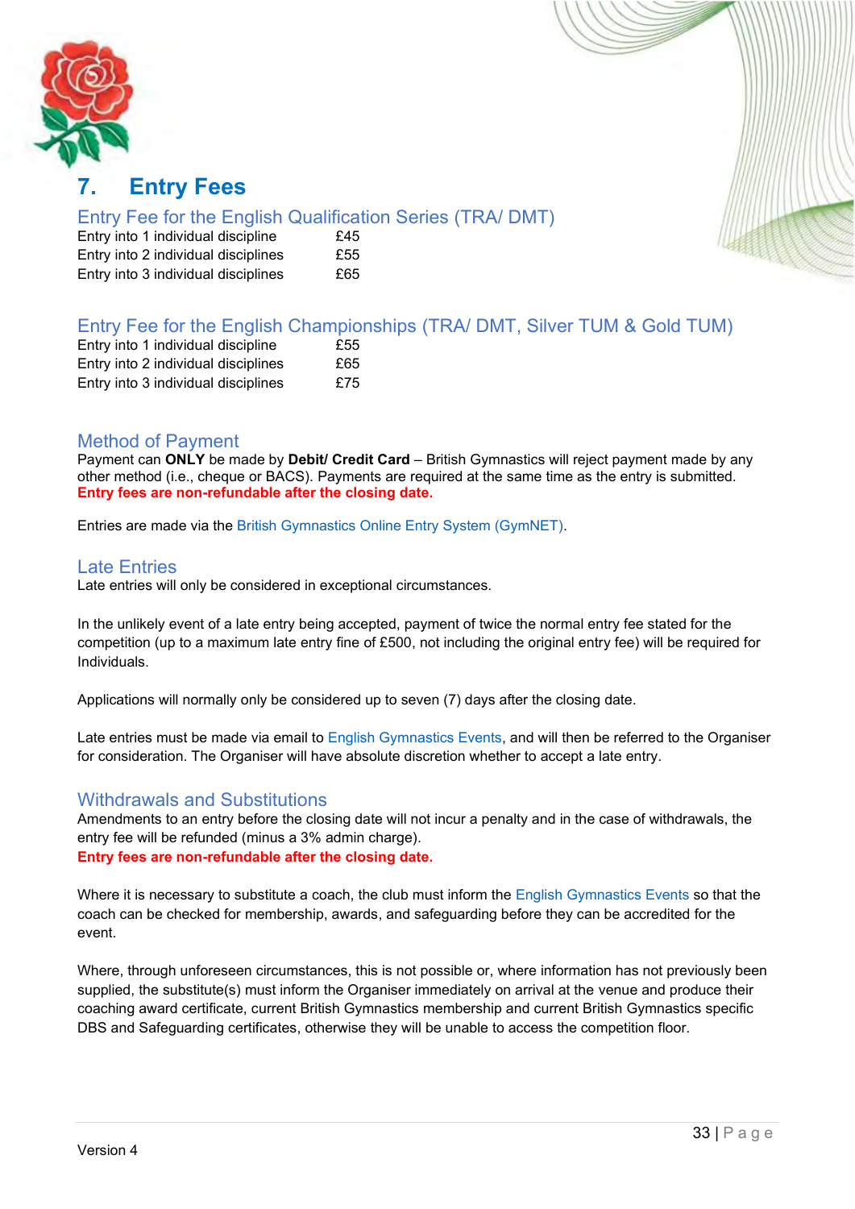# 7. Entry Fees

## Entry Fee for the English Qualification Series (TRA/ DMT)

| | |
|---|---|
| Entry into 1 individual discipline | £45 |
| Entry into 2 individual disciplines | £55 |
| Entry into 3 individual disciplines | £65 |

## Entry Fee for the English Championships (TRA/ DMT, Silver TUM & Gold TUM)

| | |
|---|---|
| Entry into 1 individual discipline | £55 |
| Entry into 2 individual disciplines | £65 |
| Entry into 3 individual disciplines | £75 |

## Method of Payment

Payment can **ONLY** be made by **Debit/ Credit Card** – British Gymnastics will reject payment made by any other method (i.e., cheque or BACS). Payments are required at the same time as the entry is submitted.
**Entry fees are non-refundable after the closing date.**

Entries are made via the British Gymnastics Online Entry System (GymNET).

## Late Entries

Late entries will only be considered in exceptional circumstances.

In the unlikely event of a late entry being accepted, payment of twice the normal entry fee stated for the competition (up to a maximum late entry fine of £500, not including the original entry fee) will be required for Individuals.

Applications will normally only be considered up to seven (7) days after the closing date.

Late entries must be made via email to English Gymnastics Events, and will then be referred to the Organiser for consideration. The Organiser will have absolute discretion whether to accept a late entry.

## Withdrawals and Substitutions

Amendments to an entry before the closing date will not incur a penalty and in the case of withdrawals, the entry fee will be refunded (minus a 3% admin charge).
**Entry fees are non-refundable after the closing date.**

Where it is necessary to substitute a coach, the club must inform the English Gymnastics Events so that the coach can be checked for membership, awards, and safeguarding before they can be accredited for the event.

Where, through unforeseen circumstances, this is not possible or, where information has not previously been supplied, the substitute(s) must inform the Organiser immediately on arrival at the venue and produce their coaching award certificate, current British Gymnastics membership and current British Gymnastics specific DBS and Safeguarding certificates, otherwise they will be unable to access the competition floor.

Version 4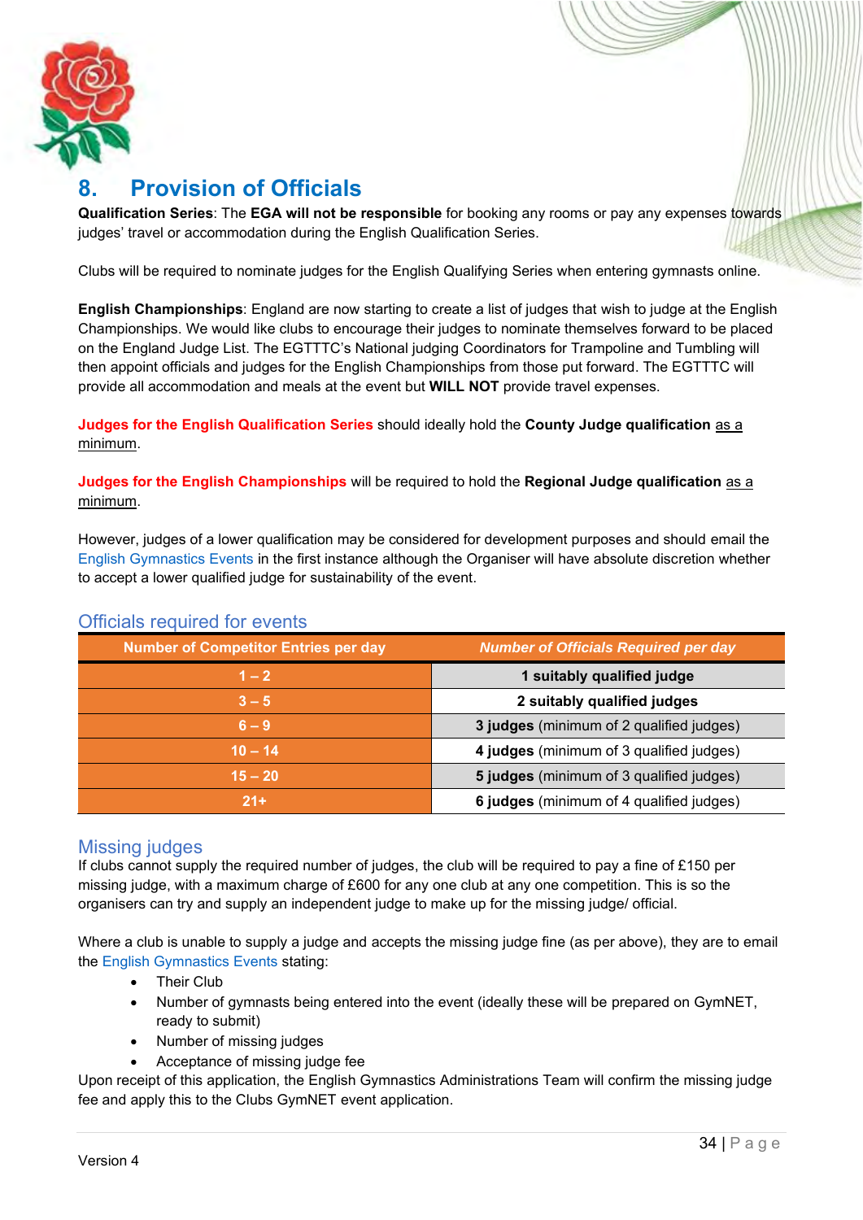# 8. Provision of Officials

**Qualification Series**: The **EGA will not be responsible** for booking any rooms or pay any expenses towards judges' travel or accommodation during the English Qualification Series.

Clubs will be required to nominate judges for the English Qualifying Series when entering gymnasts online.

**English Championships**: England are now starting to create a list of judges that wish to judge at the English Championships. We would like clubs to encourage their judges to nominate themselves forward to be placed on the England Judge List. The EGTTTC's National judging Coordinators for Trampoline and Tumbling will then appoint officials and judges for the English Championships from those put forward. The EGTTTC will provide all accommodation and meals at the event but **WILL NOT** provide travel expenses.

**Judges for the English Qualification Series** should ideally hold the **County Judge qualification** as a minimum.

**Judges for the English Championships** will be required to hold the **Regional Judge qualification** as a minimum.

However, judges of a lower qualification may be considered for development purposes and should email the English Gymnastics Events in the first instance although the Organiser will have absolute discretion whether to accept a lower qualified judge for sustainability of the event.

## Officials required for events

| Number of Competitor Entries per day | *Number of Officials Required per day* |
|---|---|
| 1 – 2 | **1 suitably qualified judge** |
| 3 – 5 | **2 suitably qualified judges** |
| 6 – 9 | **3 judges** (minimum of 2 qualified judges) |
| 10 – 14 | **4 judges** (minimum of 3 qualified judges) |
| 15 – 20 | **5 judges** (minimum of 3 qualified judges) |
| 21+ | **6 judges** (minimum of 4 qualified judges) |

## Missing judges

If clubs cannot supply the required number of judges, the club will be required to pay a fine of £150 per missing judge, with a maximum charge of £600 for any one club at any one competition. This is so the organisers can try and supply an independent judge to make up for the missing judge/ official.

Where a club is unable to supply a judge and accepts the missing judge fine (as per above), they are to email the English Gymnastics Events stating:

- Their Club
- Number of gymnasts being entered into the event (ideally these will be prepared on GymNET, ready to submit)
- Number of missing judges
- Acceptance of missing judge fee

Upon receipt of this application, the English Gymnastics Administrations Team will confirm the missing judge fee and apply this to the Clubs GymNET event application.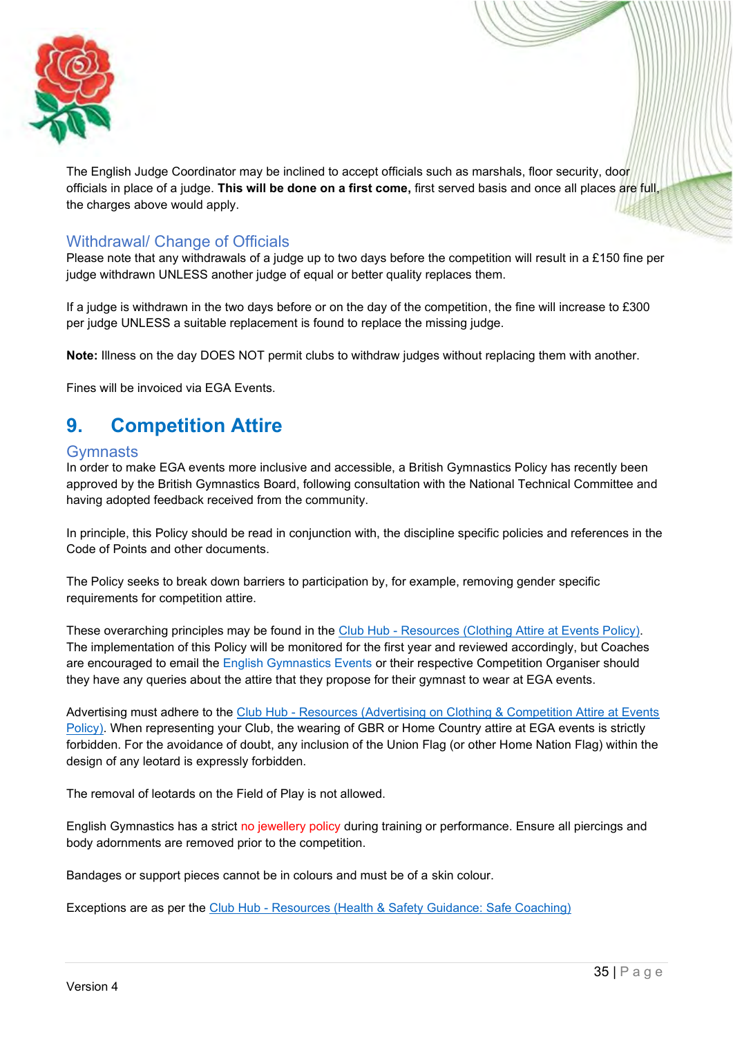The English Judge Coordinator may be inclined to accept officials such as marshals, floor security, door officials in place of a judge. **This will be done on a first come,** first served basis and once all places are full, the charges above would apply.

### Withdrawal/ Change of Officials

Please note that any withdrawals of a judge up to two days before the competition will result in a £150 fine per judge withdrawn UNLESS another judge of equal or better quality replaces them.

If a judge is withdrawn in the two days before or on the day of the competition, the fine will increase to £300 per judge UNLESS a suitable replacement is found to replace the missing judge.

**Note:** Illness on the day DOES NOT permit clubs to withdraw judges without replacing them with another.

Fines will be invoiced via EGA Events.

## 9. Competition Attire

### Gymnasts

In order to make EGA events more inclusive and accessible, a British Gymnastics Policy has recently been approved by the British Gymnastics Board, following consultation with the National Technical Committee and having adopted feedback received from the community.

In principle, this Policy should be read in conjunction with, the discipline specific policies and references in the Code of Points and other documents.

The Policy seeks to break down barriers to participation by, for example, removing gender specific requirements for competition attire.

These overarching principles may be found in the Club Hub - Resources (Clothing Attire at Events Policy). The implementation of this Policy will be monitored for the first year and reviewed accordingly, but Coaches are encouraged to email the English Gymnastics Events or their respective Competition Organiser should they have any queries about the attire that they propose for their gymnast to wear at EGA events.

Advertising must adhere to the Club Hub - Resources (Advertising on Clothing & Competition Attire at Events Policy). When representing your Club, the wearing of GBR or Home Country attire at EGA events is strictly forbidden. For the avoidance of doubt, any inclusion of the Union Flag (or other Home Nation Flag) within the design of any leotard is expressly forbidden.

The removal of leotards on the Field of Play is not allowed.

English Gymnastics has a strict no jewellery policy during training or performance. Ensure all piercings and body adornments are removed prior to the competition.

Bandages or support pieces cannot be in colours and must be of a skin colour.

Exceptions are as per the Club Hub - Resources (Health & Safety Guidance: Safe Coaching)

Version 4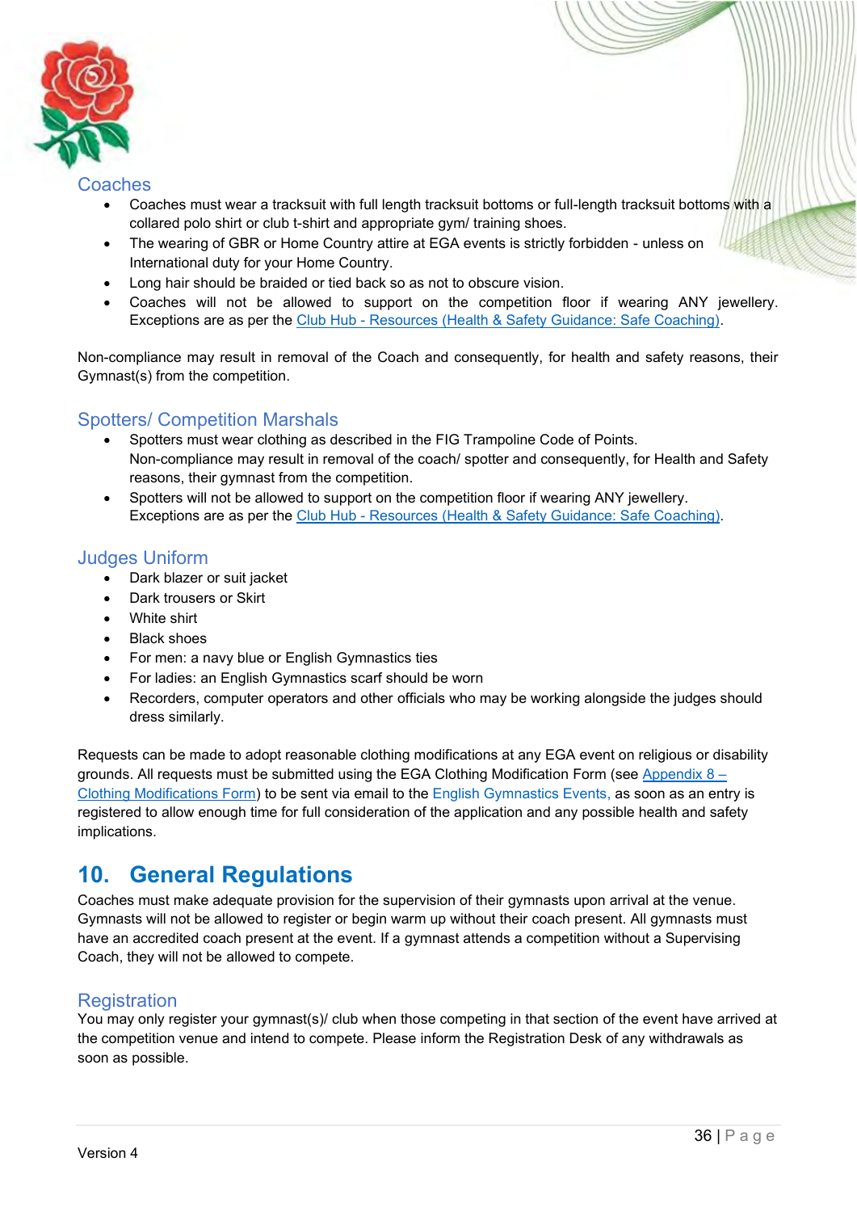## Coaches

- Coaches must wear a tracksuit with full length tracksuit bottoms or full-length tracksuit bottoms with a collared polo shirt or club t-shirt and appropriate gym/ training shoes.
- The wearing of GBR or Home Country attire at EGA events is strictly forbidden - unless on International duty for your Home Country.
- Long hair should be braided or tied back so as not to obscure vision.
- Coaches will not be allowed to support on the competition floor if wearing ANY jewellery. Exceptions are as per the Club Hub - Resources (Health & Safety Guidance: Safe Coaching).

Non-compliance may result in removal of the Coach and consequently, for health and safety reasons, their Gymnast(s) from the competition.

## Spotters/ Competition Marshals

- Spotters must wear clothing as described in the FIG Trampoline Code of Points. Non-compliance may result in removal of the coach/ spotter and consequently, for Health and Safety reasons, their gymnast from the competition.
- Spotters will not be allowed to support on the competition floor if wearing ANY jewellery. Exceptions are as per the Club Hub - Resources (Health & Safety Guidance: Safe Coaching).

## Judges Uniform

- Dark blazer or suit jacket
- Dark trousers or Skirt
- White shirt
- Black shoes
- For men: a navy blue or English Gymnastics ties
- For ladies: an English Gymnastics scarf should be worn
- Recorders, computer operators and other officials who may be working alongside the judges should dress similarly.

Requests can be made to adopt reasonable clothing modifications at any EGA event on religious or disability grounds. All requests must be submitted using the EGA Clothing Modification Form (see Appendix 8 – Clothing Modifications Form) to be sent via email to the English Gymnastics Events, as soon as an entry is registered to allow enough time for full consideration of the application and any possible health and safety implications.

# 10. General Regulations

Coaches must make adequate provision for the supervision of their gymnasts upon arrival at the venue. Gymnasts will not be allowed to register or begin warm up without their coach present. All gymnasts must have an accredited coach present at the event. If a gymnast attends a competition without a Supervising Coach, they will not be allowed to compete.

## Registration

You may only register your gymnast(s)/ club when those competing in that section of the event have arrived at the competition venue and intend to compete. Please inform the Registration Desk of any withdrawals as soon as possible.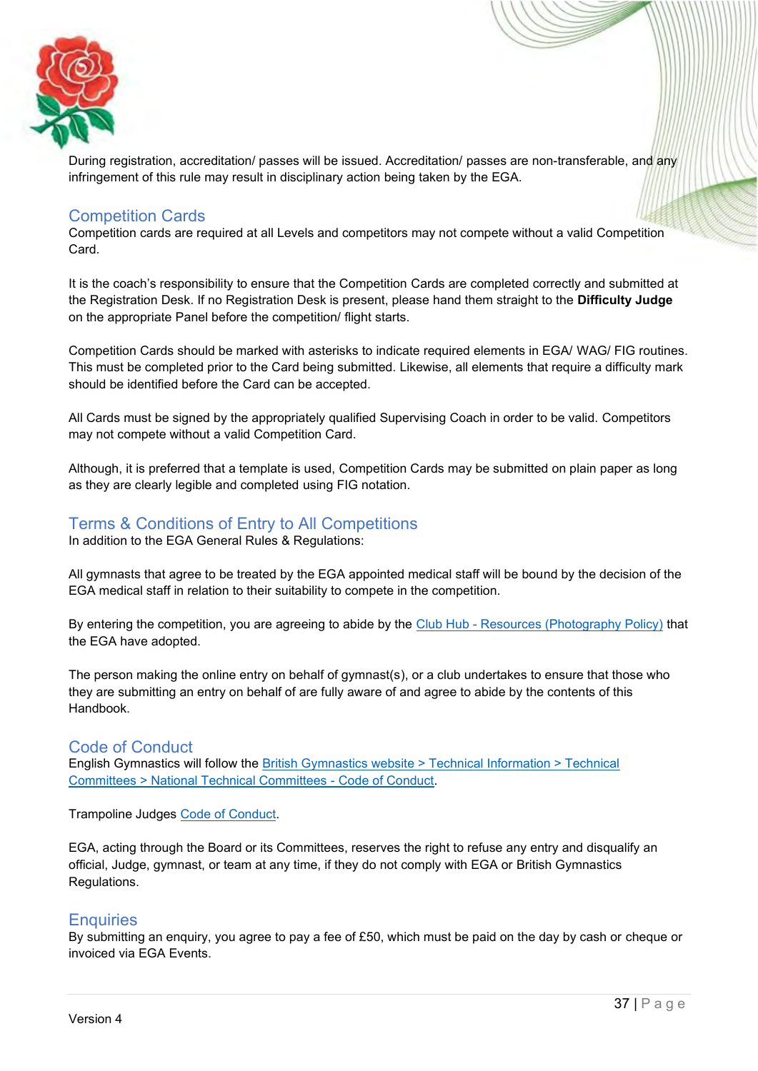During registration, accreditation/ passes will be issued. Accreditation/ passes are non-transferable, and any infringement of this rule may result in disciplinary action being taken by the EGA.

## Competition Cards

Competition cards are required at all Levels and competitors may not compete without a valid Competition Card.

It is the coach's responsibility to ensure that the Competition Cards are completed correctly and submitted at the Registration Desk. If no Registration Desk is present, please hand them straight to the **Difficulty Judge** on the appropriate Panel before the competition/ flight starts.

Competition Cards should be marked with asterisks to indicate required elements in EGA/ WAG/ FIG routines. This must be completed prior to the Card being submitted. Likewise, all elements that require a difficulty mark should be identified before the Card can be accepted.

All Cards must be signed by the appropriately qualified Supervising Coach in order to be valid. Competitors may not compete without a valid Competition Card.

Although, it is preferred that a template is used, Competition Cards may be submitted on plain paper as long as they are clearly legible and completed using FIG notation.

## Terms & Conditions of Entry to All Competitions

In addition to the EGA General Rules & Regulations:

All gymnasts that agree to be treated by the EGA appointed medical staff will be bound by the decision of the EGA medical staff in relation to their suitability to compete in the competition.

By entering the competition, you are agreeing to abide by the Club Hub - Resources (Photography Policy) that the EGA have adopted.

The person making the online entry on behalf of gymnast(s), or a club undertakes to ensure that those who they are submitting an entry on behalf of are fully aware of and agree to abide by the contents of this Handbook.

## Code of Conduct

English Gymnastics will follow the British Gymnastics website > Technical Information > Technical Committees > National Technical Committees - Code of Conduct.

Trampoline Judges Code of Conduct.

EGA, acting through the Board or its Committees, reserves the right to refuse any entry and disqualify an official, Judge, gymnast, or team at any time, if they do not comply with EGA or British Gymnastics Regulations.

## Enquiries

By submitting an enquiry, you agree to pay a fee of £50, which must be paid on the day by cash or cheque or invoiced via EGA Events.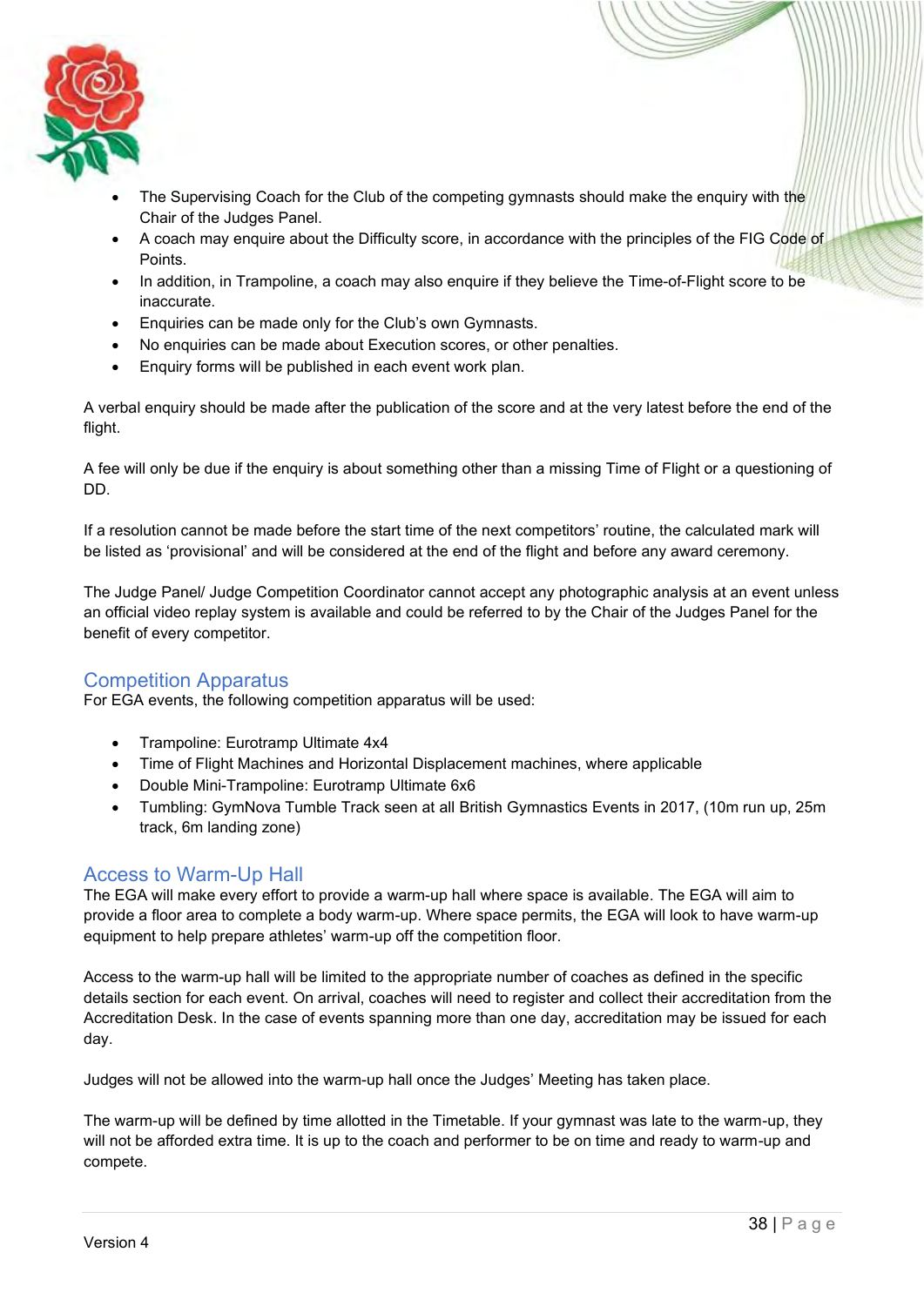- The Supervising Coach for the Club of the competing gymnasts should make the enquiry with the Chair of the Judges Panel.
- A coach may enquire about the Difficulty score, in accordance with the principles of the FIG Code of Points.
- In addition, in Trampoline, a coach may also enquire if they believe the Time-of-Flight score to be inaccurate.
- Enquiries can be made only for the Club's own Gymnasts.
- No enquiries can be made about Execution scores, or other penalties.
- Enquiry forms will be published in each event work plan.

A verbal enquiry should be made after the publication of the score and at the very latest before the end of the flight.

A fee will only be due if the enquiry is about something other than a missing Time of Flight or a questioning of DD.

If a resolution cannot be made before the start time of the next competitors' routine, the calculated mark will be listed as 'provisional' and will be considered at the end of the flight and before any award ceremony.

The Judge Panel/ Judge Competition Coordinator cannot accept any photographic analysis at an event unless an official video replay system is available and could be referred to by the Chair of the Judges Panel for the benefit of every competitor.

## Competition Apparatus

For EGA events, the following competition apparatus will be used:

- Trampoline: Eurotramp Ultimate 4x4
- Time of Flight Machines and Horizontal Displacement machines, where applicable
- Double Mini-Trampoline: Eurotramp Ultimate 6x6
- Tumbling: GymNova Tumble Track seen at all British Gymnastics Events in 2017, (10m run up, 25m track, 6m landing zone)

## Access to Warm-Up Hall

The EGA will make every effort to provide a warm-up hall where space is available. The EGA will aim to provide a floor area to complete a body warm-up. Where space permits, the EGA will look to have warm-up equipment to help prepare athletes' warm-up off the competition floor.

Access to the warm-up hall will be limited to the appropriate number of coaches as defined in the specific details section for each event. On arrival, coaches will need to register and collect their accreditation from the Accreditation Desk. In the case of events spanning more than one day, accreditation may be issued for each day.

Judges will not be allowed into the warm-up hall once the Judges' Meeting has taken place.

The warm-up will be defined by time allotted in the Timetable. If your gymnast was late to the warm-up, they will not be afforded extra time. It is up to the coach and performer to be on time and ready to warm-up and compete.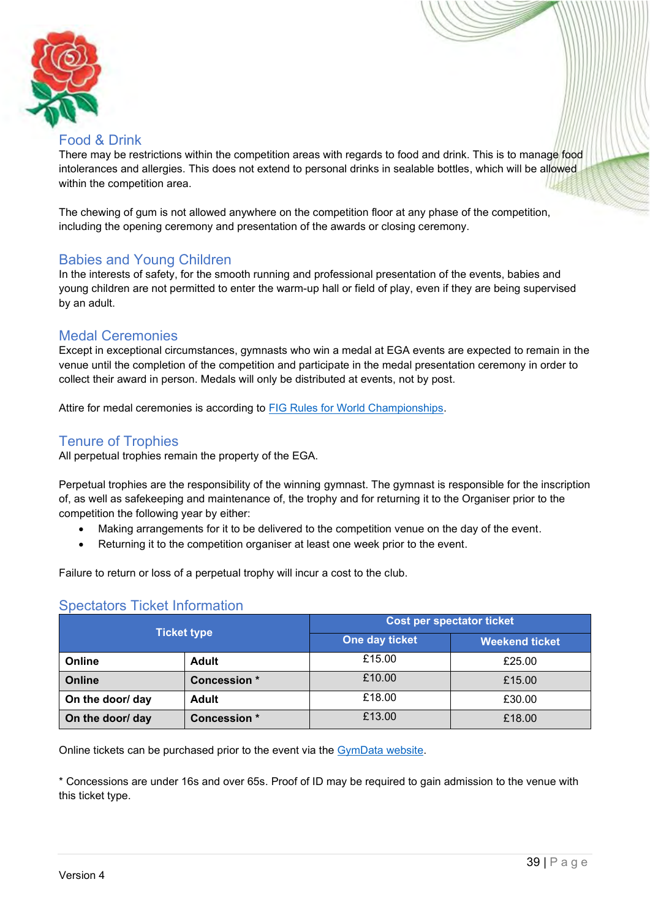## Food & Drink

There may be restrictions within the competition areas with regards to food and drink. This is to manage food intolerances and allergies. This does not extend to personal drinks in sealable bottles, which will be allowed within the competition area.

The chewing of gum is not allowed anywhere on the competition floor at any phase of the competition, including the opening ceremony and presentation of the awards or closing ceremony.

## Babies and Young Children

In the interests of safety, for the smooth running and professional presentation of the events, babies and young children are not permitted to enter the warm-up hall or field of play, even if they are being supervised by an adult.

## Medal Ceremonies

Except in exceptional circumstances, gymnasts who win a medal at EGA events are expected to remain in the venue until the completion of the competition and participate in the medal presentation ceremony in order to collect their award in person. Medals will only be distributed at events, not by post.

Attire for medal ceremonies is according to [FIG Rules for World Championships](#).

## Tenure of Trophies

All perpetual trophies remain the property of the EGA.

Perpetual trophies are the responsibility of the winning gymnast. The gymnast is responsible for the inscription of, as well as safekeeping and maintenance of, the trophy and for returning it to the Organiser prior to the competition the following year by either:

- Making arrangements for it to be delivered to the competition venue on the day of the event.
- Returning it to the competition organiser at least one week prior to the event.

Failure to return or loss of a perpetual trophy will incur a cost to the club.

## Spectators Ticket Information

| Ticket type | | Cost per spectator ticket | |
|---|---|---|---|
| | | **One day ticket** | **Weekend ticket** |
| **Online** | **Adult** | £15.00 | £25.00 |
| **Online** | **Concession *** | £10.00 | £15.00 |
| **On the door/ day** | **Adult** | £18.00 | £30.00 |
| **On the door/ day** | **Concession *** | £13.00 | £18.00 |

Online tickets can be purchased prior to the event via the [GymData website](#).

* Concessions are under 16s and over 65s. Proof of ID may be required to gain admission to the venue with this ticket type.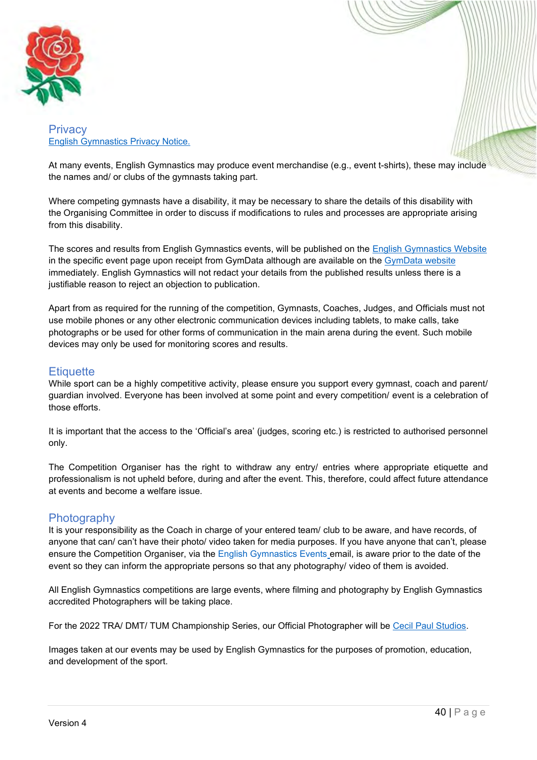## Privacy

[English Gymnastics Privacy Notice.](#)

At many events, English Gymnastics may produce event merchandise (e.g., event t-shirts), these may include the names and/ or clubs of the gymnasts taking part.

Where competing gymnasts have a disability, it may be necessary to share the details of this disability with the Organising Committee in order to discuss if modifications to rules and processes are appropriate arising from this disability.

The scores and results from English Gymnastics events, will be published on the English Gymnastics Website in the specific event page upon receipt from GymData although are available on the GymData website immediately. English Gymnastics will not redact your details from the published results unless there is a justifiable reason to reject an objection to publication.

Apart from as required for the running of the competition, Gymnasts, Coaches, Judges, and Officials must not use mobile phones or any other electronic communication devices including tablets, to make calls, take photographs or be used for other forms of communication in the main arena during the event. Such mobile devices may only be used for monitoring scores and results.

## Etiquette

While sport can be a highly competitive activity, please ensure you support every gymnast, coach and parent/ guardian involved. Everyone has been involved at some point and every competition/ event is a celebration of those efforts.

It is important that the access to the 'Official's area' (judges, scoring etc.) is restricted to authorised personnel only.

The Competition Organiser has the right to withdraw any entry/ entries where appropriate etiquette and professionalism is not upheld before, during and after the event. This, therefore, could affect future attendance at events and become a welfare issue.

## Photography

It is your responsibility as the Coach in charge of your entered team/ club to be aware, and have records, of anyone that can/ can't have their photo/ video taken for media purposes. If you have anyone that can't, please ensure the Competition Organiser, via the English Gymnastics Events email, is aware prior to the date of the event so they can inform the appropriate persons so that any photography/ video of them is avoided.

All English Gymnastics competitions are large events, where filming and photography by English Gymnastics accredited Photographers will be taking place.

For the 2022 TRA/ DMT/ TUM Championship Series, our Official Photographer will be Cecil Paul Studios.

Images taken at our events may be used by English Gymnastics for the purposes of promotion, education, and development of the sport.

Version 4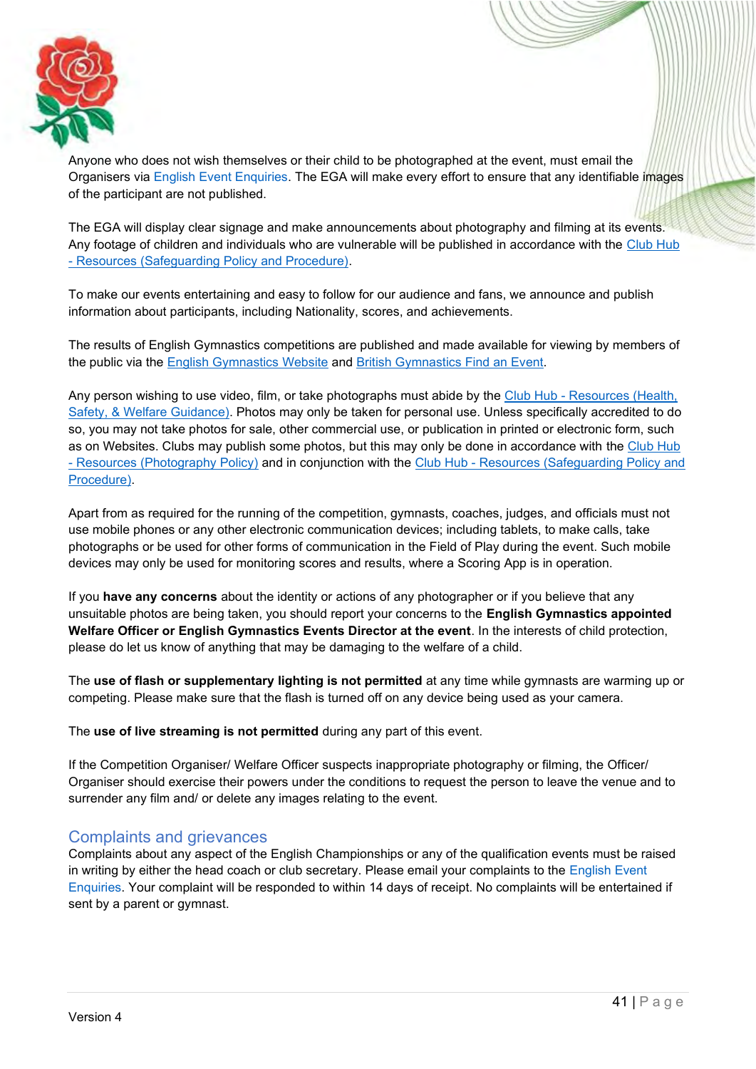Anyone who does not wish themselves or their child to be photographed at the event, must email the Organisers via English Event Enquiries. The EGA will make every effort to ensure that any identifiable images of the participant are not published.

The EGA will display clear signage and make announcements about photography and filming at its events. Any footage of children and individuals who are vulnerable will be published in accordance with the Club Hub - Resources (Safeguarding Policy and Procedure).

To make our events entertaining and easy to follow for our audience and fans, we announce and publish information about participants, including Nationality, scores, and achievements.

The results of English Gymnastics competitions are published and made available for viewing by members of the public via the English Gymnastics Website and British Gymnastics Find an Event.

Any person wishing to use video, film, or take photographs must abide by the Club Hub - Resources (Health, Safety, & Welfare Guidance). Photos may only be taken for personal use. Unless specifically accredited to do so, you may not take photos for sale, other commercial use, or publication in printed or electronic form, such as on Websites. Clubs may publish some photos, but this may only be done in accordance with the Club Hub - Resources (Photography Policy) and in conjunction with the Club Hub - Resources (Safeguarding Policy and Procedure).

Apart from as required for the running of the competition, gymnasts, coaches, judges, and officials must not use mobile phones or any other electronic communication devices; including tablets, to make calls, take photographs or be used for other forms of communication in the Field of Play during the event. Such mobile devices may only be used for monitoring scores and results, where a Scoring App is in operation.

If you **have any concerns** about the identity or actions of any photographer or if you believe that any unsuitable photos are being taken, you should report your concerns to the **English Gymnastics appointed Welfare Officer or English Gymnastics Events Director at the event**. In the interests of child protection, please do let us know of anything that may be damaging to the welfare of a child.

The **use of flash or supplementary lighting is not permitted** at any time while gymnasts are warming up or competing. Please make sure that the flash is turned off on any device being used as your camera.

The **use of live streaming is not permitted** during any part of this event.

If the Competition Organiser/ Welfare Officer suspects inappropriate photography or filming, the Officer/ Organiser should exercise their powers under the conditions to request the person to leave the venue and to surrender any film and/ or delete any images relating to the event.

## Complaints and grievances

Complaints about any aspect of the English Championships or any of the qualification events must be raised in writing by either the head coach or club secretary. Please email your complaints to the English Event Enquiries. Your complaint will be responded to within 14 days of receipt. No complaints will be entertained if sent by a parent or gymnast.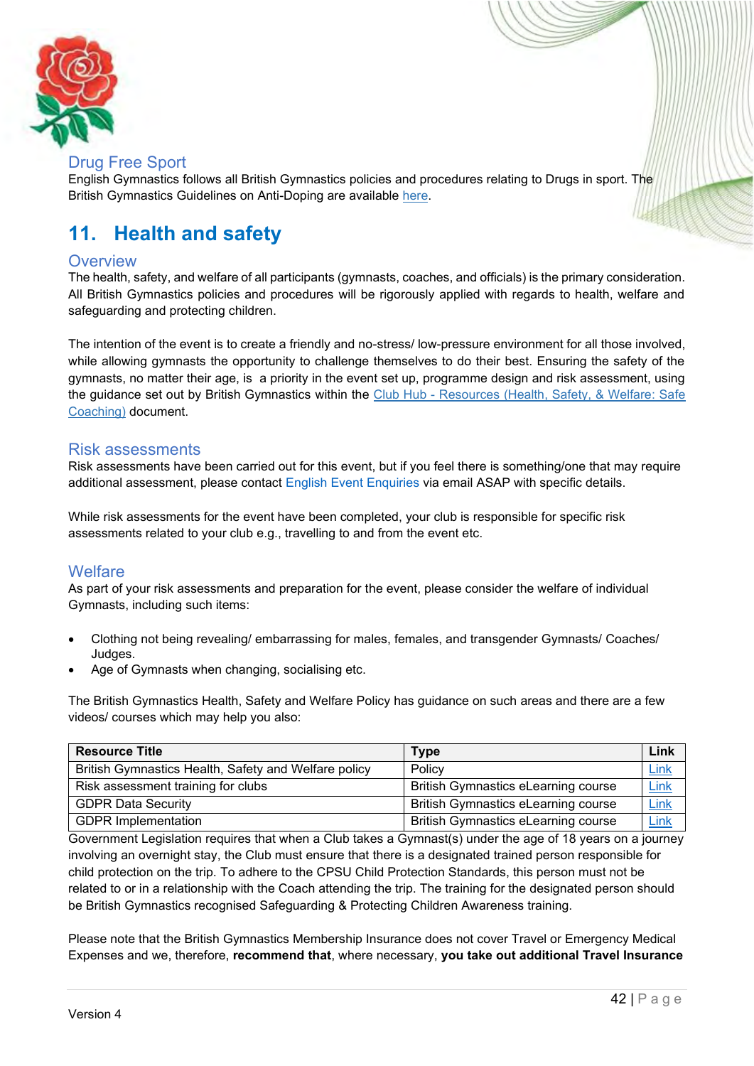### Drug Free Sport

English Gymnastics follows all British Gymnastics policies and procedures relating to Drugs in sport. The British Gymnastics Guidelines on Anti-Doping are available here.

## 11. Health and safety

### Overview

The health, safety, and welfare of all participants (gymnasts, coaches, and officials) is the primary consideration. All British Gymnastics policies and procedures will be rigorously applied with regards to health, welfare and safeguarding and protecting children.

The intention of the event is to create a friendly and no-stress/ low-pressure environment for all those involved, while allowing gymnasts the opportunity to challenge themselves to do their best. Ensuring the safety of the gymnasts, no matter their age, is a priority in the event set up, programme design and risk assessment, using the guidance set out by British Gymnastics within the Club Hub - Resources (Health, Safety, & Welfare: Safe Coaching) document.

### Risk assessments

Risk assessments have been carried out for this event, but if you feel there is something/one that may require additional assessment, please contact English Event Enquiries via email ASAP with specific details.

While risk assessments for the event have been completed, your club is responsible for specific risk assessments related to your club e.g., travelling to and from the event etc.

### Welfare

As part of your risk assessments and preparation for the event, please consider the welfare of individual Gymnasts, including such items:

- Clothing not being revealing/ embarrassing for males, females, and transgender Gymnasts/ Coaches/ Judges.
- Age of Gymnasts when changing, socialising etc.

The British Gymnastics Health, Safety and Welfare Policy has guidance on such areas and there are a few videos/ courses which may help you also:

| Resource Title | Type | Link |
|---|---|---|
| British Gymnastics Health, Safety and Welfare policy | Policy | Link |
| Risk assessment training for clubs | British Gymnastics eLearning course | Link |
| GDPR Data Security | British Gymnastics eLearning course | Link |
| GDPR Implementation | British Gymnastics eLearning course | Link |

Government Legislation requires that when a Club takes a Gymnast(s) under the age of 18 years on a journey involving an overnight stay, the Club must ensure that there is a designated trained person responsible for child protection on the trip. To adhere to the CPSU Child Protection Standards, this person must not be related to or in a relationship with the Coach attending the trip. The training for the designated person should be British Gymnastics recognised Safeguarding & Protecting Children Awareness training.

Please note that the British Gymnastics Membership Insurance does not cover Travel or Emergency Medical Expenses and we, therefore, **recommend that**, where necessary, **you take out additional Travel Insurance**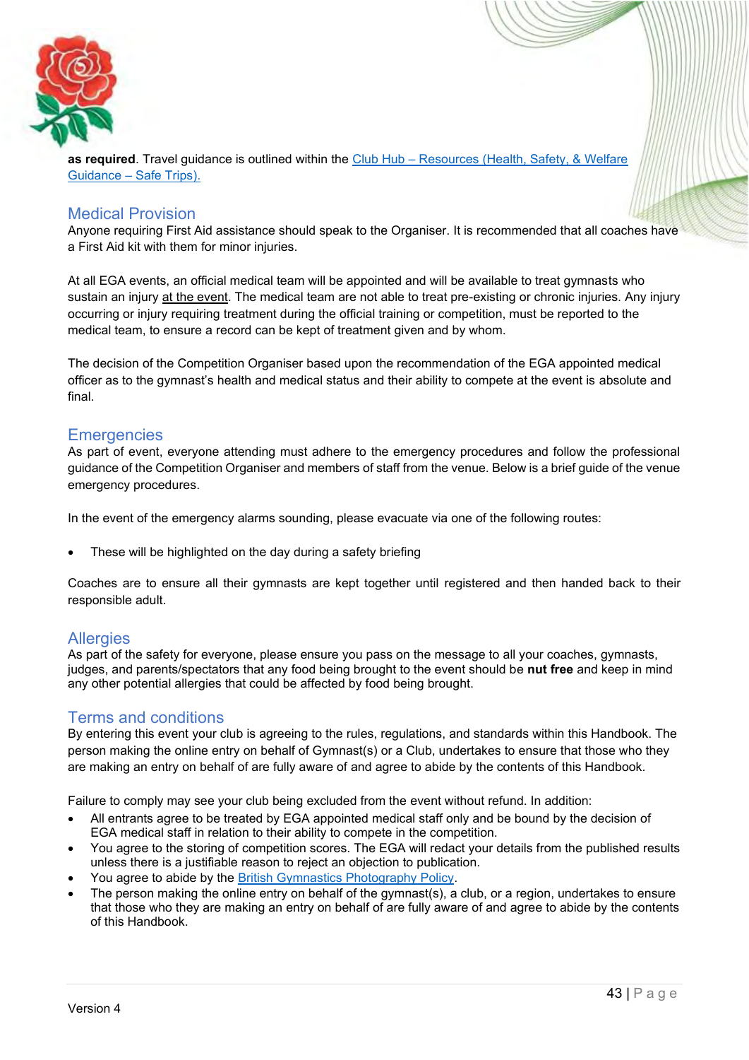**as required**. Travel guidance is outlined within the [Club Hub – Resources (Health, Safety, & Welfare Guidance – Safe Trips).]()

## Medical Provision

Anyone requiring First Aid assistance should speak to the Organiser. It is recommended that all coaches have a First Aid kit with them for minor injuries.

At all EGA events, an official medical team will be appointed and will be available to treat gymnasts who sustain an injury at the event. The medical team are not able to treat pre-existing or chronic injuries. Any injury occurring or injury requiring treatment during the official training or competition, must be reported to the medical team, to ensure a record can be kept of treatment given and by whom.

The decision of the Competition Organiser based upon the recommendation of the EGA appointed medical officer as to the gymnast's health and medical status and their ability to compete at the event is absolute and final.

## Emergencies

As part of event, everyone attending must adhere to the emergency procedures and follow the professional guidance of the Competition Organiser and members of staff from the venue. Below is a brief guide of the venue emergency procedures.

In the event of the emergency alarms sounding, please evacuate via one of the following routes:

- These will be highlighted on the day during a safety briefing

Coaches are to ensure all their gymnasts are kept together until registered and then handed back to their responsible adult.

## Allergies

As part of the safety for everyone, please ensure you pass on the message to all your coaches, gymnasts, judges, and parents/spectators that any food being brought to the event should be **nut free** and keep in mind any other potential allergies that could be affected by food being brought.

## Terms and conditions

By entering this event your club is agreeing to the rules, regulations, and standards within this Handbook. The person making the online entry on behalf of Gymnast(s) or a Club, undertakes to ensure that those who they are making an entry on behalf of are fully aware of and agree to abide by the contents of this Handbook.

Failure to comply may see your club being excluded from the event without refund. In addition:

- All entrants agree to be treated by EGA appointed medical staff only and be bound by the decision of EGA medical staff in relation to their ability to compete in the competition.
- You agree to the storing of competition scores. The EGA will redact your details from the published results unless there is a justifiable reason to reject an objection to publication.
- You agree to abide by the [British Gymnastics Photography Policy]().
- The person making the online entry on behalf of the gymnast(s), a club, or a region, undertakes to ensure that those who they are making an entry on behalf of are fully aware of and agree to abide by the contents of this Handbook.

Version 4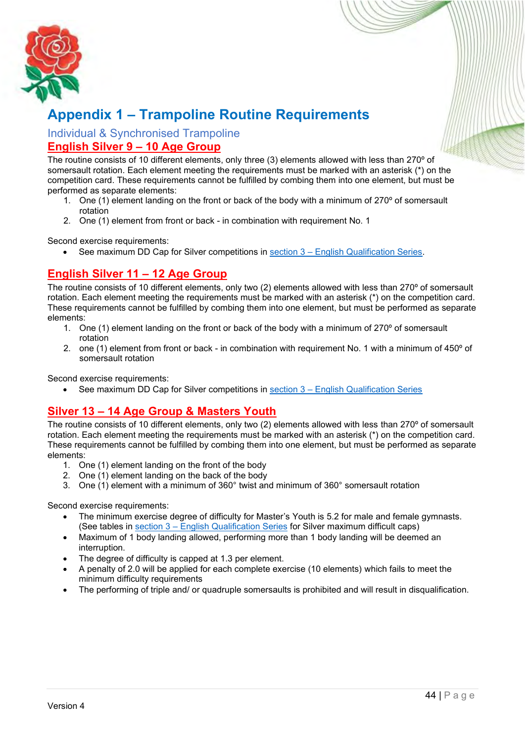# Appendix 1 – Trampoline Routine Requirements

## Individual & Synchronised Trampoline

### English Silver 9 – 10 Age Group

The routine consists of 10 different elements, only three (3) elements allowed with less than 270º of somersault rotation. Each element meeting the requirements must be marked with an asterisk (*) on the competition card. These requirements cannot be fulfilled by combing them into one element, but must be performed as separate elements:

1. One (1) element landing on the front or back of the body with a minimum of 270º of somersault rotation
2. One (1) element from front or back - in combination with requirement No. 1

Second exercise requirements:

- See maximum DD Cap for Silver competitions in section 3 – English Qualification Series.

### English Silver 11 – 12 Age Group

The routine consists of 10 different elements, only two (2) elements allowed with less than 270º of somersault rotation. Each element meeting the requirements must be marked with an asterisk (*) on the competition card. These requirements cannot be fulfilled by combing them into one element, but must be performed as separate elements:

1. One (1) element landing on the front or back of the body with a minimum of 270º of somersault rotation
2. one (1) element from front or back - in combination with requirement No. 1 with a minimum of 450º of somersault rotation

Second exercise requirements:

- See maximum DD Cap for Silver competitions in section 3 – English Qualification Series

### Silver 13 – 14 Age Group & Masters Youth

The routine consists of 10 different elements, only two (2) elements allowed with less than 270º of somersault rotation. Each element meeting the requirements must be marked with an asterisk (*) on the competition card. These requirements cannot be fulfilled by combing them into one element, but must be performed as separate elements:

1. One (1) element landing on the front of the body
2. One (1) element landing on the back of the body
3. One (1) element with a minimum of 360° twist and minimum of 360° somersault rotation

Second exercise requirements:

- The minimum exercise degree of difficulty for Master's Youth is 5.2 for male and female gymnasts. (See tables in section 3 – English Qualification Series for Silver maximum difficult caps)
- Maximum of 1 body landing allowed, performing more than 1 body landing will be deemed an interruption.
- The degree of difficulty is capped at 1.3 per element.
- A penalty of 2.0 will be applied for each complete exercise (10 elements) which fails to meet the minimum difficulty requirements
- The performing of triple and/ or quadruple somersaults is prohibited and will result in disqualification.

Version 4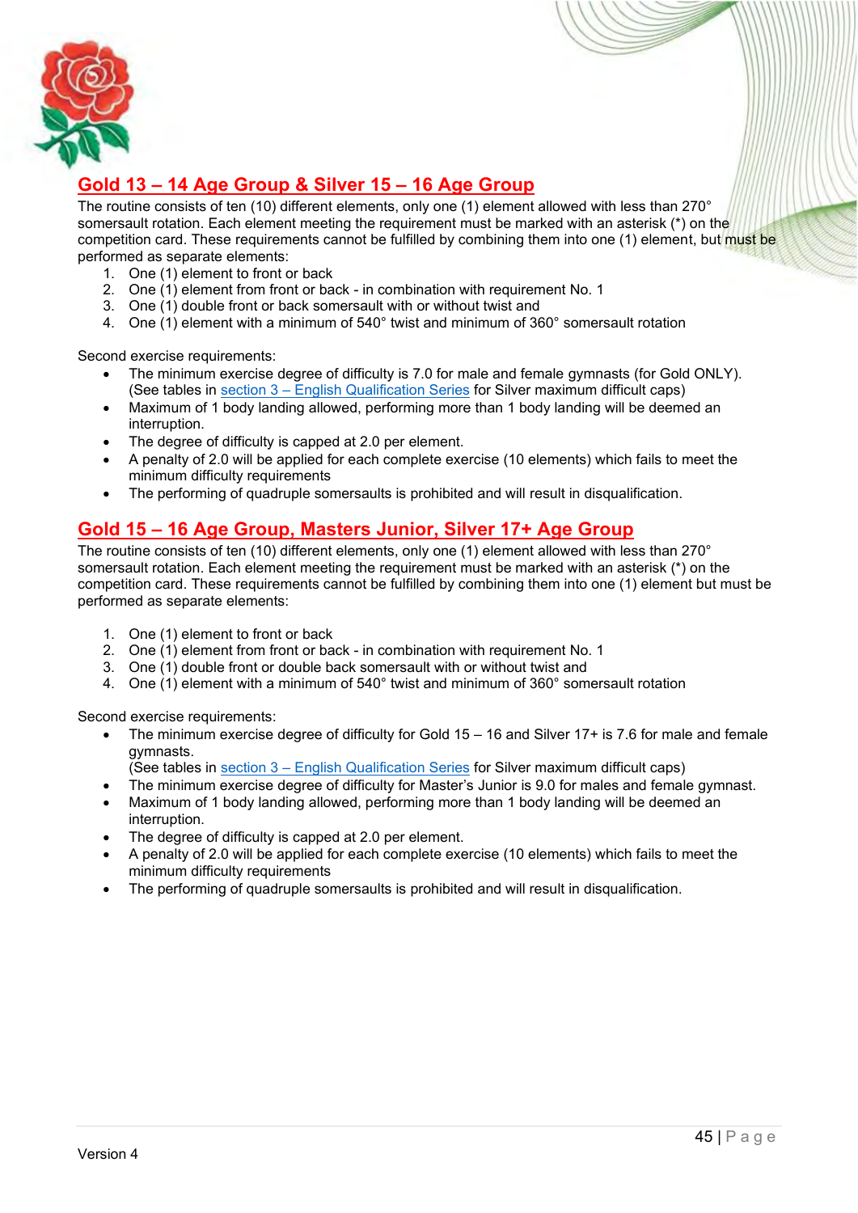## Gold 13 – 14 Age Group & Silver 15 – 16 Age Group

The routine consists of ten (10) different elements, only one (1) element allowed with less than 270° somersault rotation. Each element meeting the requirement must be marked with an asterisk (*) on the competition card. These requirements cannot be fulfilled by combining them into one (1) element, but must be performed as separate elements:

1. One (1) element to front or back
2. One (1) element from front or back - in combination with requirement No. 1
3. One (1) double front or back somersault with or without twist and
4. One (1) element with a minimum of 540° twist and minimum of 360° somersault rotation

Second exercise requirements:

- The minimum exercise degree of difficulty is 7.0 for male and female gymnasts (for Gold ONLY). (See tables in section 3 – English Qualification Series for Silver maximum difficult caps)
- Maximum of 1 body landing allowed, performing more than 1 body landing will be deemed an interruption.
- The degree of difficulty is capped at 2.0 per element.
- A penalty of 2.0 will be applied for each complete exercise (10 elements) which fails to meet the minimum difficulty requirements
- The performing of quadruple somersaults is prohibited and will result in disqualification.

## Gold 15 – 16 Age Group, Masters Junior, Silver 17+ Age Group

The routine consists of ten (10) different elements, only one (1) element allowed with less than 270° somersault rotation. Each element meeting the requirement must be marked with an asterisk (*) on the competition card. These requirements cannot be fulfilled by combining them into one (1) element but must be performed as separate elements:

1. One (1) element to front or back
2. One (1) element from front or back - in combination with requirement No. 1
3. One (1) double front or double back somersault with or without twist and
4. One (1) element with a minimum of 540° twist and minimum of 360° somersault rotation

Second exercise requirements:

- The minimum exercise degree of difficulty for Gold 15 – 16 and Silver 17+ is 7.6 for male and female gymnasts.
  (See tables in section 3 – English Qualification Series for Silver maximum difficult caps)
- The minimum exercise degree of difficulty for Master's Junior is 9.0 for males and female gymnast.
- Maximum of 1 body landing allowed, performing more than 1 body landing will be deemed an interruption.
- The degree of difficulty is capped at 2.0 per element.
- A penalty of 2.0 will be applied for each complete exercise (10 elements) which fails to meet the minimum difficulty requirements
- The performing of quadruple somersaults is prohibited and will result in disqualification.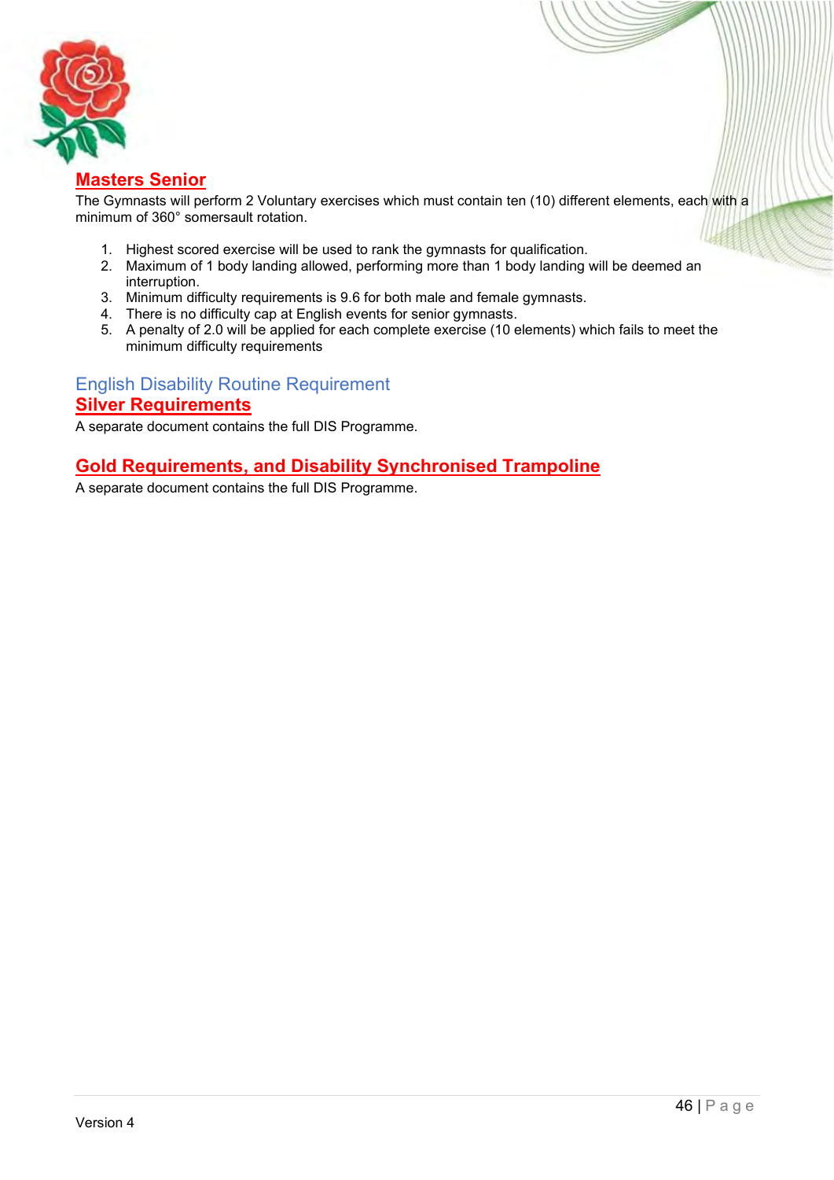## Masters Senior

The Gymnasts will perform 2 Voluntary exercises which must contain ten (10) different elements, each with a minimum of 360° somersault rotation.

1. Highest scored exercise will be used to rank the gymnasts for qualification.
2. Maximum of 1 body landing allowed, performing more than 1 body landing will be deemed an interruption.
3. Minimum difficulty requirements is 9.6 for both male and female gymnasts.
4. There is no difficulty cap at English events for senior gymnasts.
5. A penalty of 2.0 will be applied for each complete exercise (10 elements) which fails to meet the minimum difficulty requirements

# English Disability Routine Requirement

## Silver Requirements

A separate document contains the full DIS Programme.

## Gold Requirements, and Disability Synchronised Trampoline

A separate document contains the full DIS Programme.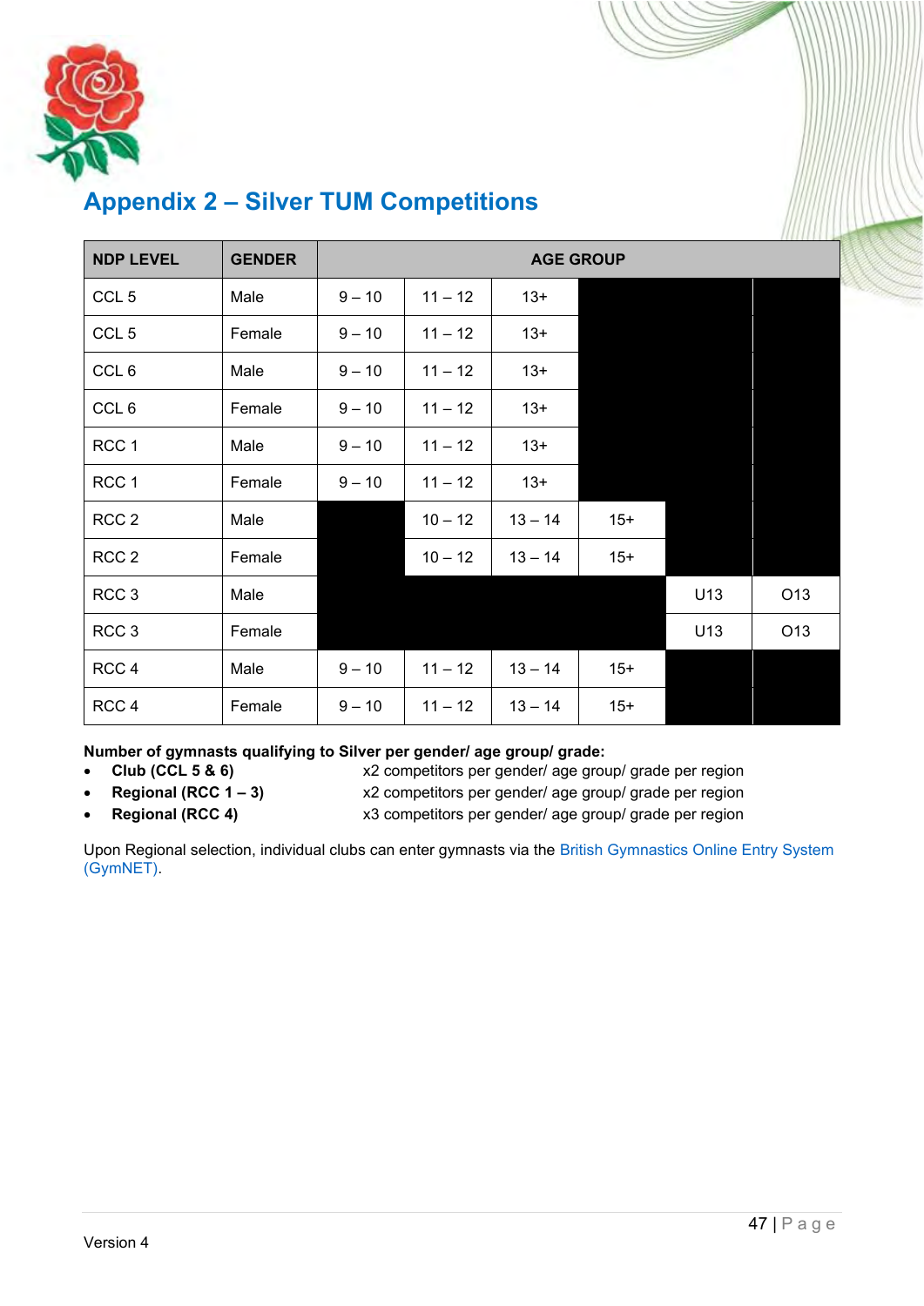## Appendix 2 – Silver TUM Competitions

| NDP LEVEL | GENDER | AGE GROUP | | | | | |
|---|---|---|---|---|---|---|---|
| CCL 5 | Male | 9 – 10 | 11 – 12 | 13+ | | | |
| CCL 5 | Female | 9 – 10 | 11 – 12 | 13+ | | | |
| CCL 6 | Male | 9 – 10 | 11 – 12 | 13+ | | | |
| CCL 6 | Female | 9 – 10 | 11 – 12 | 13+ | | | |
| RCC 1 | Male | 9 – 10 | 11 – 12 | 13+ | | | |
| RCC 1 | Female | 9 – 10 | 11 – 12 | 13+ | | | |
| RCC 2 | Male | | 10 – 12 | 13 – 14 | 15+ | | |
| RCC 2 | Female | | 10 – 12 | 13 – 14 | 15+ | | |
| RCC 3 | Male | | | | | U13 | O13 |
| RCC 3 | Female | | | | | U13 | O13 |
| RCC 4 | Male | 9 – 10 | 11 – 12 | 13 – 14 | 15+ | | |
| RCC 4 | Female | 9 – 10 | 11 – 12 | 13 – 14 | 15+ | | |

**Number of gymnasts qualifying to Silver per gender/ age group/ grade:**

- **Club (CCL 5 & 6)** x2 competitors per gender/ age group/ grade per region
- **Regional (RCC 1 – 3)** x2 competitors per gender/ age group/ grade per region
- **Regional (RCC 4)** x3 competitors per gender/ age group/ grade per region

Upon Regional selection, individual clubs can enter gymnasts via the British Gymnastics Online Entry System (GymNET).

Version 4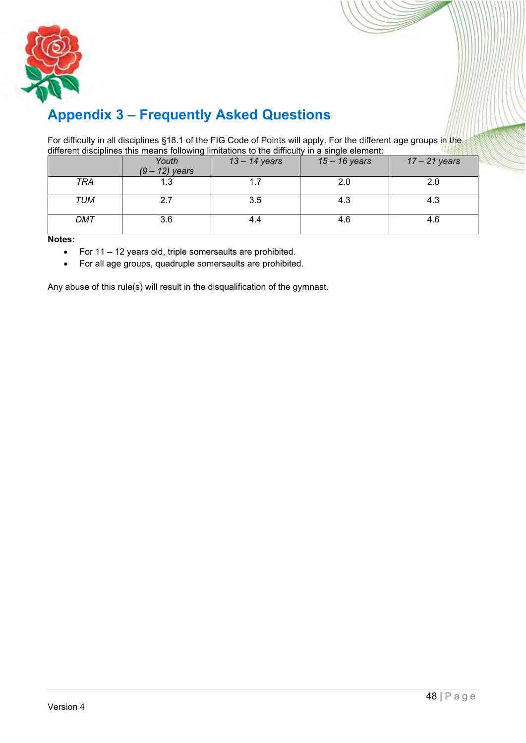## Appendix 3 – Frequently Asked Questions

For difficulty in all disciplines §18.1 of the FIG Code of Points will apply. For the different age groups in the different disciplines this means following limitations to the difficulty in a single element:

| | *Youth (9 – 12) years* | *13 – 14 years* | *15 – 16 years* | *17 – 21 years* |
|---|---|---|---|---|
| *TRA* | 1.3 | 1.7 | 2.0 | 2.0 |
| *TUM* | 2.7 | 3.5 | 4.3 | 4.3 |
| *DMT* | 3.6 | 4.4 | 4.6 | 4.6 |

**Notes:**

- For 11 – 12 years old, triple somersaults are prohibited.
- For all age groups, quadruple somersaults are prohibited.

Any abuse of this rule(s) will result in the disqualification of the gymnast.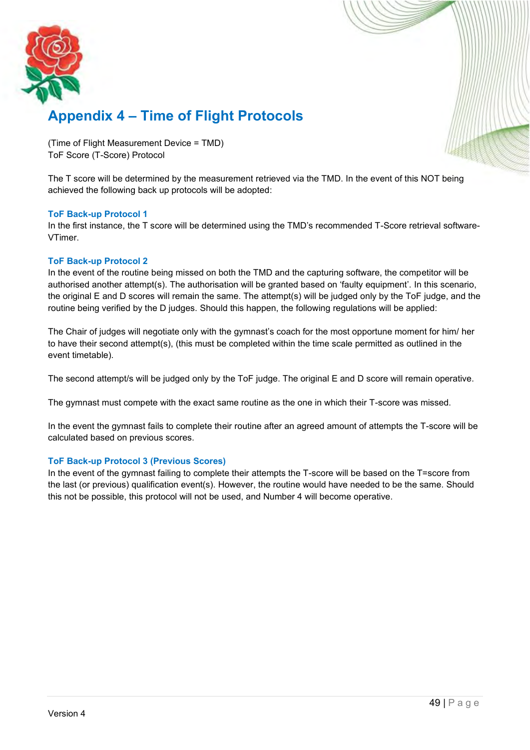# Appendix 4 – Time of Flight Protocols

(Time of Flight Measurement Device = TMD)
ToF Score (T-Score) Protocol

The T score will be determined by the measurement retrieved via the TMD. In the event of this NOT being achieved the following back up protocols will be adopted:

### ToF Back-up Protocol 1

In the first instance, the T score will be determined using the TMD's recommended T-Score retrieval software-VTimer.

### ToF Back-up Protocol 2

In the event of the routine being missed on both the TMD and the capturing software, the competitor will be authorised another attempt(s). The authorisation will be granted based on 'faulty equipment'. In this scenario, the original E and D scores will remain the same. The attempt(s) will be judged only by the ToF judge, and the routine being verified by the D judges. Should this happen, the following regulations will be applied:

The Chair of judges will negotiate only with the gymnast's coach for the most opportune moment for him/ her to have their second attempt(s), (this must be completed within the time scale permitted as outlined in the event timetable).

The second attempt/s will be judged only by the ToF judge. The original E and D score will remain operative.

The gymnast must compete with the exact same routine as the one in which their T-score was missed.

In the event the gymnast fails to complete their routine after an agreed amount of attempts the T-score will be calculated based on previous scores.

### ToF Back-up Protocol 3 (Previous Scores)

In the event of the gymnast failing to complete their attempts the T-score will be based on the T=score from the last (or previous) qualification event(s). However, the routine would have needed to be the same. Should this not be possible, this protocol will not be used, and Number 4 will become operative.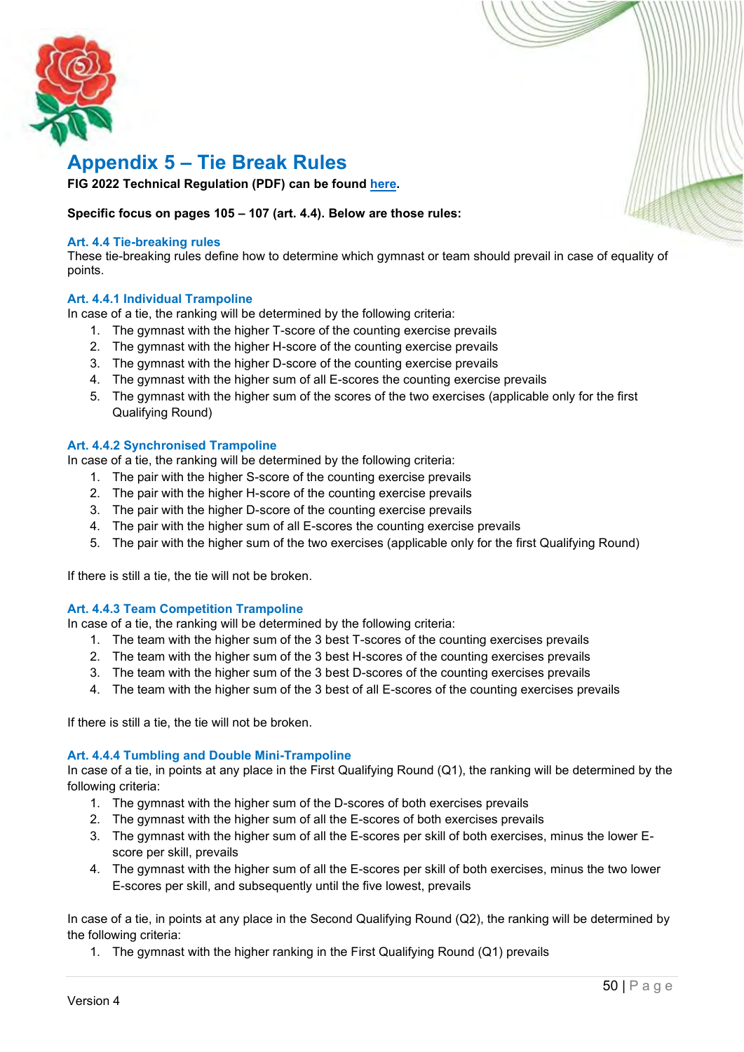# Appendix 5 – Tie Break Rules

**FIG 2022 Technical Regulation (PDF) can be found here.**

**Specific focus on pages 105 – 107 (art. 4.4). Below are those rules:**

### Art. 4.4 Tie-breaking rules

These tie-breaking rules define how to determine which gymnast or team should prevail in case of equality of points.

### Art. 4.4.1 Individual Trampoline

In case of a tie, the ranking will be determined by the following criteria:

1. The gymnast with the higher T-score of the counting exercise prevails
2. The gymnast with the higher H-score of the counting exercise prevails
3. The gymnast with the higher D-score of the counting exercise prevails
4. The gymnast with the higher sum of all E-scores the counting exercise prevails
5. The gymnast with the higher sum of the scores of the two exercises (applicable only for the first Qualifying Round)

### Art. 4.4.2 Synchronised Trampoline

In case of a tie, the ranking will be determined by the following criteria:

1. The pair with the higher S-score of the counting exercise prevails
2. The pair with the higher H-score of the counting exercise prevails
3. The pair with the higher D-score of the counting exercise prevails
4. The pair with the higher sum of all E-scores the counting exercise prevails
5. The pair with the higher sum of the two exercises (applicable only for the first Qualifying Round)

If there is still a tie, the tie will not be broken.

### Art. 4.4.3 Team Competition Trampoline

In case of a tie, the ranking will be determined by the following criteria:

1. The team with the higher sum of the 3 best T-scores of the counting exercises prevails
2. The team with the higher sum of the 3 best H-scores of the counting exercises prevails
3. The team with the higher sum of the 3 best D-scores of the counting exercises prevails
4. The team with the higher sum of the 3 best of all E-scores of the counting exercises prevails

If there is still a tie, the tie will not be broken.

### Art. 4.4.4 Tumbling and Double Mini-Trampoline

In case of a tie, in points at any place in the First Qualifying Round (Q1), the ranking will be determined by the following criteria:

1. The gymnast with the higher sum of the D-scores of both exercises prevails
2. The gymnast with the higher sum of all the E-scores of both exercises prevails
3. The gymnast with the higher sum of all the E-scores per skill of both exercises, minus the lower E-score per skill, prevails
4. The gymnast with the higher sum of all the E-scores per skill of both exercises, minus the two lower E-scores per skill, and subsequently until the five lowest, prevails

In case of a tie, in points at any place in the Second Qualifying Round (Q2), the ranking will be determined by the following criteria:

1. The gymnast with the higher ranking in the First Qualifying Round (Q1) prevails

Version 4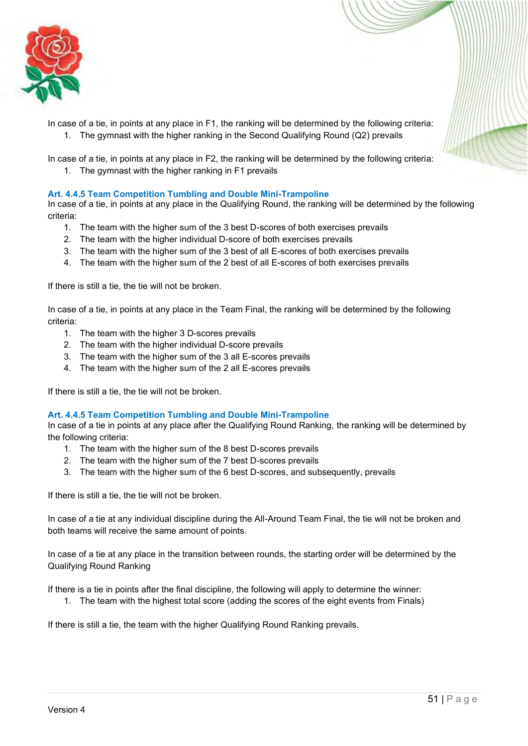In case of a tie, in points at any place in F1, the ranking will be determined by the following criteria:

1. The gymnast with the higher ranking in the Second Qualifying Round (Q2) prevails

In case of a tie, in points at any place in F2, the ranking will be determined by the following criteria:

1. The gymnast with the higher ranking in F1 prevails

### Art. 4.4.5 Team Competition Tumbling and Double Mini-Trampoline

In case of a tie, in points at any place in the Qualifying Round, the ranking will be determined by the following criteria:

1. The team with the higher sum of the 3 best D-scores of both exercises prevails
2. The team with the higher individual D-score of both exercises prevails
3. The team with the higher sum of the 3 best of all E-scores of both exercises prevails
4. The team with the higher sum of the 2 best of all E-scores of both exercises prevails

If there is still a tie, the tie will not be broken.

In case of a tie, in points at any place in the Team Final, the ranking will be determined by the following criteria:

1. The team with the higher 3 D-scores prevails
2. The team with the higher individual D-score prevails
3. The team with the higher sum of the 3 all E-scores prevails
4. The team with the higher sum of the 2 all E-scores prevails

If there is still a tie, the tie will not be broken.

### Art. 4.4.5 Team Competition Tumbling and Double Mini-Trampoline

In case of a tie in points at any place after the Qualifying Round Ranking, the ranking will be determined by the following criteria:

1. The team with the higher sum of the 8 best D-scores prevails
2. The team with the higher sum of the 7 best D-scores prevails
3. The team with the higher sum of the 6 best D-scores, and subsequently, prevails

If there is still a tie, the tie will not be broken.

In case of a tie at any individual discipline during the All-Around Team Final, the tie will not be broken and both teams will receive the same amount of points.

In case of a tie at any place in the transition between rounds, the starting order will be determined by the Qualifying Round Ranking

If there is a tie in points after the final discipline, the following will apply to determine the winner:

1. The team with the highest total score (adding the scores of the eight events from Finals)

If there is still a tie, the team with the higher Qualifying Round Ranking prevails.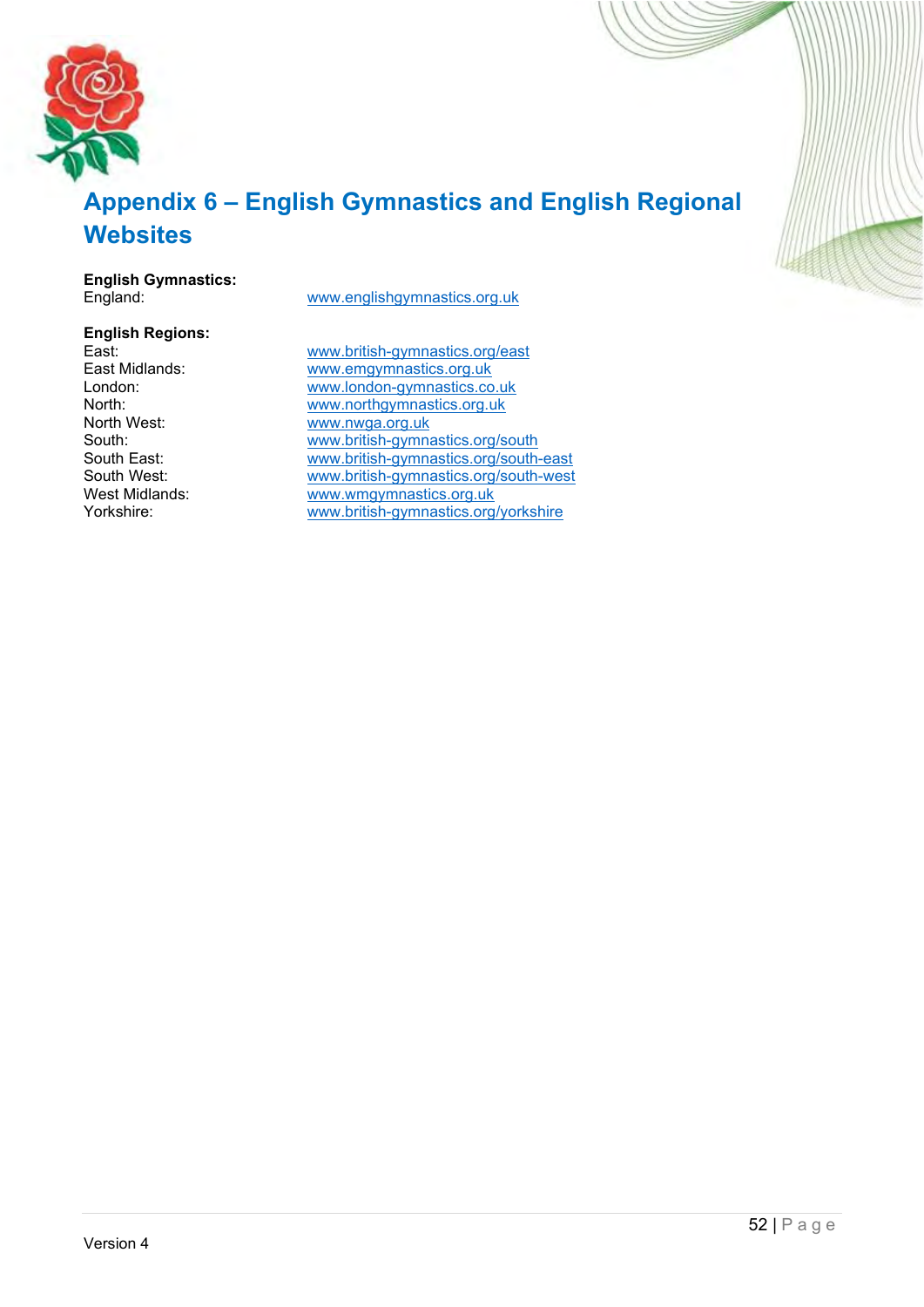# Appendix 6 – English Gymnastics and English Regional Websites

**English Gymnastics:**

| | |
|---|---|
| England: | www.englishgymnastics.org.uk |

**English Regions:**

| | |
|---|---|
| East: | www.british-gymnastics.org/east |
| East Midlands: | www.emgymnastics.org.uk |
| London: | www.london-gymnastics.co.uk |
| North: | www.northgymnastics.org.uk |
| North West: | www.nwga.org.uk |
| South: | www.british-gymnastics.org/south |
| South East: | www.british-gymnastics.org/south-east |
| South West: | www.british-gymnastics.org/south-west |
| West Midlands: | www.wmgymnastics.org.uk |
| Yorkshire: | www.british-gymnastics.org/yorkshire |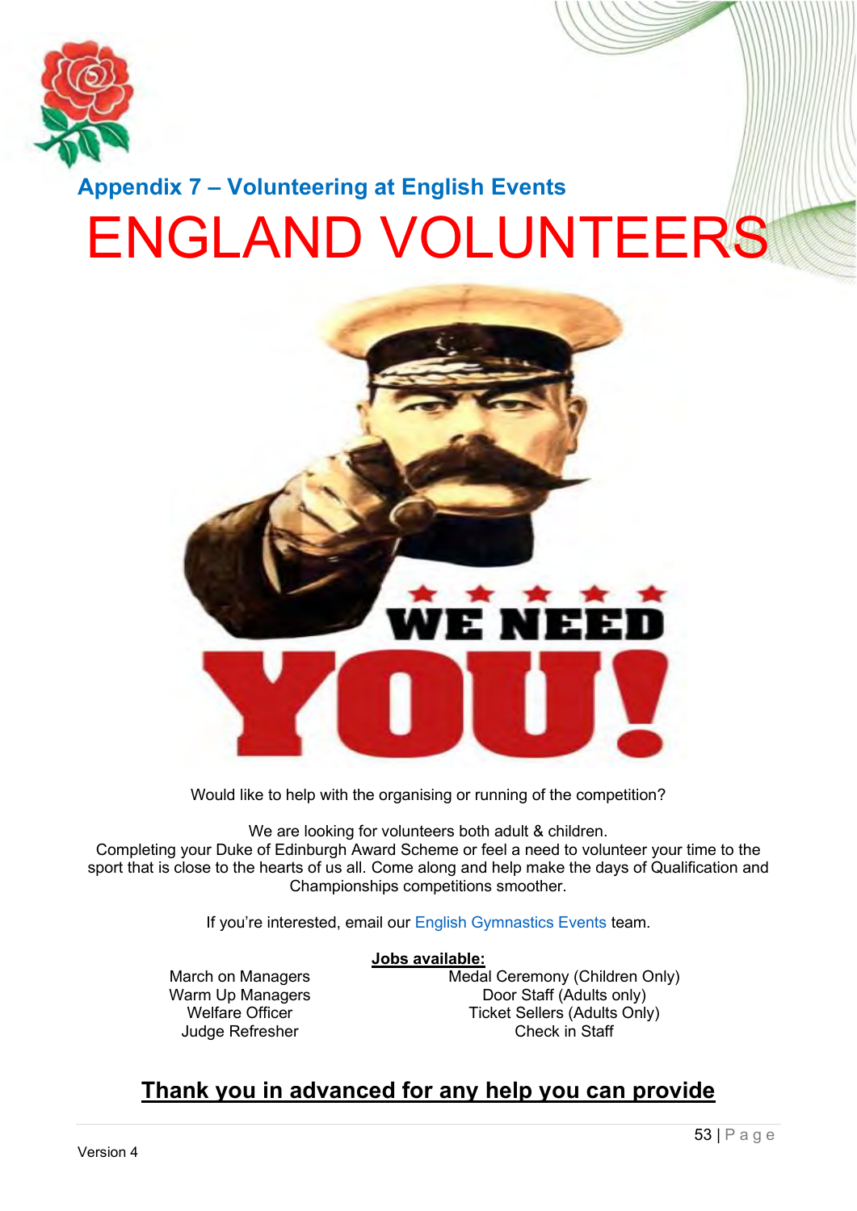## Appendix 7 – Volunteering at English Events

# ENGLAND VOLUNTEERS

WE NEED YOU!

Would like to help with the organising or running of the competition?

We are looking for volunteers both adult & children.
Completing your Duke of Edinburgh Award Scheme or feel a need to volunteer your time to the sport that is close to the hearts of us all. Come along and help make the days of Qualification and Championships competitions smoother.

If you're interested, email our English Gymnastics Events team.

**Jobs available:**

March on Managers
Warm Up Managers
Welfare Officer
Judge Refresher
Medal Ceremony (Children Only)
Door Staff (Adults only)
Ticket Sellers (Adults Only)
Check in Staff

**Thank you in advanced for any help you can provide**

Version 4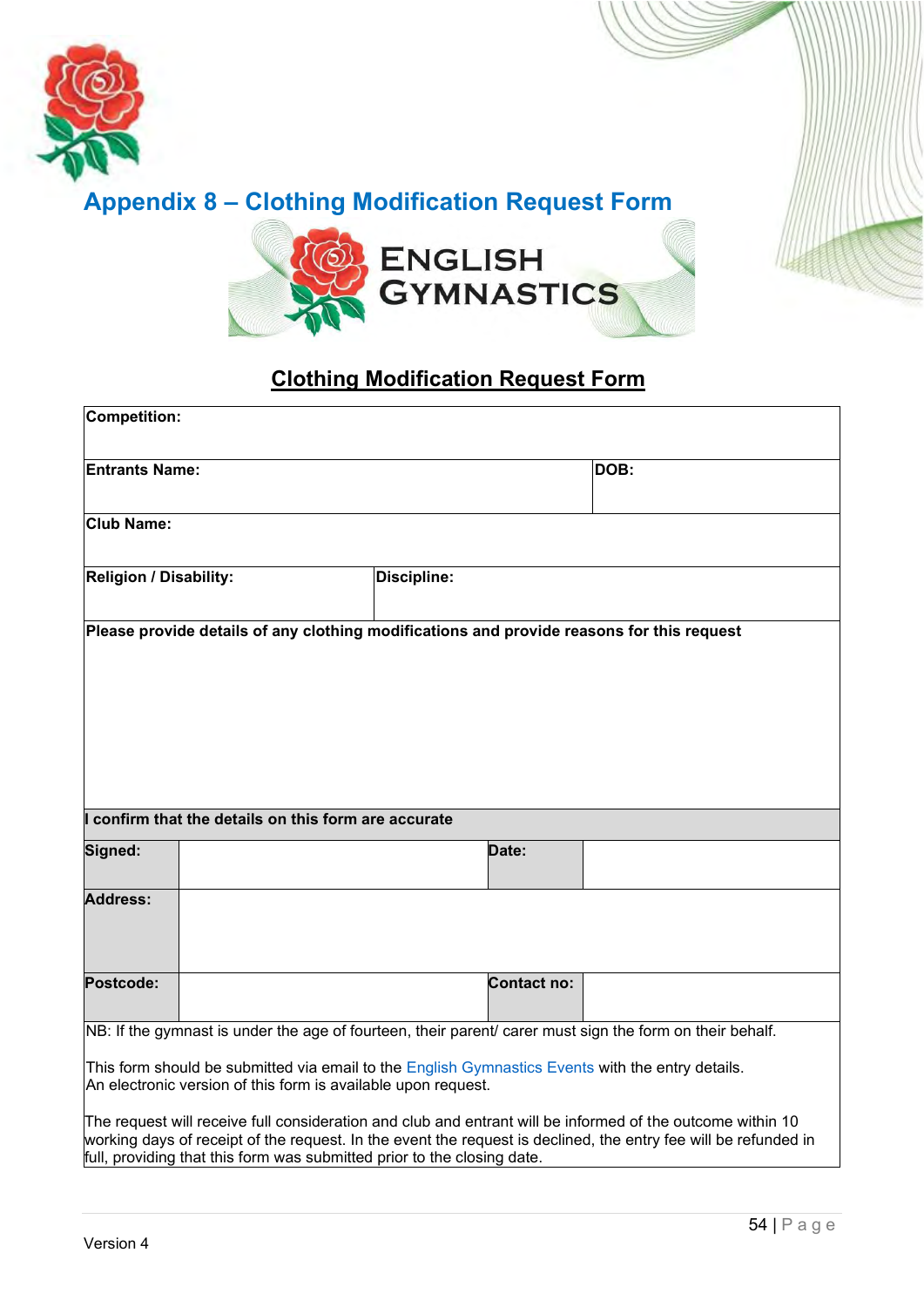## Appendix 8 – Clothing Modification Request Form

ENGLISH GYMNASTICS

### Clothing Modification Request Form

| | | | |
|---|---|---|---|
| **Competition:** | | | |
| **Entrants Name:** | | **DOB:** | |
| **Club Name:** | | | |
| **Religion / Disability:** | | **Discipline:** | |
| **Please provide details of any clothing modifications and provide reasons for this request** | | | |
| **I confirm that the details on this form are accurate** | | | |
| **Signed:** | | **Date:** | |
| **Address:** | | | |
| **Postcode:** | | **Contact no:** | |

NB: If the gymnast is under the age of fourteen, their parent/ carer must sign the form on their behalf.

This form should be submitted via email to the English Gymnastics Events with the entry details.
An electronic version of this form is available upon request.

The request will receive full consideration and club and entrant will be informed of the outcome within 10 working days of receipt of the request. In the event the request is declined, the entry fee will be refunded in full, providing that this form was submitted prior to the closing date.

Version 4